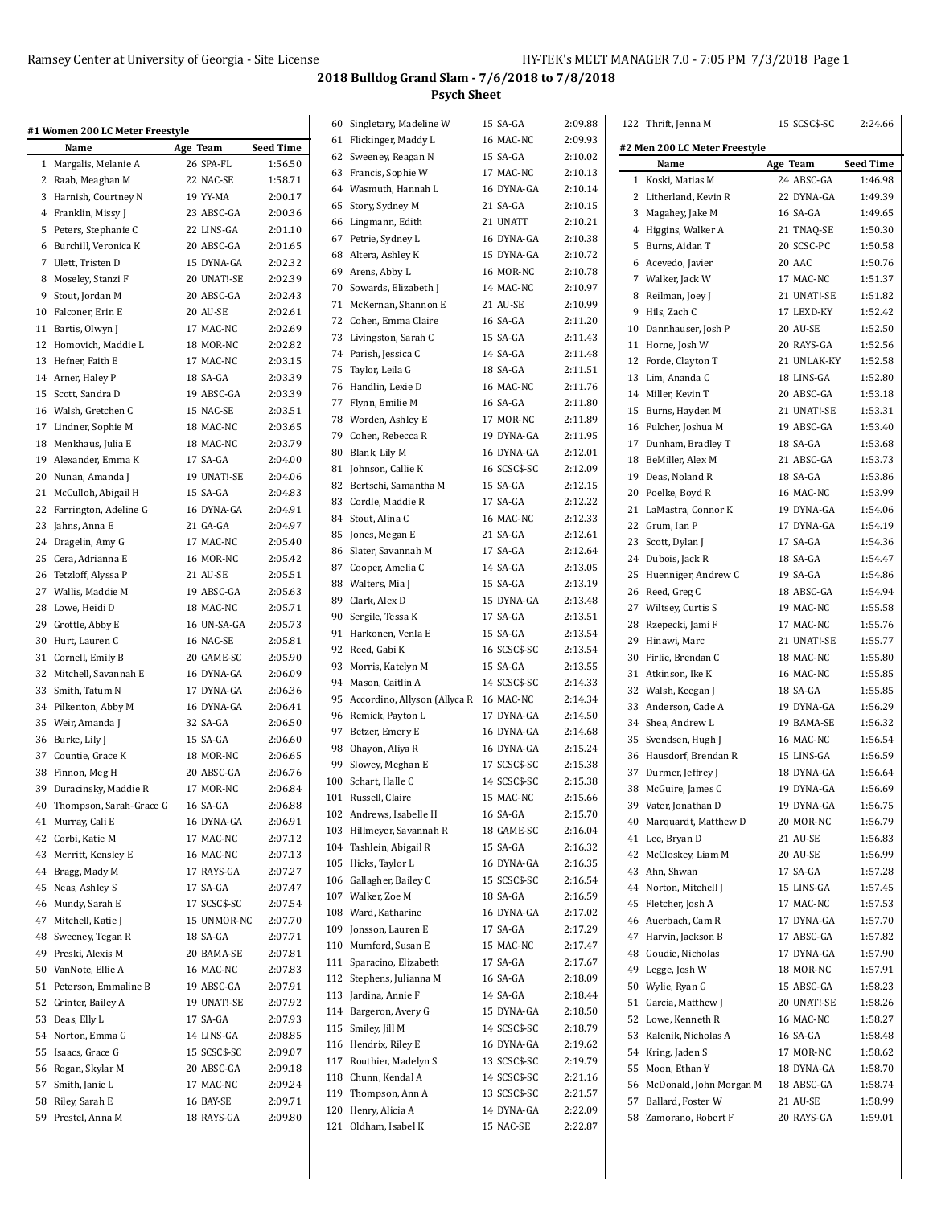# 2018 Bulldog Grand Slam - 7/6/2018 to 7/8/2018

## Psych Sheet

### #1 Women 200 LC Meter Freestyle

| | Name | Age | Team | Seed Time |
|---|---|---|---|---|
| 1 | Margalis, Melanie A | 26 | SPA-FL | 1:56.50 |
| 2 | Raab, Meaghan M | 22 | NAC-SE | 1:58.71 |
| 3 | Harnish, Courtney N | 19 | YY-MA | 2:00.17 |
| 4 | Franklin, Missy J | 23 | ABSC-GA | 2:00.36 |
| 5 | Peters, Stephanie C | 22 | LINS-GA | 2:01.10 |
| 6 | Burchill, Veronica K | 20 | ABSC-GA | 2:01.65 |
| 7 | Ulett, Tristen D | 15 | DYNA-GA | 2:02.32 |
| 8 | Moseley, Stanzi F | 20 | UNAT!-SE | 2:02.39 |
| 9 | Stout, Jordan M | 20 | ABSC-GA | 2:02.43 |
| 10 | Falconer, Erin E | 20 | AU-SE | 2:02.61 |
| 11 | Bartis, Olwyn J | 17 | MAC-NC | 2:02.69 |
| 12 | Homovich, Maddie L | 18 | MOR-NC | 2:02.82 |
| 13 | Hefner, Faith E | 17 | MAC-NC | 2:03.15 |
| 14 | Arner, Haley P | 18 | SA-GA | 2:03.39 |
| 15 | Scott, Sandra D | 19 | ABSC-GA | 2:03.39 |
| 16 | Walsh, Gretchen C | 15 | NAC-SE | 2:03.51 |
| 17 | Lindner, Sophie M | 18 | MAC-NC | 2:03.65 |
| 18 | Menkhaus, Julia E | 18 | MAC-NC | 2:03.79 |
| 19 | Alexander, Emma K | 17 | SA-GA | 2:04.00 |
| 20 | Nunan, Amanda J | 19 | UNAT!-SE | 2:04.06 |
| 21 | McCulloh, Abigail H | 15 | SA-GA | 2:04.83 |
| 22 | Farrington, Adeline G | 16 | DYNA-GA | 2:04.91 |
| 23 | Jahns, Anna E | 21 | GA-GA | 2:04.97 |
| 24 | Dragelin, Amy G | 17 | MAC-NC | 2:05.40 |
| 25 | Cera, Adrianna E | 16 | MOR-NC | 2:05.42 |
| 26 | Tetzloff, Alyssa P | 21 | AU-SE | 2:05.51 |
| 27 | Wallis, Maddie M | 19 | ABSC-GA | 2:05.63 |
| 28 | Lowe, Heidi D | 18 | MAC-NC | 2:05.71 |
| 29 | Grottle, Abby E | 16 | UN-SA-GA | 2:05.73 |
| 30 | Hurt, Lauren C | 16 | NAC-SE | 2:05.81 |
| 31 | Cornell, Emily B | 20 | GAME-SC | 2:05.90 |
| 32 | Mitchell, Savannah E | 16 | DYNA-GA | 2:06.09 |
| 33 | Smith, Tatum N | 17 | DYNA-GA | 2:06.36 |
| 34 | Pilkenton, Abby M | 16 | DYNA-GA | 2:06.41 |
| 35 | Weir, Amanda J | 32 | SA-GA | 2:06.50 |
| 36 | Burke, Lily J | 15 | SA-GA | 2:06.60 |
| 37 | Countie, Grace K | 18 | MOR-NC | 2:06.65 |
| 38 | Finnon, Meg H | 20 | ABSC-GA | 2:06.76 |
| 39 | Duracinsky, Maddie R | 17 | MOR-NC | 2:06.84 |
| 40 | Thompson, Sarah-Grace G | 16 | SA-GA | 2:06.88 |
| 41 | Murray, Cali E | 16 | DYNA-GA | 2:06.91 |
| 42 | Corbi, Katie M | 17 | MAC-NC | 2:07.12 |
| 43 | Merritt, Kensley E | 16 | MAC-NC | 2:07.13 |
| 44 | Bragg, Mady M | 17 | RAYS-GA | 2:07.27 |
| 45 | Neas, Ashley S | 17 | SA-GA | 2:07.47 |
| 46 | Mundy, Sarah E | 17 | SCSC$-SC | 2:07.54 |
| 47 | Mitchell, Katie J | 15 | UNMOR-NC | 2:07.70 |
| 48 | Sweeney, Tegan R | 18 | SA-GA | 2:07.71 |
| 49 | Preski, Alexis M | 20 | BAMA-SE | 2:07.81 |
| 50 | VanNote, Ellie A | 16 | MAC-NC | 2:07.83 |
| 51 | Peterson, Emmaline B | 19 | ABSC-GA | 2:07.91 |
| 52 | Grinter, Bailey A | 19 | UNAT!-SE | 2:07.92 |
| 53 | Deas, Elly L | 17 | SA-GA | 2:07.93 |
| 54 | Norton, Emma G | 14 | LINS-GA | 2:08.85 |
| 55 | Isaacs, Grace G | 15 | SCSC$-SC | 2:09.07 |
| 56 | Rogan, Skylar M | 20 | ABSC-GA | 2:09.18 |
| 57 | Smith, Janie L | 17 | MAC-NC | 2:09.24 |
| 58 | Riley, Sarah E | 16 | BAY-SE | 2:09.71 |
| 59 | Prestel, Anna M | 18 | RAYS-GA | 2:09.80 |
| 60 | Singletary, Madeline W | 15 | SA-GA | 2:09.88 |
| 61 | Flickinger, Maddy L | 16 | MAC-NC | 2:09.93 |
| 62 | Sweeney, Reagan N | 15 | SA-GA | 2:10.02 |
| 63 | Francis, Sophie W | 17 | MAC-NC | 2:10.13 |
| 64 | Wasmuth, Hannah L | 16 | DYNA-GA | 2:10.14 |
| 65 | Story, Sydney M | 21 | SA-GA | 2:10.15 |
| 66 | Lingmann, Edith | 21 | UNATT | 2:10.21 |
| 67 | Petrie, Sydney L | 16 | DYNA-GA | 2:10.38 |
| 68 | Altera, Ashley K | 15 | DYNA-GA | 2:10.72 |
| 69 | Arens, Abby L | 16 | MOR-NC | 2:10.78 |
| 70 | Sowards, Elizabeth J | 14 | MAC-NC | 2:10.97 |
| 71 | McKernan, Shannon E | 21 | AU-SE | 2:10.99 |
| 72 | Cohen, Emma Claire | 16 | SA-GA | 2:11.20 |
| 73 | Livingston, Sarah C | 15 | SA-GA | 2:11.43 |
| 74 | Parish, Jessica C | 14 | SA-GA | 2:11.48 |
| 75 | Taylor, Leila G | 18 | SA-GA | 2:11.51 |
| 76 | Handlin, Lexie D | 16 | MAC-NC | 2:11.76 |
| 77 | Flynn, Emilie M | 16 | SA-GA | 2:11.80 |
| 78 | Worden, Ashley E | 17 | MOR-NC | 2:11.89 |
| 79 | Cohen, Rebecca R | 19 | DYNA-GA | 2:11.95 |
| 80 | Blank, Lily M | 16 | DYNA-GA | 2:12.01 |
| 81 | Johnson, Callie K | 16 | SCSC$-SC | 2:12.09 |
| 82 | Bertschi, Samantha M | 15 | SA-GA | 2:12.15 |
| 83 | Cordle, Maddie R | 17 | SA-GA | 2:12.22 |
| 84 | Stout, Alina C | 16 | MAC-NC | 2:12.33 |
| 85 | Jones, Megan E | 21 | SA-GA | 2:12.61 |
| 86 | Slater, Savannah M | 17 | SA-GA | 2:12.64 |
| 87 | Cooper, Amelia C | 14 | SA-GA | 2:13.05 |
| 88 | Walters, Mia J | 15 | SA-GA | 2:13.19 |
| 89 | Clark, Alex D | 15 | DYNA-GA | 2:13.48 |
| 90 | Sergile, Tessa K | 17 | SA-GA | 2:13.51 |
| 91 | Harkonen, Venla E | 15 | SA-GA | 2:13.54 |
| 92 | Reed, Gabi K | 16 | SCSC$-SC | 2:13.54 |
| 93 | Morris, Katelyn M | 15 | SA-GA | 2:13.55 |
| 94 | Mason, Caitlin A | 14 | SCSC$-SC | 2:14.33 |
| 95 | Accordino, Allyson (Allyca R | 16 | MAC-NC | 2:14.34 |
| 96 | Remick, Payton L | 17 | DYNA-GA | 2:14.50 |
| 97 | Betzer, Emery E | 16 | DYNA-GA | 2:14.68 |
| 98 | Ohayon, Aliya R | 16 | DYNA-GA | 2:15.24 |
| 99 | Slowey, Meghan E | 17 | SCSC$-SC | 2:15.38 |
| 100 | Schart, Halle C | 14 | SCSC$-SC | 2:15.38 |
| 101 | Russell, Claire | 15 | MAC-NC | 2:15.66 |
| 102 | Andrews, Isabelle H | 16 | SA-GA | 2:15.70 |
| 103 | Hillmeyer, Savannah R | 18 | GAME-SC | 2:16.04 |
| 104 | Tashlein, Abigail R | 15 | SA-GA | 2:16.32 |
| 105 | Hicks, Taylor L | 16 | DYNA-GA | 2:16.35 |
| 106 | Gallagher, Bailey C | 15 | SCSC$-SC | 2:16.54 |
| 107 | Walker, Zoe M | 18 | SA-GA | 2:16.59 |
| 108 | Ward, Katharine | 16 | DYNA-GA | 2:17.02 |
| 109 | Jonsson, Lauren E | 17 | SA-GA | 2:17.29 |
| 110 | Mumford, Susan E | 15 | MAC-NC | 2:17.47 |
| 111 | Sparacino, Elizabeth | 17 | SA-GA | 2:17.67 |
| 112 | Stephens, Julianna M | 16 | SA-GA | 2:18.09 |
| 113 | Jardina, Annie F | 14 | SA-GA | 2:18.44 |
| 114 | Bargeron, Avery G | 15 | DYNA-GA | 2:18.50 |
| 115 | Smiley, Jill M | 14 | SCSC$-SC | 2:18.79 |
| 116 | Hendrix, Riley E | 16 | DYNA-GA | 2:19.62 |
| 117 | Routhier, Madelyn S | 13 | SCSC$-SC | 2:19.79 |
| 118 | Chunn, Kendal A | 14 | SCSC$-SC | 2:21.16 |
| 119 | Thompson, Ann A | 13 | SCSC$-SC | 2:21.57 |
| 120 | Henry, Alicia A | 14 | DYNA-GA | 2:22.09 |
| 121 | Oldham, Isabel K | 15 | NAC-SE | 2:22.87 |
| 122 | Thrift, Jenna M | 15 | SCSC$-SC | 2:24.66 |

### #2 Men 200 LC Meter Freestyle

| | Name | Age | Team | Seed Time |
|---|---|---|---|---|
| 1 | Koski, Matias M | 24 | ABSC-GA | 1:46.98 |
| 2 | Litherland, Kevin R | 22 | DYNA-GA | 1:49.39 |
| 3 | Magahey, Jake M | 16 | SA-GA | 1:49.65 |
| 4 | Higgins, Walker A | 21 | TNAQ-SE | 1:50.30 |
| 5 | Burns, Aidan T | 20 | SCSC-PC | 1:50.58 |
| 6 | Acevedo, Javier | 20 | AAC | 1:50.76 |
| 7 | Walker, Jack W | 17 | MAC-NC | 1:51.37 |
| 8 | Reilman, Joey J | 21 | UNAT!-SE | 1:51.82 |
| 9 | Hils, Zach C | 17 | LEXD-KY | 1:52.42 |
| 10 | Dannhauser, Josh P | 20 | AU-SE | 1:52.50 |
| 11 | Horne, Josh W | 20 | RAYS-GA | 1:52.56 |
| 12 | Forde, Clayton T | 21 | UNLAK-KY | 1:52.58 |
| 13 | Lim, Ananda C | 18 | LINS-GA | 1:52.80 |
| 14 | Miller, Kevin T | 20 | ABSC-GA | 1:53.18 |
| 15 | Burns, Hayden M | 21 | UNAT!-SE | 1:53.31 |
| 16 | Fulcher, Joshua M | 19 | ABSC-GA | 1:53.40 |
| 17 | Dunham, Bradley T | 18 | SA-GA | 1:53.68 |
| 18 | BeMiller, Alex M | 21 | ABSC-GA | 1:53.73 |
| 19 | Deas, Noland R | 18 | SA-GA | 1:53.86 |
| 20 | Poelke, Boyd R | 16 | MAC-NC | 1:53.99 |
| 21 | LaMastra, Connor K | 19 | DYNA-GA | 1:54.06 |
| 22 | Grum, Ian P | 17 | DYNA-GA | 1:54.19 |
| 23 | Scott, Dylan J | 17 | SA-GA | 1:54.36 |
| 24 | Dubois, Jack R | 18 | SA-GA | 1:54.47 |
| 25 | Huenniger, Andrew C | 19 | SA-GA | 1:54.86 |
| 26 | Reed, Greg C | 18 | ABSC-GA | 1:54.94 |
| 27 | Wiltsey, Curtis S | 19 | MAC-NC | 1:55.58 |
| 28 | Rzepecki, Jami F | 17 | MAC-NC | 1:55.76 |
| 29 | Hinawi, Marc | 21 | UNAT!-SE | 1:55.77 |
| 30 | Firlie, Brendan C | 18 | MAC-NC | 1:55.80 |
| 31 | Atkinson, Ike K | 16 | MAC-NC | 1:55.85 |
| 32 | Walsh, Keegan J | 18 | SA-GA | 1:55.85 |
| 33 | Anderson, Cade A | 19 | DYNA-GA | 1:56.29 |
| 34 | Shea, Andrew L | 19 | BAMA-SE | 1:56.32 |
| 35 | Svendsen, Hugh J | 16 | MAC-NC | 1:56.54 |
| 36 | Hausdorf, Brendan R | 15 | LINS-GA | 1:56.59 |
| 37 | Durmer, Jeffrey J | 18 | DYNA-GA | 1:56.64 |
| 38 | McGuire, James C | 19 | DYNA-GA | 1:56.69 |
| 39 | Vater, Jonathan D | 19 | DYNA-GA | 1:56.75 |
| 40 | Marquardt, Matthew D | 20 | MOR-NC | 1:56.79 |
| 41 | Lee, Bryan D | 21 | AU-SE | 1:56.83 |
| 42 | McCloskey, Liam M | 20 | AU-SE | 1:56.99 |
| 43 | Ahn, Shwan | 17 | SA-GA | 1:57.28 |
| 44 | Norton, Mitchell J | 15 | LINS-GA | 1:57.45 |
| 45 | Fletcher, Josh A | 17 | MAC-NC | 1:57.53 |
| 46 | Auerbach, Cam R | 17 | DYNA-GA | 1:57.70 |
| 47 | Harvin, Jackson B | 17 | ABSC-GA | 1:57.82 |
| 48 | Goudie, Nicholas | 17 | DYNA-GA | 1:57.90 |
| 49 | Legge, Josh W | 18 | MOR-NC | 1:57.91 |
| 50 | Wylie, Ryan G | 15 | ABSC-GA | 1:58.23 |
| 51 | Garcia, Matthew J | 20 | UNAT!-SE | 1:58.26 |
| 52 | Lowe, Kenneth R | 16 | MAC-NC | 1:58.27 |
| 53 | Kalenik, Nicholas A | 16 | SA-GA | 1:58.48 |
| 54 | Kring, Jaden S | 17 | MOR-NC | 1:58.62 |
| 55 | Moon, Ethan Y | 18 | DYNA-GA | 1:58.70 |
| 56 | McDonald, John Morgan M | 18 | ABSC-GA | 1:58.74 |
| 57 | Ballard, Foster W | 21 | AU-SE | 1:58.99 |
| 58 | Zamorano, Robert F | 20 | RAYS-GA | 1:59.01 |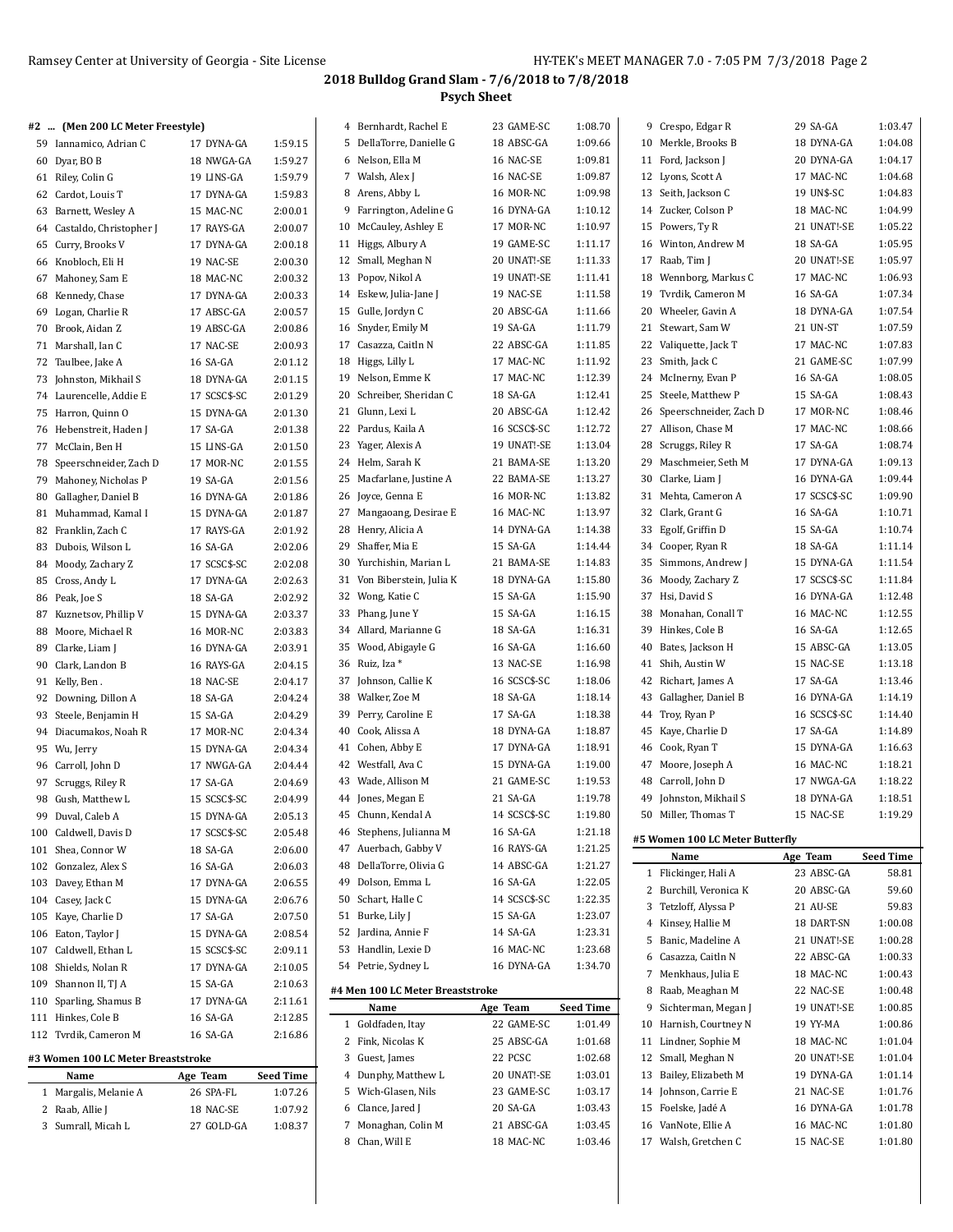## 2018 Bulldog Grand Slam - 7/6/2018 to 7/8/2018

### Psych Sheet

#### #2 ... (Men 200 LC Meter Freestyle)

| | Name | Age | Team | Seed Time |
|---|---|---|---|---|
| 59 | Iannamico, Adrian C | 17 | DYNA-GA | 1:59.15 |
| 60 | Dyar, BO B | 18 | NWGA-GA | 1:59.27 |
| 61 | Riley, Colin G | 19 | LINS-GA | 1:59.79 |
| 62 | Cardot, Louis T | 17 | DYNA-GA | 1:59.83 |
| 63 | Barnett, Wesley A | 15 | MAC-NC | 2:00.01 |
| 64 | Castaldo, Christopher J | 17 | RAYS-GA | 2:00.07 |
| 65 | Curry, Brooks V | 17 | DYNA-GA | 2:00.18 |
| 66 | Knobloch, Eli H | 19 | NAC-SE | 2:00.30 |
| 67 | Mahoney, Sam E | 18 | MAC-NC | 2:00.32 |
| 68 | Kennedy, Chase | 17 | DYNA-GA | 2:00.33 |
| 69 | Logan, Charlie R | 17 | ABSC-GA | 2:00.57 |
| 70 | Brook, Aidan Z | 19 | ABSC-GA | 2:00.86 |
| 71 | Marshall, Ian C | 17 | NAC-SE | 2:00.93 |
| 72 | Taulbee, Jake A | 16 | SA-GA | 2:01.12 |
| 73 | Johnston, Mikhail S | 18 | DYNA-GA | 2:01.15 |
| 74 | Laurencelle, Addie E | 17 | SCSC$-SC | 2:01.29 |
| 75 | Harron, Quinn O | 15 | DYNA-GA | 2:01.30 |
| 76 | Hebenstreit, Haden J | 17 | SA-GA | 2:01.38 |
| 77 | McClain, Ben H | 15 | LINS-GA | 2:01.50 |
| 78 | Speerschneider, Zach D | 17 | MOR-NC | 2:01.55 |
| 79 | Mahoney, Nicholas P | 19 | SA-GA | 2:01.56 |
| 80 | Gallagher, Daniel B | 16 | DYNA-GA | 2:01.86 |
| 81 | Muhammad, Kamal I | 15 | DYNA-GA | 2:01.87 |
| 82 | Franklin, Zach C | 17 | RAYS-GA | 2:01.92 |
| 83 | Dubois, Wilson L | 16 | SA-GA | 2:02.06 |
| 84 | Moody, Zachary Z | 17 | SCSC$-SC | 2:02.08 |
| 85 | Cross, Andy L | 17 | DYNA-GA | 2:02.63 |
| 86 | Peak, Joe S | 18 | SA-GA | 2:02.92 |
| 87 | Kuznetsov, Phillip V | 15 | DYNA-GA | 2:03.37 |
| 88 | Moore, Michael R | 16 | MOR-NC | 2:03.83 |
| 89 | Clarke, Liam J | 16 | DYNA-GA | 2:03.91 |
| 90 | Clark, Landon B | 16 | RAYS-GA | 2:04.15 |
| 91 | Kelly, Ben . | 18 | NAC-SE | 2:04.17 |
| 92 | Downing, Dillon A | 18 | SA-GA | 2:04.24 |
| 93 | Steele, Benjamin H | 15 | SA-GA | 2:04.29 |
| 94 | Diacumakos, Noah R | 17 | MOR-NC | 2:04.34 |
| 95 | Wu, Jerry | 15 | DYNA-GA | 2:04.34 |
| 96 | Carroll, John D | 17 | NWGA-GA | 2:04.44 |
| 97 | Scruggs, Riley R | 17 | SA-GA | 2:04.69 |
| 98 | Gush, Matthew L | 15 | SCSC$-SC | 2:04.99 |
| 99 | Duval, Caleb A | 15 | DYNA-GA | 2:05.13 |
| 100 | Caldwell, Davis D | 17 | SCSC$-SC | 2:05.48 |
| 101 | Shea, Connor W | 18 | SA-GA | 2:06.00 |
| 102 | Gonzalez, Alex S | 16 | SA-GA | 2:06.03 |
| 103 | Davey, Ethan M | 17 | DYNA-GA | 2:06.55 |
| 104 | Casey, Jack C | 15 | DYNA-GA | 2:06.76 |
| 105 | Kaye, Charlie D | 17 | SA-GA | 2:07.50 |
| 106 | Eaton, Taylor J | 15 | DYNA-GA | 2:08.54 |
| 107 | Caldwell, Ethan L | 15 | SCSC$-SC | 2:09.11 |
| 108 | Shields, Nolan R | 17 | DYNA-GA | 2:10.05 |
| 109 | Shannon II, TJ A | 15 | SA-GA | 2:10.63 |
| 110 | Sparling, Shamus B | 17 | DYNA-GA | 2:11.61 |
| 111 | Hinkes, Cole B | 16 | SA-GA | 2:12.85 |
| 112 | Tvrdik, Cameron M | 16 | SA-GA | 2:16.86 |

#### #3 Women 100 LC Meter Breaststroke

| | Name | Age | Team | Seed Time |
|---|---|---|---|---|
| 1 | Margalis, Melanie A | 26 | SPA-FL | 1:07.26 |
| 2 | Raab, Allie J | 18 | NAC-SE | 1:07.92 |
| 3 | Sumrall, Micah L | 27 | GOLD-GA | 1:08.37 |
| 4 | Bernhardt, Rachel E | 23 | GAME-SC | 1:08.70 |
| 5 | DellaTorre, Danielle G | 18 | ABSC-GA | 1:09.66 |
| 6 | Nelson, Ella M | 16 | NAC-SE | 1:09.81 |
| 7 | Walsh, Alex J | 16 | NAC-SE | 1:09.87 |
| 8 | Arens, Abby L | 16 | MOR-NC | 1:09.98 |
| 9 | Farrington, Adeline G | 16 | DYNA-GA | 1:10.12 |
| 10 | McCauley, Ashley E | 17 | MOR-NC | 1:10.97 |
| 11 | Higgs, Albury A | 19 | GAME-SC | 1:11.17 |
| 12 | Small, Meghan N | 20 | UNAT!-SE | 1:11.33 |
| 13 | Popov, Nikol A | 19 | UNAT!-SE | 1:11.41 |
| 14 | Eskew, Julia-Jane J | 19 | NAC-SE | 1:11.58 |
| 15 | Gulle, Jordyn C | 20 | ABSC-GA | 1:11.66 |
| 16 | Snyder, Emily M | 19 | SA-GA | 1:11.79 |
| 17 | Casazza, Caitln N | 22 | ABSC-GA | 1:11.85 |
| 18 | Higgs, Lilly L | 17 | MAC-NC | 1:11.92 |
| 19 | Nelson, Emme K | 17 | MAC-NC | 1:12.39 |
| 20 | Schreiber, Sheridan C | 18 | SA-GA | 1:12.41 |
| 21 | Glunn, Lexi L | 20 | ABSC-GA | 1:12.42 |
| 22 | Pardus, Kaila A | 16 | SCSC$-SC | 1:12.72 |
| 23 | Yager, Alexis A | 19 | UNAT!-SE | 1:13.04 |
| 24 | Helm, Sarah K | 21 | BAMA-SE | 1:13.20 |
| 25 | Macfarlane, Justine A | 22 | BAMA-SE | 1:13.27 |
| 26 | Joyce, Genna E | 16 | MOR-NC | 1:13.82 |
| 27 | Mangaoang, Desirae E | 16 | MAC-NC | 1:13.97 |
| 28 | Henry, Alicia A | 14 | DYNA-GA | 1:14.38 |
| 29 | Shaffer, Mia E | 15 | SA-GA | 1:14.44 |
| 30 | Yurchishin, Marian L | 21 | BAMA-SE | 1:14.83 |
| 31 | Von Biberstein, Julia K | 18 | DYNA-GA | 1:15.80 |
| 32 | Wong, Katie C | 15 | SA-GA | 1:15.90 |
| 33 | Phang, June Y | 15 | SA-GA | 1:16.15 |
| 34 | Allard, Marianne G | 18 | SA-GA | 1:16.31 |
| 35 | Wood, Abigayle G | 16 | SA-GA | 1:16.60 |
| 36 | Ruiz, Iza * | 13 | NAC-SE | 1:16.98 |
| 37 | Johnson, Callie K | 16 | SCSC$-SC | 1:18.06 |
| 38 | Walker, Zoe M | 18 | SA-GA | 1:18.14 |
| 39 | Perry, Caroline E | 17 | SA-GA | 1:18.38 |
| 40 | Cook, Alissa A | 18 | DYNA-GA | 1:18.87 |
| 41 | Cohen, Abby E | 17 | DYNA-GA | 1:18.91 |
| 42 | Westfall, Ava C | 15 | DYNA-GA | 1:19.00 |
| 43 | Wade, Allison M | 21 | GAME-SC | 1:19.53 |
| 44 | Jones, Megan E | 21 | SA-GA | 1:19.78 |
| 45 | Chunn, Kendal A | 14 | SCSC$-SC | 1:19.80 |
| 46 | Stephens, Julianna M | 16 | SA-GA | 1:21.18 |
| 47 | Auerbach, Gabby V | 16 | RAYS-GA | 1:21.25 |
| 48 | DellaTorre, Olivia G | 14 | ABSC-GA | 1:21.27 |
| 49 | Dolson, Emma L | 16 | SA-GA | 1:22.05 |
| 50 | Schart, Halle C | 14 | SCSC$-SC | 1:22.35 |
| 51 | Burke, Lily J | 15 | SA-GA | 1:23.07 |
| 52 | Jardina, Annie F | 14 | SA-GA | 1:23.31 |
| 53 | Handlin, Lexie D | 16 | MAC-NC | 1:23.68 |
| 54 | Petrie, Sydney L | 16 | DYNA-GA | 1:34.70 |

#### #4 Men 100 LC Meter Breaststroke

| | Name | Age | Team | Seed Time |
|---|---|---|---|---|
| 1 | Goldfaden, Itay | 22 | GAME-SC | 1:01.49 |
| 2 | Fink, Nicolas K | 25 | ABSC-GA | 1:01.68 |
| 3 | Guest, James | 22 | PCSC | 1:02.68 |
| 4 | Dunphy, Matthew L | 20 | UNAT!-SE | 1:03.01 |
| 5 | Wich-Glasen, Nils | 23 | GAME-SC | 1:03.17 |
| 6 | Clance, Jared J | 20 | SA-GA | 1:03.43 |
| 7 | Monaghan, Colin M | 21 | ABSC-GA | 1:03.45 |
| 8 | Chan, Will E | 18 | MAC-NC | 1:03.46 |
| 9 | Crespo, Edgar R | 29 | SA-GA | 1:03.47 |
| 10 | Merkle, Brooks B | 18 | DYNA-GA | 1:04.08 |
| 11 | Ford, Jackson J | 20 | DYNA-GA | 1:04.17 |
| 12 | Lyons, Scott A | 17 | MAC-NC | 1:04.68 |
| 13 | Seith, Jackson C | 19 | UN$-SC | 1:04.83 |
| 14 | Zucker, Colson P | 18 | MAC-NC | 1:04.99 |
| 15 | Powers, Ty R | 21 | UNAT!-SE | 1:05.22 |
| 16 | Winton, Andrew M | 18 | SA-GA | 1:05.95 |
| 17 | Raab, Tim J | 20 | UNAT!-SE | 1:05.97 |
| 18 | Wennborg, Markus C | 17 | MAC-NC | 1:06.93 |
| 19 | Tvrdik, Cameron M | 16 | SA-GA | 1:07.34 |
| 20 | Wheeler, Gavin A | 18 | DYNA-GA | 1:07.54 |
| 21 | Stewart, Sam W | 21 | UN-ST | 1:07.59 |
| 22 | Valiquette, Jack T | 17 | MAC-NC | 1:07.83 |
| 23 | Smith, Jack C | 21 | GAME-SC | 1:07.99 |
| 24 | McInerny, Evan P | 16 | SA-GA | 1:08.05 |
| 25 | Steele, Matthew P | 15 | SA-GA | 1:08.43 |
| 26 | Speerschneider, Zach D | 17 | MOR-NC | 1:08.46 |
| 27 | Allison, Chase M | 17 | MAC-NC | 1:08.66 |
| 28 | Scruggs, Riley R | 17 | SA-GA | 1:08.74 |
| 29 | Maschmeier, Seth M | 17 | DYNA-GA | 1:09.13 |
| 30 | Clarke, Liam J | 16 | DYNA-GA | 1:09.44 |
| 31 | Mehta, Cameron A | 17 | SCSC$-SC | 1:09.90 |
| 32 | Clark, Grant G | 16 | SA-GA | 1:10.71 |
| 33 | Egolf, Griffin D | 15 | SA-GA | 1:10.74 |
| 34 | Cooper, Ryan R | 18 | SA-GA | 1:11.14 |
| 35 | Simmons, Andrew J | 15 | DYNA-GA | 1:11.54 |
| 36 | Moody, Zachary Z | 17 | SCSC$-SC | 1:11.84 |
| 37 | Hsi, David S | 16 | DYNA-GA | 1:12.48 |
| 38 | Monahan, Conall T | 16 | MAC-NC | 1:12.55 |
| 39 | Hinkes, Cole B | 16 | SA-GA | 1:12.65 |
| 40 | Bates, Jackson H | 15 | ABSC-GA | 1:13.05 |
| 41 | Shih, Austin W | 15 | NAC-SE | 1:13.18 |
| 42 | Richart, James A | 17 | SA-GA | 1:13.46 |
| 43 | Gallagher, Daniel B | 16 | DYNA-GA | 1:14.19 |
| 44 | Troy, Ryan P | 16 | SCSC$-SC | 1:14.40 |
| 45 | Kaye, Charlie D | 17 | SA-GA | 1:14.89 |
| 46 | Cook, Ryan T | 15 | DYNA-GA | 1:16.63 |
| 47 | Moore, Joseph A | 16 | MAC-NC | 1:18.21 |
| 48 | Carroll, John D | 17 | NWGA-GA | 1:18.22 |
| 49 | Johnston, Mikhail S | 18 | DYNA-GA | 1:18.51 |
| 50 | Miller, Thomas T | 15 | NAC-SE | 1:19.29 |

#### #5 Women 100 LC Meter Butterfly

| | Name | Age | Team | Seed Time |
|---|---|---|---|---|
| 1 | Flickinger, Hali A | 23 | ABSC-GA | 58.81 |
| 2 | Burchill, Veronica K | 20 | ABSC-GA | 59.60 |
| 3 | Tetzloff, Alyssa P | 21 | AU-SE | 59.83 |
| 4 | Kinsey, Hallie M | 18 | DART-SN | 1:00.08 |
| 5 | Banic, Madeline A | 21 | UNAT!-SE | 1:00.28 |
| 6 | Casazza, Caitln N | 22 | ABSC-GA | 1:00.33 |
| 7 | Menkhaus, Julia E | 18 | MAC-NC | 1:00.43 |
| 8 | Raab, Meaghan M | 22 | NAC-SE | 1:00.48 |
| 9 | Sichterman, Megan J | 19 | UNAT!-SE | 1:00.85 |
| 10 | Harnish, Courtney N | 19 | YY-MA | 1:00.86 |
| 11 | Lindner, Sophie M | 18 | MAC-NC | 1:01.04 |
| 12 | Small, Meghan N | 20 | UNAT!-SE | 1:01.04 |
| 13 | Bailey, Elizabeth M | 19 | DYNA-GA | 1:01.14 |
| 14 | Johnson, Carrie E | 21 | NAC-SE | 1:01.76 |
| 15 | Foelske, Jadé A | 16 | DYNA-GA | 1:01.78 |
| 16 | VanNote, Ellie A | 16 | MAC-NC | 1:01.80 |
| 17 | Walsh, Gretchen C | 15 | NAC-SE | 1:01.80 |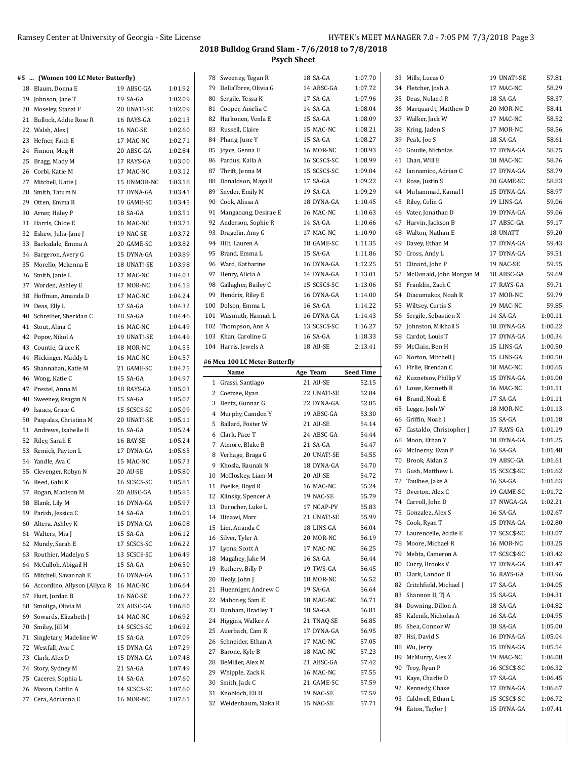## 2018 Bulldog Grand Slam - 7/6/2018 to 7/8/2018

### Psych Sheet

#### #5 ... (Women 100 LC Meter Butterfly)

| # | Name | Age Team | Seed Time |
|---|---|---|---|
| 18 | Blaum, Donna E | 19 ABSC-GA | 1:01.92 |
| 19 | Johnson, Jane T | 19 SA-GA | 1:02.09 |
| 20 | Moseley, Stanzi F | 20 UNAT!-SE | 1:02.09 |
| 21 | Bullock, Addie Rose R | 16 RAYS-GA | 1:02.13 |
| 22 | Walsh, Alex J | 16 NAC-SE | 1:02.60 |
| 23 | Hefner, Faith E | 17 MAC-NC | 1:02.71 |
| 24 | Finnon, Meg H | 20 ABSC-GA | 1:02.84 |
| 25 | Bragg, Mady M | 17 RAYS-GA | 1:03.00 |
| 26 | Corbi, Katie M | 17 MAC-NC | 1:03.12 |
| 27 | Mitchell, Katie J | 15 UNMOR-NC | 1:03.18 |
| 28 | Smith, Tatum N | 17 DYNA-GA | 1:03.41 |
| 29 | Otten, Emma R | 19 GAME-SC | 1:03.45 |
| 30 | Arner, Haley P | 18 SA-GA | 1:03.51 |
| 31 | Harris, Chloe E | 16 MAC-NC | 1:03.71 |
| 32 | Eskew, Julia-Jane J | 19 NAC-SE | 1:03.72 |
| 33 | Barksdale, Emma A | 20 GAME-SC | 1:03.82 |
| 34 | Bargeron, Avery G | 15 DYNA-GA | 1:03.89 |
| 35 | Morello, Mckenna E | 18 UNAT!-SE | 1:03.98 |
| 36 | Smith, Janie L | 17 MAC-NC | 1:04.03 |
| 37 | Worden, Ashley E | 17 MOR-NC | 1:04.18 |
| 38 | Hoffman, Amanda D | 17 MAC-NC | 1:04.24 |
| 39 | Deas, Elly L | 17 SA-GA | 1:04.32 |
| 40 | Schreiber, Sheridan C | 18 SA-GA | 1:04.46 |
| 41 | Stout, Alina C | 16 MAC-NC | 1:04.49 |
| 42 | Popov, Nikol A | 19 UNAT!-SE | 1:04.49 |
| 43 | Countie, Grace K | 18 MOR-NC | 1:04.55 |
| 44 | Flickinger, Maddy L | 16 MAC-NC | 1:04.57 |
| 45 | Shannahan, Katie M | 21 GAME-SC | 1:04.75 |
| 46 | Wong, Katie C | 15 SA-GA | 1:04.97 |
| 47 | Prestel, Anna M | 18 RAYS-GA | 1:05.03 |
| 48 | Sweeney, Reagan N | 15 SA-GA | 1:05.07 |
| 49 | Isaacs, Grace G | 15 SCSC$-SC | 1:05.09 |
| 50 | Paspalas, Christina M | 20 UNAT!-SE | 1:05.11 |
| 51 | Andrews, Isabelle H | 16 SA-GA | 1:05.24 |
| 52 | Riley, Sarah E | 16 BAY-SE | 1:05.24 |
| 53 | Remick, Payton L | 17 DYNA-GA | 1:05.65 |
| 54 | Yandle, Ava C | 15 MAC-NC | 1:05.73 |
| 55 | Clevenger, Robyn N | 20 AU-SE | 1:05.80 |
| 56 | Reed, Gabi K | 16 SCSC$-SC | 1:05.81 |
| 57 | Rogan, Madison M | 20 ABSC-GA | 1:05.85 |
| 58 | Blank, Lily M | 16 DYNA-GA | 1:05.97 |
| 59 | Parish, Jessica C | 14 SA-GA | 1:06.01 |
| 60 | Altera, Ashley K | 15 DYNA-GA | 1:06.08 |
| 61 | Walters, Mia J | 15 SA-GA | 1:06.12 |
| 62 | Mundy, Sarah E | 17 SCSC$-SC | 1:06.22 |
| 63 | Routhier, Madelyn S | 13 SCSC$-SC | 1:06.49 |
| 64 | McCulloh, Abigail H | 15 SA-GA | 1:06.50 |
| 65 | Mitchell, Savannah E | 16 DYNA-GA | 1:06.51 |
| 66 | Accordino, Allyson (Allyca R | 16 MAC-NC | 1:06.64 |
| 67 | Hurt, Jordan B | 16 NAC-SE | 1:06.77 |
| 68 | Smoliga, Olivia M | 23 ABSC-GA | 1:06.80 |
| 69 | Sowards, Elizabeth J | 14 MAC-NC | 1:06.92 |
| 70 | Smiley, Jill M | 14 SCSC$-SC | 1:06.92 |
| 71 | Singletary, Madeline W | 15 SA-GA | 1:07.09 |
| 72 | Westfall, Ava C | 15 DYNA-GA | 1:07.29 |
| 73 | Clark, Alex D | 15 DYNA-GA | 1:07.48 |
| 74 | Story, Sydney M | 21 SA-GA | 1:07.49 |
| 75 | Caceres, Sophia L | 14 SA-GA | 1:07.60 |
| 76 | Mason, Caitlin A | 14 SCSC$-SC | 1:07.60 |
| 77 | Cera, Adrianna E | 16 MOR-NC | 1:07.61 |
| 78 | Sweeney, Tegan R | 18 SA-GA | 1:07.70 |
| 79 | DellaTorre, Olivia G | 14 ABSC-GA | 1:07.72 |
| 80 | Sergile, Tessa K | 17 SA-GA | 1:07.96 |
| 81 | Cooper, Amelia C | 14 SA-GA | 1:08.04 |
| 82 | Harkonen, Venla E | 15 SA-GA | 1:08.09 |
| 83 | Russell, Claire | 15 MAC-NC | 1:08.21 |
| 84 | Phang, June Y | 15 SA-GA | 1:08.27 |
| 85 | Joyce, Genna E | 16 MOR-NC | 1:08.93 |
| 86 | Pardus, Kaila A | 16 SCSC$-SC | 1:08.99 |
| 87 | Thrift, Jenna M | 15 SCSC$-SC | 1:09.04 |
| 88 | Donaldson, Maya R | 17 SA-GA | 1:09.22 |
| 89 | Snyder, Emily M | 19 SA-GA | 1:09.29 |
| 90 | Cook, Alissa A | 18 DYNA-GA | 1:10.45 |
| 91 | Mangaoang, Desirae E | 16 MAC-NC | 1:10.63 |
| 92 | Anderson, Sophie R | 14 SA-GA | 1:10.66 |
| 93 | Dragelin, Amy G | 17 MAC-NC | 1:10.90 |
| 94 | Hilt, Lauren A | 18 GAME-SC | 1:11.35 |
| 95 | Brand, Emma L | 15 SA-GA | 1:11.86 |
| 96 | Ward, Katharine | 16 DYNA-GA | 1:12.25 |
| 97 | Henry, Alicia A | 14 DYNA-GA | 1:13.01 |
| 98 | Gallagher, Bailey C | 15 SCSC$-SC | 1:13.06 |
| 99 | Hendrix, Riley E | 16 DYNA-GA | 1:14.00 |
| 100 | Dolson, Emma L | 16 SA-GA | 1:14.22 |
| 101 | Wasmuth, Hannah L | 16 DYNA-GA | 1:14.43 |
| 102 | Thompson, Ann A | 13 SCSC$-SC | 1:16.27 |
| 103 | Khan, Caroline G | 16 SA-GA | 1:18.33 |
| 104 | Harris, Jewels A | 18 AU-SE | 2:13.41 |

#### #6 Men 100 LC Meter Butterfly

| # | Name | Age Team | Seed Time |
|---|---|---|---|
| 1 | Grassi, Santiago | 21 AU-SE | 52.15 |
| 2 | Coetzee, Ryan | 22 UNAT!-SE | 52.84 |
| 3 | Bentz, Gunnar G | 22 DYNA-GA | 52.85 |
| 4 | Murphy, Camden Y | 19 ABSC-GA | 53.30 |
| 5 | Ballard, Foster W | 21 AU-SE | 54.14 |
| 6 | Clark, Pace T | 24 ABSC-GA | 54.44 |
| 7 | Atmore, Blake B | 21 SA-GA | 54.47 |
| 8 | Verhage, Braga G | 20 UNAT!-SE | 54.55 |
| 9 | Khosla, Raunak N | 18 DYNA-GA | 54.70 |
| 10 | McCloskey, Liam M | 20 AU-SE | 54.72 |
| 11 | Poelke, Boyd R | 16 MAC-NC | 55.24 |
| 12 | Klinsky, Spencer A | 19 NAC-SE | 55.79 |
| 13 | Durocher, Luke L | 17 NCAP-PV | 55.83 |
| 14 | Hinawi, Marc | 21 UNAT!-SE | 55.99 |
| 15 | Lim, Ananda C | 18 LINS-GA | 56.04 |
| 16 | Silver, Tyler A | 20 MOR-NC | 56.19 |
| 17 | Lyons, Scott A | 17 MAC-NC | 56.25 |
| 18 | Magahey, Jake M | 16 SA-GA | 56.44 |
| 19 | Rothery, Billy P | 19 TWS-GA | 56.45 |
| 20 | Healy, John J | 18 MOR-NC | 56.52 |
| 21 | Huenniger, Andrew C | 19 SA-GA | 56.64 |
| 22 | Mahoney, Sam E | 18 MAC-NC | 56.71 |
| 23 | Dunham, Bradley T | 18 SA-GA | 56.81 |
| 24 | Higgins, Walker A | 21 TNAQ-SE | 56.85 |
| 25 | Auerbach, Cam R | 17 DYNA-GA | 56.95 |
| 26 | Schneider, Ethan A | 17 MAC-NC | 57.05 |
| 27 | Barone, Kyle B | 18 MAC-NC | 57.23 |
| 28 | BeMiller, Alex M | 21 ABSC-GA | 57.42 |
| 29 | Whipple, Zack K | 16 MAC-NC | 57.55 |
| 30 | Smith, Jack C | 21 GAME-SC | 57.59 |
| 31 | Knobloch, Eli H | 19 NAC-SE | 57.59 |
| 32 | Weidenbaum, Siaka R | 15 NAC-SE | 57.71 |
| 33 | Mills, Lucas O | 19 UNAT!-SE | 57.81 |
| 34 | Fletcher, Josh A | 17 MAC-NC | 58.29 |
| 35 | Deas, Noland R | 18 SA-GA | 58.37 |
| 36 | Marquardt, Matthew D | 20 MOR-NC | 58.41 |
| 37 | Walker, Jack W | 17 MAC-NC | 58.52 |
| 38 | Kring, Jaden S | 17 MOR-NC | 58.56 |
| 39 | Peak, Joe S | 18 SA-GA | 58.61 |
| 40 | Goudie, Nicholas | 17 DYNA-GA | 58.75 |
| 41 | Chan, Will E | 18 MAC-NC | 58.76 |
| 42 | Iannamico, Adrian C | 17 DYNA-GA | 58.79 |
| 43 | Rose, Justin S | 20 GAME-SC | 58.83 |
| 44 | Muhammad, Kamal I | 15 DYNA-GA | 58.97 |
| 45 | Riley, Colin G | 19 LINS-GA | 59.06 |
| 46 | Vater, Jonathan D | 19 DYNA-GA | 59.06 |
| 47 | Harvin, Jackson B | 17 ABSC-GA | 59.17 |
| 48 | Walton, Nathan E | 18 UNATT | 59.20 |
| 49 | Davey, Ethan M | 17 DYNA-GA | 59.43 |
| 50 | Cross, Andy L | 17 DYNA-GA | 59.51 |
| 51 | Clinard, John P | 19 NAC-SE | 59.55 |
| 52 | McDonald, John Morgan M | 18 ABSC-GA | 59.69 |
| 53 | Franklin, Zach C | 17 RAYS-GA | 59.71 |
| 54 | Diacumakos, Noah R | 17 MOR-NC | 59.79 |
| 55 | Wiltsey, Curtis S | 19 MAC-NC | 59.85 |
| 56 | Sergile, Sebastien X | 14 SA-GA | 1:00.11 |
| 57 | Johnston, Mikhail S | 18 DYNA-GA | 1:00.22 |
| 58 | Cardot, Louis T | 17 DYNA-GA | 1:00.34 |
| 59 | McClain, Ben H | 15 LINS-GA | 1:00.50 |
| 60 | Norton, Mitchell J | 15 LINS-GA | 1:00.50 |
| 61 | Firlie, Brendan C | 18 MAC-NC | 1:00.65 |
| 62 | Kuznetsov, Phillip V | 15 DYNA-GA | 1:01.00 |
| 63 | Lowe, Kenneth R | 16 MAC-NC | 1:01.11 |
| 64 | Brand, Noah E | 17 SA-GA | 1:01.11 |
| 65 | Legge, Josh W | 18 MOR-NC | 1:01.13 |
| 66 | Griffin, Noah J | 15 SA-GA | 1:01.18 |
| 67 | Castaldo, Christopher J | 17 RAYS-GA | 1:01.19 |
| 68 | Moon, Ethan Y | 18 DYNA-GA | 1:01.25 |
| 69 | McInerny, Evan P | 16 SA-GA | 1:01.48 |
| 70 | Brook, Aidan Z | 19 ABSC-GA | 1:01.61 |
| 71 | Gush, Matthew L | 15 SCSC$-SC | 1:01.62 |
| 72 | Taulbee, Jake A | 16 SA-GA | 1:01.63 |
| 73 | Overton, Alex C | 19 GAME-SC | 1:01.72 |
| 74 | Carroll, John D | 17 NWGA-GA | 1:02.21 |
| 75 | Gonzalez, Alex S | 16 SA-GA | 1:02.67 |
| 76 | Cook, Ryan T | 15 DYNA-GA | 1:02.80 |
| 77 | Laurencelle, Addie E | 17 SCSC$-SC | 1:03.07 |
| 78 | Moore, Michael R | 16 MOR-NC | 1:03.25 |
| 79 | Mehta, Cameron A | 17 SCSC$-SC | 1:03.42 |
| 80 | Curry, Brooks V | 17 DYNA-GA | 1:03.47 |
| 81 | Clark, Landon B | 16 RAYS-GA | 1:03.96 |
| 82 | Critchfield, Michael J | 17 SA-GA | 1:04.05 |
| 83 | Shannon II, TJ A | 15 SA-GA | 1:04.31 |
| 84 | Downing, Dillon A | 18 SA-GA | 1:04.82 |
| 85 | Kalenik, Nicholas A | 16 SA-GA | 1:04.95 |
| 86 | Shea, Connor W | 18 SA-GA | 1:05.00 |
| 87 | Hsi, David S | 16 DYNA-GA | 1:05.04 |
| 88 | Wu, Jerry | 15 DYNA-GA | 1:05.54 |
| 89 | McMurry, Alex Z | 19 MAC-NC | 1:06.08 |
| 90 | Troy, Ryan P | 16 SCSC$-SC | 1:06.32 |
| 91 | Kaye, Charlie D | 17 SA-GA | 1:06.45 |
| 92 | Kennedy, Chase | 17 DYNA-GA | 1:06.67 |
| 93 | Caldwell, Ethan L | 15 SCSC$-SC | 1:06.72 |
| 94 | Eaton, Taylor J | 15 DYNA-GA | 1:07.41 |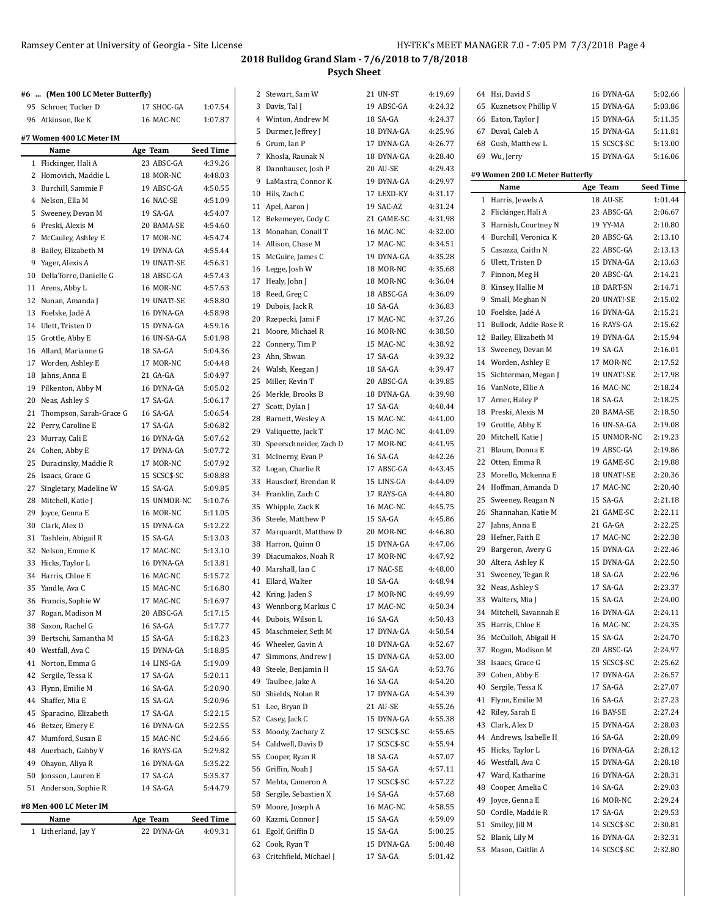## 2018 Bulldog Grand Slam - 7/6/2018 to 7/8/2018

### Psych Sheet

#### #6 ... (Men 100 LC Meter Butterfly)

| | Name | Age | Team | Seed Time |
|---|---|---|---|---|
| 95 | Schroer, Tucker D | 17 | SHOC-GA | 1:07.54 |
| 96 | Atkinson, Ike K | 16 | MAC-NC | 1:07.87 |

#### #7 Women 400 LC Meter IM

| | Name | Age | Team | Seed Time |
|---|---|---|---|---|
| 1 | Flickinger, Hali A | 23 | ABSC-GA | 4:39.26 |
| 2 | Homovich, Maddie L | 18 | MOR-NC | 4:48.03 |
| 3 | Burchill, Sammie F | 19 | ABSC-GA | 4:50.55 |
| 4 | Nelson, Ella M | 16 | NAC-SE | 4:51.09 |
| 5 | Sweeney, Devan M | 19 | SA-GA | 4:54.07 |
| 6 | Preski, Alexis M | 20 | BAMA-SE | 4:54.60 |
| 7 | McCauley, Ashley E | 17 | MOR-NC | 4:54.74 |
| 8 | Bailey, Elizabeth M | 19 | DYNA-GA | 4:55.44 |
| 9 | Yager, Alexis A | 19 | UNAT!-SE | 4:56.31 |
| 10 | DellaTorre, Danielle G | 18 | ABSC-GA | 4:57.43 |
| 11 | Arens, Abby L | 16 | MOR-NC | 4:57.63 |
| 12 | Nunan, Amanda J | 19 | UNAT!-SE | 4:58.80 |
| 13 | Foelske, Jadé A | 16 | DYNA-GA | 4:58.98 |
| 14 | Ulett, Tristen D | 15 | DYNA-GA | 4:59.16 |
| 15 | Grottle, Abby E | 16 | UN-SA-GA | 5:01.98 |
| 16 | Allard, Marianne G | 18 | SA-GA | 5:04.36 |
| 17 | Worden, Ashley E | 17 | MOR-NC | 5:04.48 |
| 18 | Jahns, Anna E | 21 | GA-GA | 5:04.97 |
| 19 | Pilkenton, Abby M | 16 | DYNA-GA | 5:05.02 |
| 20 | Neas, Ashley S | 17 | SA-GA | 5:06.17 |
| 21 | Thompson, Sarah-Grace G | 16 | SA-GA | 5:06.54 |
| 22 | Perry, Caroline E | 17 | SA-GA | 5:06.82 |
| 23 | Murray, Cali E | 16 | DYNA-GA | 5:07.62 |
| 24 | Cohen, Abby E | 17 | DYNA-GA | 5:07.72 |
| 25 | Duracinsky, Maddie R | 17 | MOR-NC | 5:07.92 |
| 26 | Isaacs, Grace G | 15 | SCSC$-SC | 5:08.88 |
| 27 | Singletary, Madeline W | 15 | SA-GA | 5:09.85 |
| 28 | Mitchell, Katie J | 15 | UNMOR-NC | 5:10.76 |
| 29 | Joyce, Genna E | 16 | MOR-NC | 5:11.05 |
| 30 | Clark, Alex D | 15 | DYNA-GA | 5:12.22 |
| 31 | Tashlein, Abigail R | 15 | SA-GA | 5:13.03 |
| 32 | Nelson, Emme K | 17 | MAC-NC | 5:13.10 |
| 33 | Hicks, Taylor L | 16 | DYNA-GA | 5:13.81 |
| 34 | Harris, Chloe E | 16 | MAC-NC | 5:15.72 |
| 35 | Yandle, Ava C | 15 | MAC-NC | 5:16.80 |
| 36 | Francis, Sophie W | 17 | MAC-NC | 5:16.97 |
| 37 | Rogan, Madison M | 20 | ABSC-GA | 5:17.15 |
| 38 | Saxon, Rachel G | 16 | SA-GA | 5:17.77 |
| 39 | Bertschi, Samantha M | 15 | SA-GA | 5:18.23 |
| 40 | Westfall, Ava C | 15 | DYNA-GA | 5:18.85 |
| 41 | Norton, Emma G | 14 | LINS-GA | 5:19.09 |
| 42 | Sergile, Tessa K | 17 | SA-GA | 5:20.11 |
| 43 | Flynn, Emilie M | 16 | SA-GA | 5:20.90 |
| 44 | Shaffer, Mia E | 15 | SA-GA | 5:20.96 |
| 45 | Sparacino, Elizabeth | 17 | SA-GA | 5:22.15 |
| 46 | Betzer, Emery E | 16 | DYNA-GA | 5:22.55 |
| 47 | Mumford, Susan E | 15 | MAC-NC | 5:24.66 |
| 48 | Auerbach, Gabby V | 16 | RAYS-GA | 5:29.82 |
| 49 | Ohayon, Aliya R | 16 | DYNA-GA | 5:35.22 |
| 50 | Jonsson, Lauren E | 17 | SA-GA | 5:35.37 |
| 51 | Anderson, Sophie R | 14 | SA-GA | 5:44.79 |

#### #8 Men 400 LC Meter IM

| | Name | Age | Team | Seed Time |
|---|---|---|---|---|
| 1 | Litherland, Jay Y | 22 | DYNA-GA | 4:09.31 |
| 2 | Stewart, Sam W | 21 | UN-ST | 4:19.69 |
| 3 | Davis, Tal J | 19 | ABSC-GA | 4:24.32 |
| 4 | Winton, Andrew M | 18 | SA-GA | 4:24.37 |
| 5 | Durmer, Jeffrey J | 18 | DYNA-GA | 4:25.96 |
| 6 | Grum, Ian P | 17 | DYNA-GA | 4:26.77 |
| 7 | Khosla, Raunak N | 18 | DYNA-GA | 4:28.40 |
| 8 | Dannhauser, Josh P | 20 | AU-SE | 4:29.43 |
| 9 | LaMastra, Connor K | 19 | DYNA-GA | 4:29.97 |
| 10 | Hils, Zach C | 17 | LEXD-KY | 4:31.17 |
| 11 | Apel, Aaron J | 19 | SAC-AZ | 4:31.24 |
| 12 | Bekemeyer, Cody C | 21 | GAME-SC | 4:31.98 |
| 13 | Monahan, Conall T | 16 | MAC-NC | 4:32.00 |
| 14 | Allison, Chase M | 17 | MAC-NC | 4:34.51 |
| 15 | McGuire, James C | 19 | DYNA-GA | 4:35.28 |
| 16 | Legge, Josh W | 18 | MOR-NC | 4:35.68 |
| 17 | Healy, John J | 18 | MOR-NC | 4:36.04 |
| 18 | Reed, Greg C | 18 | ABSC-GA | 4:36.09 |
| 19 | Dubois, Jack R | 18 | SA-GA | 4:36.83 |
| 20 | Rzepecki, Jami F | 17 | MAC-NC | 4:37.26 |
| 21 | Moore, Michael R | 16 | MOR-NC | 4:38.50 |
| 22 | Connery, Tim P | 15 | MAC-NC | 4:38.92 |
| 23 | Ahn, Shwan | 17 | SA-GA | 4:39.32 |
| 24 | Walsh, Keegan J | 18 | SA-GA | 4:39.47 |
| 25 | Miller, Kevin T | 20 | ABSC-GA | 4:39.85 |
| 26 | Merkle, Brooks B | 18 | DYNA-GA | 4:39.98 |
| 27 | Scott, Dylan J | 17 | SA-GA | 4:40.44 |
| 28 | Barnett, Wesley A | 15 | MAC-NC | 4:41.00 |
| 29 | Valiquette, Jack T | 17 | MAC-NC | 4:41.09 |
| 30 | Speerschneider, Zach D | 17 | MOR-NC | 4:41.95 |
| 31 | McInerny, Evan P | 16 | SA-GA | 4:42.26 |
| 32 | Logan, Charlie R | 17 | ABSC-GA | 4:43.45 |
| 33 | Hausdorf, Brendan R | 15 | LINS-GA | 4:44.09 |
| 34 | Franklin, Zach C | 17 | RAYS-GA | 4:44.80 |
| 35 | Whipple, Zack K | 16 | MAC-NC | 4:45.75 |
| 36 | Steele, Matthew P | 15 | SA-GA | 4:45.86 |
| 37 | Marquardt, Matthew D | 20 | MOR-NC | 4:46.80 |
| 38 | Harron, Quinn O | 15 | DYNA-GA | 4:47.06 |
| 39 | Diacumakos, Noah R | 17 | MOR-NC | 4:47.92 |
| 40 | Marshall, Ian C | 17 | NAC-SE | 4:48.00 |
| 41 | Ellard, Walter | 18 | SA-GA | 4:48.94 |
| 42 | Kring, Jaden S | 17 | MOR-NC | 4:49.99 |
| 43 | Wennborg, Markus C | 17 | MAC-NC | 4:50.34 |
| 44 | Dubois, Wilson L | 16 | SA-GA | 4:50.43 |
| 45 | Maschmeier, Seth M | 17 | DYNA-GA | 4:50.54 |
| 46 | Wheeler, Gavin A | 18 | DYNA-GA | 4:52.67 |
| 47 | Simmons, Andrew J | 15 | DYNA-GA | 4:53.00 |
| 48 | Steele, Benjamin H | 15 | SA-GA | 4:53.76 |
| 49 | Taulbee, Jake A | 16 | SA-GA | 4:54.20 |
| 50 | Shields, Nolan R | 17 | DYNA-GA | 4:54.39 |
| 51 | Lee, Bryan D | 21 | AU-SE | 4:55.26 |
| 52 | Casey, Jack C | 15 | DYNA-GA | 4:55.38 |
| 53 | Moody, Zachary Z | 17 | SCSC$-SC | 4:55.65 |
| 54 | Caldwell, Davis D | 17 | SCSC$-SC | 4:55.94 |
| 55 | Cooper, Ryan R | 18 | SA-GA | 4:57.07 |
| 56 | Griffin, Noah J | 15 | SA-GA | 4:57.11 |
| 57 | Mehta, Cameron A | 17 | SCSC$-SC | 4:57.22 |
| 58 | Sergile, Sebastien X | 14 | SA-GA | 4:57.68 |
| 59 | Moore, Joseph A | 16 | MAC-NC | 4:58.55 |
| 60 | Kazmi, Connor J | 15 | SA-GA | 4:59.09 |
| 61 | Egolf, Griffin D | 15 | SA-GA | 5:00.25 |
| 62 | Cook, Ryan T | 15 | DYNA-GA | 5:00.48 |
| 63 | Critchfield, Michael J | 17 | SA-GA | 5:01.42 |
| 64 | Hsi, David S | 16 | DYNA-GA | 5:02.66 |
| 65 | Kuznetsov, Phillip V | 15 | DYNA-GA | 5:03.86 |
| 66 | Eaton, Taylor J | 15 | DYNA-GA | 5:11.35 |
| 67 | Duval, Caleb A | 15 | DYNA-GA | 5:11.81 |
| 68 | Gush, Matthew L | 15 | SCSC$-SC | 5:13.00 |
| 69 | Wu, Jerry | 15 | DYNA-GA | 5:16.06 |

#### #9 Women 200 LC Meter Butterfly

| | Name | Age | Team | Seed Time |
|---|---|---|---|---|
| 1 | Harris, Jewels A | 18 | AU-SE | 1:01.44 |
| 2 | Flickinger, Hali A | 23 | ABSC-GA | 2:06.67 |
| 3 | Harnish, Courtney N | 19 | YY-MA | 2:10.80 |
| 4 | Burchill, Veronica K | 20 | ABSC-GA | 2:13.10 |
| 5 | Casazza, Caitln N | 22 | ABSC-GA | 2:13.13 |
| 6 | Ulett, Tristen D | 15 | DYNA-GA | 2:13.63 |
| 7 | Finnon, Meg H | 20 | ABSC-GA | 2:14.21 |
| 8 | Kinsey, Hallie M | 18 | DART-SN | 2:14.71 |
| 9 | Small, Meghan N | 20 | UNAT!-SE | 2:15.02 |
| 10 | Foelske, Jadé A | 16 | DYNA-GA | 2:15.21 |
| 11 | Bullock, Addie Rose R | 16 | RAYS-GA | 2:15.62 |
| 12 | Bailey, Elizabeth M | 19 | DYNA-GA | 2:15.94 |
| 13 | Sweeney, Devan M | 19 | SA-GA | 2:16.01 |
| 14 | Worden, Ashley E | 17 | MOR-NC | 2:17.52 |
| 15 | Sichterman, Megan J | 19 | UNAT!-SE | 2:17.98 |
| 16 | VanNote, Ellie A | 16 | MAC-NC | 2:18.24 |
| 17 | Arner, Haley P | 18 | SA-GA | 2:18.25 |
| 18 | Preski, Alexis M | 20 | BAMA-SE | 2:18.50 |
| 19 | Grottle, Abby E | 16 | UN-SA-GA | 2:19.08 |
| 20 | Mitchell, Katie J | 15 | UNMOR-NC | 2:19.23 |
| 21 | Blaum, Donna E | 19 | ABSC-GA | 2:19.86 |
| 22 | Otten, Emma R | 19 | GAME-SC | 2:19.88 |
| 23 | Morello, Mckenna E | 18 | UNAT!-SE | 2:20.36 |
| 24 | Hoffman, Amanda D | 17 | MAC-NC | 2:20.40 |
| 25 | Sweeney, Reagan N | 15 | SA-GA | 2:21.18 |
| 26 | Shannahan, Katie M | 21 | GAME-SC | 2:22.11 |
| 27 | Jahns, Anna E | 21 | GA-GA | 2:22.25 |
| 28 | Hefner, Faith E | 17 | MAC-NC | 2:22.38 |
| 29 | Bargeron, Avery G | 15 | DYNA-GA | 2:22.46 |
| 30 | Altera, Ashley K | 15 | DYNA-GA | 2:22.50 |
| 31 | Sweeney, Tegan R | 18 | SA-GA | 2:22.96 |
| 32 | Neas, Ashley S | 17 | SA-GA | 2:23.37 |
| 33 | Walters, Mia J | 15 | SA-GA | 2:24.00 |
| 34 | Mitchell, Savannah E | 16 | DYNA-GA | 2:24.11 |
| 35 | Harris, Chloe E | 16 | MAC-NC | 2:24.35 |
| 36 | McCulloh, Abigail H | 15 | SA-GA | 2:24.70 |
| 37 | Rogan, Madison M | 20 | ABSC-GA | 2:24.97 |
| 38 | Isaacs, Grace G | 15 | SCSC$-SC | 2:25.62 |
| 39 | Cohen, Abby E | 17 | DYNA-GA | 2:26.57 |
| 40 | Sergile, Tessa K | 17 | SA-GA | 2:27.07 |
| 41 | Flynn, Emilie M | 16 | SA-GA | 2:27.23 |
| 42 | Riley, Sarah E | 16 | BAY-SE | 2:27.24 |
| 43 | Clark, Alex D | 15 | DYNA-GA | 2:28.03 |
| 44 | Andrews, Isabelle H | 16 | SA-GA | 2:28.09 |
| 45 | Hicks, Taylor L | 16 | DYNA-GA | 2:28.12 |
| 46 | Westfall, Ava C | 15 | DYNA-GA | 2:28.18 |
| 47 | Ward, Katharine | 16 | DYNA-GA | 2:28.31 |
| 48 | Cooper, Amelia C | 14 | SA-GA | 2:29.03 |
| 49 | Joyce, Genna E | 16 | MOR-NC | 2:29.24 |
| 50 | Cordle, Maddie R | 17 | SA-GA | 2:29.53 |
| 51 | Smiley, Jill M | 14 | SCSC$-SC | 2:30.81 |
| 52 | Blank, Lily M | 16 | DYNA-GA | 2:32.31 |
| 53 | Mason, Caitlin A | 14 | SCSC$-SC | 2:32.80 |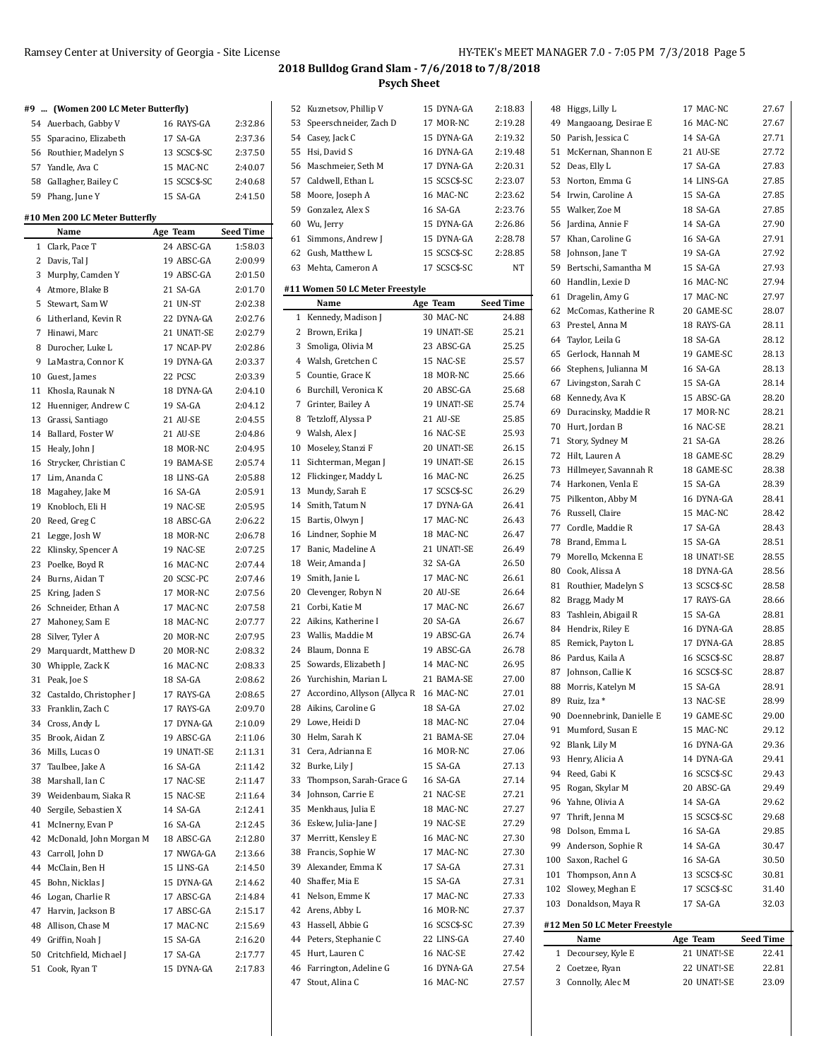## 2018 Bulldog Grand Slam - 7/6/2018 to 7/8/2018

### Psych Sheet

#### #9 ... (Women 200 LC Meter Butterfly)

| | Name | Age | Team | Seed Time |
|---|---|---|---|---|
| 54 | Auerbach, Gabby V | 16 | RAYS-GA | 2:32.86 |
| 55 | Sparacino, Elizabeth | 17 | SA-GA | 2:37.36 |
| 56 | Routhier, Madelyn S | 13 | SCSC$-SC | 2:37.50 |
| 57 | Yandle, Ava C | 15 | MAC-NC | 2:40.07 |
| 58 | Gallagher, Bailey C | 15 | SCSC$-SC | 2:40.68 |
| 59 | Phang, June Y | 15 | SA-GA | 2:41.50 |

#### #10 Men 200 LC Meter Butterfly

| | Name | Age | Team | Seed Time |
|---|---|---|---|---|
| 1 | Clark, Pace T | 24 | ABSC-GA | 1:58.03 |
| 2 | Davis, Tal J | 19 | ABSC-GA | 2:00.99 |
| 3 | Murphy, Camden Y | 19 | ABSC-GA | 2:01.50 |
| 4 | Atmore, Blake B | 21 | SA-GA | 2:01.70 |
| 5 | Stewart, Sam W | 21 | UN-ST | 2:02.38 |
| 6 | Litherland, Kevin R | 22 | DYNA-GA | 2:02.76 |
| 7 | Hinawi, Marc | 21 | UNAT!-SE | 2:02.79 |
| 8 | Durocher, Luke L | 17 | NCAP-PV | 2:02.86 |
| 9 | LaMastra, Connor K | 19 | DYNA-GA | 2:03.37 |
| 10 | Guest, James | 22 | PCSC | 2:03.39 |
| 11 | Khosla, Raunak N | 18 | DYNA-GA | 2:04.10 |
| 12 | Huenniger, Andrew C | 19 | SA-GA | 2:04.12 |
| 13 | Grassi, Santiago | 21 | AU-SE | 2:04.55 |
| 14 | Ballard, Foster W | 21 | AU-SE | 2:04.86 |
| 15 | Healy, John J | 18 | MOR-NC | 2:04.95 |
| 16 | Strycker, Christian C | 19 | BAMA-SE | 2:05.74 |
| 17 | Lim, Ananda C | 18 | LINS-GA | 2:05.88 |
| 18 | Magahey, Jake M | 16 | SA-GA | 2:05.91 |
| 19 | Knobloch, Eli H | 19 | NAC-SE | 2:05.95 |
| 20 | Reed, Greg C | 18 | ABSC-GA | 2:06.22 |
| 21 | Legge, Josh W | 18 | MOR-NC | 2:06.78 |
| 22 | Klinsky, Spencer A | 19 | NAC-SE | 2:07.25 |
| 23 | Poelke, Boyd R | 16 | MAC-NC | 2:07.44 |
| 24 | Burns, Aidan T | 20 | SCSC-PC | 2:07.46 |
| 25 | Kring, Jaden S | 17 | MOR-NC | 2:07.56 |
| 26 | Schneider, Ethan A | 17 | MAC-NC | 2:07.58 |
| 27 | Mahoney, Sam E | 18 | MAC-NC | 2:07.77 |
| 28 | Silver, Tyler A | 20 | MOR-NC | 2:07.95 |
| 29 | Marquardt, Matthew D | 20 | MOR-NC | 2:08.32 |
| 30 | Whipple, Zack K | 16 | MAC-NC | 2:08.33 |
| 31 | Peak, Joe S | 18 | SA-GA | 2:08.62 |
| 32 | Castaldo, Christopher J | 17 | RAYS-GA | 2:08.65 |
| 33 | Franklin, Zach C | 17 | RAYS-GA | 2:09.70 |
| 34 | Cross, Andy L | 17 | DYNA-GA | 2:10.09 |
| 35 | Brook, Aidan Z | 19 | ABSC-GA | 2:11.06 |
| 36 | Mills, Lucas O | 19 | UNAT!-SE | 2:11.31 |
| 37 | Taulbee, Jake A | 16 | SA-GA | 2:11.42 |
| 38 | Marshall, Ian C | 17 | NAC-SE | 2:11.47 |
| 39 | Weidenbaum, Siaka R | 15 | NAC-SE | 2:11.64 |
| 40 | Sergile, Sebastien X | 14 | SA-GA | 2:12.41 |
| 41 | McInerny, Evan P | 16 | SA-GA | 2:12.45 |
| 42 | McDonald, John Morgan M | 18 | ABSC-GA | 2:12.80 |
| 43 | Carroll, John D | 17 | NWGA-GA | 2:13.66 |
| 44 | McClain, Ben H | 15 | LINS-GA | 2:14.50 |
| 45 | Bohn, Nicklas J | 15 | DYNA-GA | 2:14.62 |
| 46 | Logan, Charlie R | 17 | ABSC-GA | 2:14.84 |
| 47 | Harvin, Jackson B | 17 | ABSC-GA | 2:15.17 |
| 48 | Allison, Chase M | 17 | MAC-NC | 2:15.69 |
| 49 | Griffin, Noah J | 15 | SA-GA | 2:16.20 |
| 50 | Critchfield, Michael J | 17 | SA-GA | 2:17.77 |
| 51 | Cook, Ryan T | 15 | DYNA-GA | 2:17.83 |
| 52 | Kuznetsov, Phillip V | 15 | DYNA-GA | 2:18.83 |
| 53 | Speerschneider, Zach D | 17 | MOR-NC | 2:19.28 |
| 54 | Casey, Jack C | 15 | DYNA-GA | 2:19.32 |
| 55 | Hsi, David S | 16 | DYNA-GA | 2:19.48 |
| 56 | Maschmeier, Seth M | 17 | DYNA-GA | 2:20.31 |
| 57 | Caldwell, Ethan L | 15 | SCSC$-SC | 2:23.07 |
| 58 | Moore, Joseph A | 16 | MAC-NC | 2:23.62 |
| 59 | Gonzalez, Alex S | 16 | SA-GA | 2:23.76 |
| 60 | Wu, Jerry | 15 | DYNA-GA | 2:26.86 |
| 61 | Simmons, Andrew J | 15 | DYNA-GA | 2:28.78 |
| 62 | Gush, Matthew L | 15 | SCSC$-SC | 2:28.85 |
| 63 | Mehta, Cameron A | 17 | SCSC$-SC | NT |

#### #11 Women 50 LC Meter Freestyle

| | Name | Age | Team | Seed Time |
|---|---|---|---|---|
| 1 | Kennedy, Madison J | 30 | MAC-NC | 24.88 |
| 2 | Brown, Erika J | 19 | UNAT!-SE | 25.21 |
| 3 | Smoliga, Olivia M | 23 | ABSC-GA | 25.25 |
| 4 | Walsh, Gretchen C | 15 | NAC-SE | 25.57 |
| 5 | Countie, Grace K | 18 | MOR-NC | 25.66 |
| 6 | Burchill, Veronica K | 20 | ABSC-GA | 25.68 |
| 7 | Grinter, Bailey A | 19 | UNAT!-SE | 25.74 |
| 8 | Tetzloff, Alyssa P | 21 | AU-SE | 25.85 |
| 9 | Walsh, Alex J | 16 | NAC-SE | 25.93 |
| 10 | Moseley, Stanzi F | 20 | UNAT!-SE | 26.15 |
| 11 | Sichterman, Megan J | 19 | UNAT!-SE | 26.15 |
| 12 | Flickinger, Maddy L | 16 | MAC-NC | 26.25 |
| 13 | Mundy, Sarah E | 17 | SCSC$-SC | 26.29 |
| 14 | Smith, Tatum N | 17 | DYNA-GA | 26.41 |
| 15 | Bartis, Olwyn J | 17 | MAC-NC | 26.43 |
| 16 | Lindner, Sophie M | 18 | MAC-NC | 26.47 |
| 17 | Banic, Madeline A | 21 | UNAT!-SE | 26.49 |
| 18 | Weir, Amanda J | 32 | SA-GA | 26.50 |
| 19 | Smith, Janie L | 17 | MAC-NC | 26.61 |
| 20 | Clevenger, Robyn N | 20 | AU-SE | 26.64 |
| 21 | Corbi, Katie M | 17 | MAC-NC | 26.67 |
| 22 | Aikins, Katherine I | 20 | SA-GA | 26.67 |
| 23 | Wallis, Maddie M | 19 | ABSC-GA | 26.74 |
| 24 | Blaum, Donna E | 19 | ABSC-GA | 26.78 |
| 25 | Sowards, Elizabeth J | 14 | MAC-NC | 26.95 |
| 26 | Yurchishin, Marian L | 21 | BAMA-SE | 27.00 |
| 27 | Accordino, Allyson (Allyca R | 16 | MAC-NC | 27.01 |
| 28 | Aikins, Caroline G | 18 | SA-GA | 27.02 |
| 29 | Lowe, Heidi D | 18 | MAC-NC | 27.04 |
| 30 | Helm, Sarah K | 21 | BAMA-SE | 27.04 |
| 31 | Cera, Adrianna E | 16 | MOR-NC | 27.06 |
| 32 | Burke, Lily J | 15 | SA-GA | 27.13 |
| 33 | Thompson, Sarah-Grace G | 16 | SA-GA | 27.14 |
| 34 | Johnson, Carrie E | 21 | NAC-SE | 27.21 |
| 35 | Menkhaus, Julia E | 18 | MAC-NC | 27.27 |
| 36 | Eskew, Julia-Jane J | 19 | NAC-SE | 27.29 |
| 37 | Merritt, Kensley E | 16 | MAC-NC | 27.30 |
| 38 | Francis, Sophie W | 17 | MAC-NC | 27.30 |
| 39 | Alexander, Emma K | 17 | SA-GA | 27.31 |
| 40 | Shaffer, Mia E | 15 | SA-GA | 27.31 |
| 41 | Nelson, Emme K | 17 | MAC-NC | 27.33 |
| 42 | Arens, Abby L | 16 | MOR-NC | 27.37 |
| 43 | Hassell, Abbie G | 16 | SCSC$-SC | 27.39 |
| 44 | Peters, Stephanie C | 22 | LINS-GA | 27.40 |
| 45 | Hurt, Lauren C | 16 | NAC-SE | 27.42 |
| 46 | Farrington, Adeline G | 16 | DYNA-GA | 27.54 |
| 47 | Stout, Alina C | 16 | MAC-NC | 27.57 |
| 48 | Higgs, Lilly L | 17 | MAC-NC | 27.67 |
| 49 | Mangaoang, Desirae E | 16 | MAC-NC | 27.67 |
| 50 | Parish, Jessica C | 14 | SA-GA | 27.71 |
| 51 | McKernan, Shannon E | 21 | AU-SE | 27.72 |
| 52 | Deas, Elly L | 17 | SA-GA | 27.83 |
| 53 | Norton, Emma G | 14 | LINS-GA | 27.85 |
| 54 | Irwin, Caroline A | 15 | SA-GA | 27.85 |
| 55 | Walker, Zoe M | 18 | SA-GA | 27.85 |
| 56 | Jardina, Annie F | 14 | SA-GA | 27.90 |
| 57 | Khan, Caroline G | 16 | SA-GA | 27.91 |
| 58 | Johnson, Jane T | 19 | SA-GA | 27.92 |
| 59 | Bertschi, Samantha M | 15 | SA-GA | 27.93 |
| 60 | Handlin, Lexie D | 16 | MAC-NC | 27.94 |
| 61 | Dragelin, Amy G | 17 | MAC-NC | 27.97 |
| 62 | McComas, Katherine R | 20 | GAME-SC | 28.07 |
| 63 | Prestel, Anna M | 18 | RAYS-GA | 28.11 |
| 64 | Taylor, Leila G | 18 | SA-GA | 28.12 |
| 65 | Gerlock, Hannah M | 19 | GAME-SC | 28.13 |
| 66 | Stephens, Julianna M | 16 | SA-GA | 28.13 |
| 67 | Livingston, Sarah C | 15 | SA-GA | 28.14 |
| 68 | Kennedy, Ava K | 15 | ABSC-GA | 28.20 |
| 69 | Duracinsky, Maddie R | 17 | MOR-NC | 28.21 |
| 70 | Hurt, Jordan B | 16 | NAC-SE | 28.21 |
| 71 | Story, Sydney M | 21 | SA-GA | 28.26 |
| 72 | Hilt, Lauren A | 18 | GAME-SC | 28.29 |
| 73 | Hillmeyer, Savannah R | 18 | GAME-SC | 28.38 |
| 74 | Harkonen, Venla E | 15 | SA-GA | 28.39 |
| 75 | Pilkenton, Abby M | 16 | DYNA-GA | 28.41 |
| 76 | Russell, Claire | 15 | MAC-NC | 28.42 |
| 77 | Cordle, Maddie R | 17 | SA-GA | 28.43 |
| 78 | Brand, Emma L | 15 | SA-GA | 28.51 |
| 79 | Morello, Mckenna E | 18 | UNAT!-SE | 28.55 |
| 80 | Cook, Alissa A | 18 | DYNA-GA | 28.56 |
| 81 | Routhier, Madelyn S | 13 | SCSC$-SC | 28.58 |
| 82 | Bragg, Mady M | 17 | RAYS-GA | 28.66 |
| 83 | Tashlein, Abigail R | 15 | SA-GA | 28.81 |
| 84 | Hendrix, Riley E | 16 | DYNA-GA | 28.85 |
| 85 | Remick, Payton L | 17 | DYNA-GA | 28.85 |
| 86 | Pardus, Kaila A | 16 | SCSC$-SC | 28.87 |
| 87 | Johnson, Callie K | 16 | SCSC$-SC | 28.87 |
| 88 | Morris, Katelyn M | 15 | SA-GA | 28.91 |
| 89 | Ruiz, Iza * | 13 | NAC-SE | 28.99 |
| 90 | Doennebrink, Danielle E | 19 | GAME-SC | 29.00 |
| 91 | Mumford, Susan E | 15 | MAC-NC | 29.12 |
| 92 | Blank, Lily M | 16 | DYNA-GA | 29.36 |
| 93 | Henry, Alicia A | 14 | DYNA-GA | 29.41 |
| 94 | Reed, Gabi K | 16 | SCSC$-SC | 29.43 |
| 95 | Rogan, Skylar M | 20 | ABSC-GA | 29.49 |
| 96 | Yahne, Olivia A | 14 | SA-GA | 29.62 |
| 97 | Thrift, Jenna M | 15 | SCSC$-SC | 29.68 |
| 98 | Dolson, Emma L | 16 | SA-GA | 29.85 |
| 99 | Anderson, Sophie R | 14 | SA-GA | 30.47 |
| 100 | Saxon, Rachel G | 16 | SA-GA | 30.50 |
| 101 | Thompson, Ann A | 13 | SCSC$-SC | 30.81 |
| 102 | Slowey, Meghan E | 17 | SCSC$-SC | 31.40 |
| 103 | Donaldson, Maya R | 17 | SA-GA | 32.03 |

#### #12 Men 50 LC Meter Freestyle

| | Name | Age | Team | Seed Time |
|---|---|---|---|---|
| 1 | Decoursey, Kyle E | 21 | UNAT!-SE | 22.41 |
| 2 | Coetzee, Ryan | 22 | UNAT!-SE | 22.81 |
| 3 | Connolly, Alec M | 20 | UNAT!-SE | 23.09 |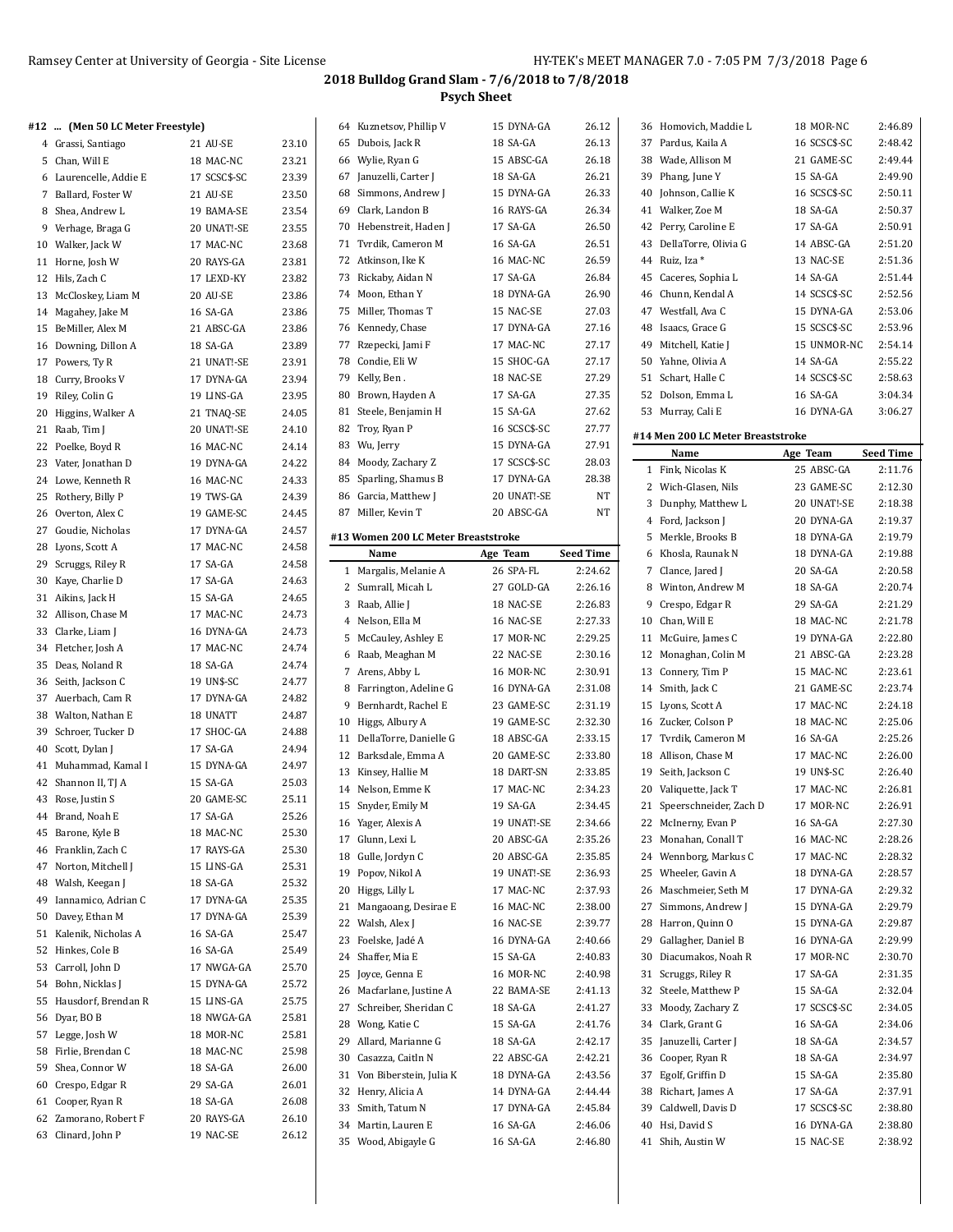**2018 Bulldog Grand Slam - 7/6/2018 to 7/8/2018**

**Psych Sheet**

### #12 ... (Men 50 LC Meter Freestyle)

| | Name | Age | Team | Seed Time |
|---|---|---|---|---|
| 4 | Grassi, Santiago | 21 | AU-SE | 23.10 |
| 5 | Chan, Will E | 18 | MAC-NC | 23.21 |
| 6 | Laurencelle, Addie E | 17 | SCSC$-SC | 23.39 |
| 7 | Ballard, Foster W | 21 | AU-SE | 23.50 |
| 8 | Shea, Andrew L | 19 | BAMA-SE | 23.54 |
| 9 | Verhage, Braga G | 20 | UNAT!-SE | 23.55 |
| 10 | Walker, Jack W | 17 | MAC-NC | 23.68 |
| 11 | Horne, Josh W | 20 | RAYS-GA | 23.81 |
| 12 | Hils, Zach C | 17 | LEXD-KY | 23.82 |
| 13 | McCloskey, Liam M | 20 | AU-SE | 23.86 |
| 14 | Magahey, Jake M | 16 | SA-GA | 23.86 |
| 15 | BeMiller, Alex M | 21 | ABSC-GA | 23.86 |
| 16 | Downing, Dillon A | 18 | SA-GA | 23.89 |
| 17 | Powers, Ty R | 21 | UNAT!-SE | 23.91 |
| 18 | Curry, Brooks V | 17 | DYNA-GA | 23.94 |
| 19 | Riley, Colin G | 19 | LINS-GA | 23.95 |
| 20 | Higgins, Walker A | 21 | TNAQ-SE | 24.05 |
| 21 | Raab, Tim J | 20 | UNAT!-SE | 24.10 |
| 22 | Poelke, Boyd R | 16 | MAC-NC | 24.14 |
| 23 | Vater, Jonathan D | 19 | DYNA-GA | 24.22 |
| 24 | Lowe, Kenneth R | 16 | MAC-NC | 24.33 |
| 25 | Rothery, Billy P | 19 | TWS-GA | 24.39 |
| 26 | Overton, Alex C | 19 | GAME-SC | 24.45 |
| 27 | Goudie, Nicholas | 17 | DYNA-GA | 24.57 |
| 28 | Lyons, Scott A | 17 | MAC-NC | 24.58 |
| 29 | Scruggs, Riley R | 17 | SA-GA | 24.58 |
| 30 | Kaye, Charlie D | 17 | SA-GA | 24.63 |
| 31 | Aikins, Jack H | 15 | SA-GA | 24.65 |
| 32 | Allison, Chase M | 17 | MAC-NC | 24.73 |
| 33 | Clarke, Liam J | 16 | DYNA-GA | 24.73 |
| 34 | Fletcher, Josh A | 17 | MAC-NC | 24.74 |
| 35 | Deas, Noland R | 18 | SA-GA | 24.74 |
| 36 | Seith, Jackson C | 19 | UN$-SC | 24.77 |
| 37 | Auerbach, Cam R | 17 | DYNA-GA | 24.82 |
| 38 | Walton, Nathan E | 18 | UNATT | 24.87 |
| 39 | Schroer, Tucker D | 17 | SHOC-GA | 24.88 |
| 40 | Scott, Dylan J | 17 | SA-GA | 24.94 |
| 41 | Muhammad, Kamal I | 15 | DYNA-GA | 24.97 |
| 42 | Shannon II, TJ A | 15 | SA-GA | 25.03 |
| 43 | Rose, Justin S | 20 | GAME-SC | 25.11 |
| 44 | Brand, Noah E | 17 | SA-GA | 25.26 |
| 45 | Barone, Kyle B | 18 | MAC-NC | 25.30 |
| 46 | Franklin, Zach C | 17 | RAYS-GA | 25.30 |
| 47 | Norton, Mitchell J | 15 | LINS-GA | 25.31 |
| 48 | Walsh, Keegan J | 18 | SA-GA | 25.32 |
| 49 | Iannamico, Adrian C | 17 | DYNA-GA | 25.35 |
| 50 | Davey, Ethan M | 17 | DYNA-GA | 25.39 |
| 51 | Kalenik, Nicholas A | 16 | SA-GA | 25.47 |
| 52 | Hinkes, Cole B | 16 | SA-GA | 25.49 |
| 53 | Carroll, John D | 17 | NWGA-GA | 25.70 |
| 54 | Bohn, Nicklas J | 15 | DYNA-GA | 25.72 |
| 55 | Hausdorf, Brendan R | 15 | LINS-GA | 25.75 |
| 56 | Dyar, BO B | 18 | NWGA-GA | 25.81 |
| 57 | Legge, Josh W | 18 | MOR-NC | 25.81 |
| 58 | Firlie, Brendan C | 18 | MAC-NC | 25.98 |
| 59 | Shea, Connor W | 18 | SA-GA | 26.00 |
| 60 | Crespo, Edgar R | 29 | SA-GA | 26.01 |
| 61 | Cooper, Ryan R | 18 | SA-GA | 26.08 |
| 62 | Zamorano, Robert F | 20 | RAYS-GA | 26.10 |
| 63 | Clinard, John P | 19 | NAC-SE | 26.12 |
| 64 | Kuznetsov, Phillip V | 15 | DYNA-GA | 26.12 |
| 65 | Dubois, Jack R | 18 | SA-GA | 26.13 |
| 66 | Wylie, Ryan G | 15 | ABSC-GA | 26.18 |
| 67 | Januzzelli, Carter J | 18 | SA-GA | 26.21 |
| 68 | Simmons, Andrew J | 15 | DYNA-GA | 26.33 |
| 69 | Clark, Landon B | 16 | RAYS-GA | 26.34 |
| 70 | Hebenstreit, Haden J | 17 | SA-GA | 26.50 |
| 71 | Tvrdik, Cameron M | 16 | SA-GA | 26.51 |
| 72 | Atkinson, Ike K | 16 | MAC-NC | 26.59 |
| 73 | Rickaby, Aidan N | 17 | SA-GA | 26.84 |
| 74 | Moon, Ethan Y | 18 | DYNA-GA | 26.90 |
| 75 | Miller, Thomas T | 15 | NAC-SE | 27.03 |
| 76 | Kennedy, Chase | 17 | DYNA-GA | 27.16 |
| 77 | Rzepecki, Jami F | 17 | MAC-NC | 27.17 |
| 78 | Condie, Eli W | 15 | SHOC-GA | 27.17 |
| 79 | Kelly, Ben . | 18 | NAC-SE | 27.29 |
| 80 | Brown, Hayden A | 17 | SA-GA | 27.35 |
| 81 | Steele, Benjamin H | 15 | SA-GA | 27.62 |
| 82 | Troy, Ryan P | 16 | SCSC$-SC | 27.77 |
| 83 | Wu, Jerry | 15 | DYNA-GA | 27.91 |
| 84 | Moody, Zachary Z | 17 | SCSC$-SC | 28.03 |
| 85 | Sparling, Shamus B | 17 | DYNA-GA | 28.38 |
| 86 | Garcia, Matthew J | 20 | UNAT!-SE | NT |
| 87 | Miller, Kevin T | 20 | ABSC-GA | NT |

### #13 Women 200 LC Meter Breaststroke

| | Name | Age | Team | Seed Time |
|---|---|---|---|---|
| 1 | Margalis, Melanie A | 26 | SPA-FL | 2:24.62 |
| 2 | Sumrall, Micah L | 27 | GOLD-GA | 2:26.16 |
| 3 | Raab, Allie J | 18 | NAC-SE | 2:26.83 |
| 4 | Nelson, Ella M | 16 | NAC-SE | 2:27.33 |
| 5 | McCauley, Ashley E | 17 | MOR-NC | 2:29.25 |
| 6 | Raab, Meaghan M | 22 | NAC-SE | 2:30.16 |
| 7 | Arens, Abby L | 16 | MOR-NC | 2:30.91 |
| 8 | Farrington, Adeline G | 16 | DYNA-GA | 2:31.08 |
| 9 | Bernhardt, Rachel E | 23 | GAME-SC | 2:31.19 |
| 10 | Higgs, Albury A | 19 | GAME-SC | 2:32.30 |
| 11 | DellaTorre, Danielle G | 18 | ABSC-GA | 2:33.15 |
| 12 | Barksdale, Emma A | 20 | GAME-SC | 2:33.80 |
| 13 | Kinsey, Hallie M | 18 | DART-SN | 2:33.85 |
| 14 | Nelson, Emme K | 17 | MAC-NC | 2:34.23 |
| 15 | Snyder, Emily M | 19 | SA-GA | 2:34.45 |
| 16 | Yager, Alexis A | 19 | UNAT!-SE | 2:34.66 |
| 17 | Glunn, Lexi L | 20 | ABSC-GA | 2:35.26 |
| 18 | Gulle, Jordyn C | 20 | ABSC-GA | 2:35.85 |
| 19 | Popov, Nikol A | 19 | UNAT!-SE | 2:36.93 |
| 20 | Higgs, Lilly L | 17 | MAC-NC | 2:37.93 |
| 21 | Mangaoang, Desirae E | 16 | MAC-NC | 2:38.00 |
| 22 | Walsh, Alex J | 16 | NAC-SE | 2:39.77 |
| 23 | Foelske, Jadé A | 16 | DYNA-GA | 2:40.66 |
| 24 | Shaffer, Mia E | 15 | SA-GA | 2:40.83 |
| 25 | Joyce, Genna E | 16 | MOR-NC | 2:40.98 |
| 26 | Macfarlane, Justine A | 22 | BAMA-SE | 2:41.13 |
| 27 | Schreiber, Sheridan C | 18 | SA-GA | 2:41.27 |
| 28 | Wong, Katie C | 15 | SA-GA | 2:41.76 |
| 29 | Allard, Marianne G | 18 | SA-GA | 2:42.17 |
| 30 | Casazza, Caitln N | 22 | ABSC-GA | 2:42.21 |
| 31 | Von Biberstein, Julia K | 18 | DYNA-GA | 2:43.56 |
| 32 | Henry, Alicia A | 14 | DYNA-GA | 2:44.44 |
| 33 | Smith, Tatum N | 17 | DYNA-GA | 2:45.84 |
| 34 | Martin, Lauren E | 16 | SA-GA | 2:46.06 |
| 35 | Wood, Abigayle G | 16 | SA-GA | 2:46.80 |
| 36 | Homovich, Maddie L | 18 | MOR-NC | 2:46.89 |
| 37 | Pardus, Kaila A | 16 | SCSC$-SC | 2:48.42 |
| 38 | Wade, Allison M | 21 | GAME-SC | 2:49.44 |
| 39 | Phang, June Y | 15 | SA-GA | 2:49.90 |
| 40 | Johnson, Callie K | 16 | SCSC$-SC | 2:50.11 |
| 41 | Walker, Zoe M | 18 | SA-GA | 2:50.37 |
| 42 | Perry, Caroline E | 17 | SA-GA | 2:50.91 |
| 43 | DellaTorre, Olivia G | 14 | ABSC-GA | 2:51.20 |
| 44 | Ruiz, Iza * | 13 | NAC-SE | 2:51.36 |
| 45 | Caceres, Sophia L | 14 | SA-GA | 2:51.44 |
| 46 | Chunn, Kendal A | 14 | SCSC$-SC | 2:52.56 |
| 47 | Westfall, Ava C | 15 | DYNA-GA | 2:53.06 |
| 48 | Isaacs, Grace G | 15 | SCSC$-SC | 2:53.96 |
| 49 | Mitchell, Katie J | 15 | UNMOR-NC | 2:54.14 |
| 50 | Yahne, Olivia A | 14 | SA-GA | 2:55.22 |
| 51 | Schart, Halle C | 14 | SCSC$-SC | 2:58.63 |
| 52 | Dolson, Emma L | 16 | SA-GA | 3:04.34 |
| 53 | Murray, Cali E | 16 | DYNA-GA | 3:06.27 |

### #14 Men 200 LC Meter Breaststroke

| | Name | Age | Team | Seed Time |
|---|---|---|---|---|
| 1 | Fink, Nicolas K | 25 | ABSC-GA | 2:11.76 |
| 2 | Wich-Glasen, Nils | 23 | GAME-SC | 2:12.30 |
| 3 | Dunphy, Matthew L | 20 | UNAT!-SE | 2:18.38 |
| 4 | Ford, Jackson J | 20 | DYNA-GA | 2:19.37 |
| 5 | Merkle, Brooks B | 18 | DYNA-GA | 2:19.79 |
| 6 | Khosla, Raunak N | 18 | DYNA-GA | 2:19.88 |
| 7 | Clance, Jared J | 20 | SA-GA | 2:20.58 |
| 8 | Winton, Andrew M | 18 | SA-GA | 2:20.74 |
| 9 | Crespo, Edgar R | 29 | SA-GA | 2:21.29 |
| 10 | Chan, Will E | 18 | MAC-NC | 2:21.78 |
| 11 | McGuire, James C | 19 | DYNA-GA | 2:22.80 |
| 12 | Monaghan, Colin M | 21 | ABSC-GA | 2:23.28 |
| 13 | Connery, Tim P | 15 | MAC-NC | 2:23.61 |
| 14 | Smith, Jack C | 21 | GAME-SC | 2:23.74 |
| 15 | Lyons, Scott A | 17 | MAC-NC | 2:24.18 |
| 16 | Zucker, Colson P | 18 | MAC-NC | 2:25.06 |
| 17 | Tvrdik, Cameron M | 16 | SA-GA | 2:25.26 |
| 18 | Allison, Chase M | 17 | MAC-NC | 2:26.00 |
| 19 | Seith, Jackson C | 19 | UN$-SC | 2:26.40 |
| 20 | Valiquette, Jack T | 17 | MAC-NC | 2:26.81 |
| 21 | Speerschneider, Zach D | 17 | MOR-NC | 2:26.91 |
| 22 | McInerny, Evan P | 16 | SA-GA | 2:27.30 |
| 23 | Monahan, Conall T | 16 | MAC-NC | 2:28.26 |
| 24 | Wennborg, Markus C | 17 | MAC-NC | 2:28.32 |
| 25 | Wheeler, Gavin A | 18 | DYNA-GA | 2:28.57 |
| 26 | Maschmeier, Seth M | 17 | DYNA-GA | 2:29.32 |
| 27 | Simmons, Andrew J | 15 | DYNA-GA | 2:29.79 |
| 28 | Harron, Quinn O | 15 | DYNA-GA | 2:29.87 |
| 29 | Gallagher, Daniel B | 16 | DYNA-GA | 2:29.99 |
| 30 | Diacumakos, Noah R | 17 | MOR-NC | 2:30.70 |
| 31 | Scruggs, Riley R | 17 | SA-GA | 2:31.35 |
| 32 | Steele, Matthew P | 15 | SA-GA | 2:32.04 |
| 33 | Moody, Zachary Z | 17 | SCSC$-SC | 2:34.05 |
| 34 | Clark, Grant G | 16 | SA-GA | 2:34.06 |
| 35 | Januzzelli, Carter J | 18 | SA-GA | 2:34.57 |
| 36 | Cooper, Ryan R | 18 | SA-GA | 2:34.97 |
| 37 | Egolf, Griffin D | 15 | SA-GA | 2:35.80 |
| 38 | Richart, James A | 17 | SA-GA | 2:37.91 |
| 39 | Caldwell, Davis D | 17 | SCSC$-SC | 2:38.80 |
| 40 | Hsi, David S | 16 | DYNA-GA | 2:38.80 |
| 41 | Shih, Austin W | 15 | NAC-SE | 2:38.92 |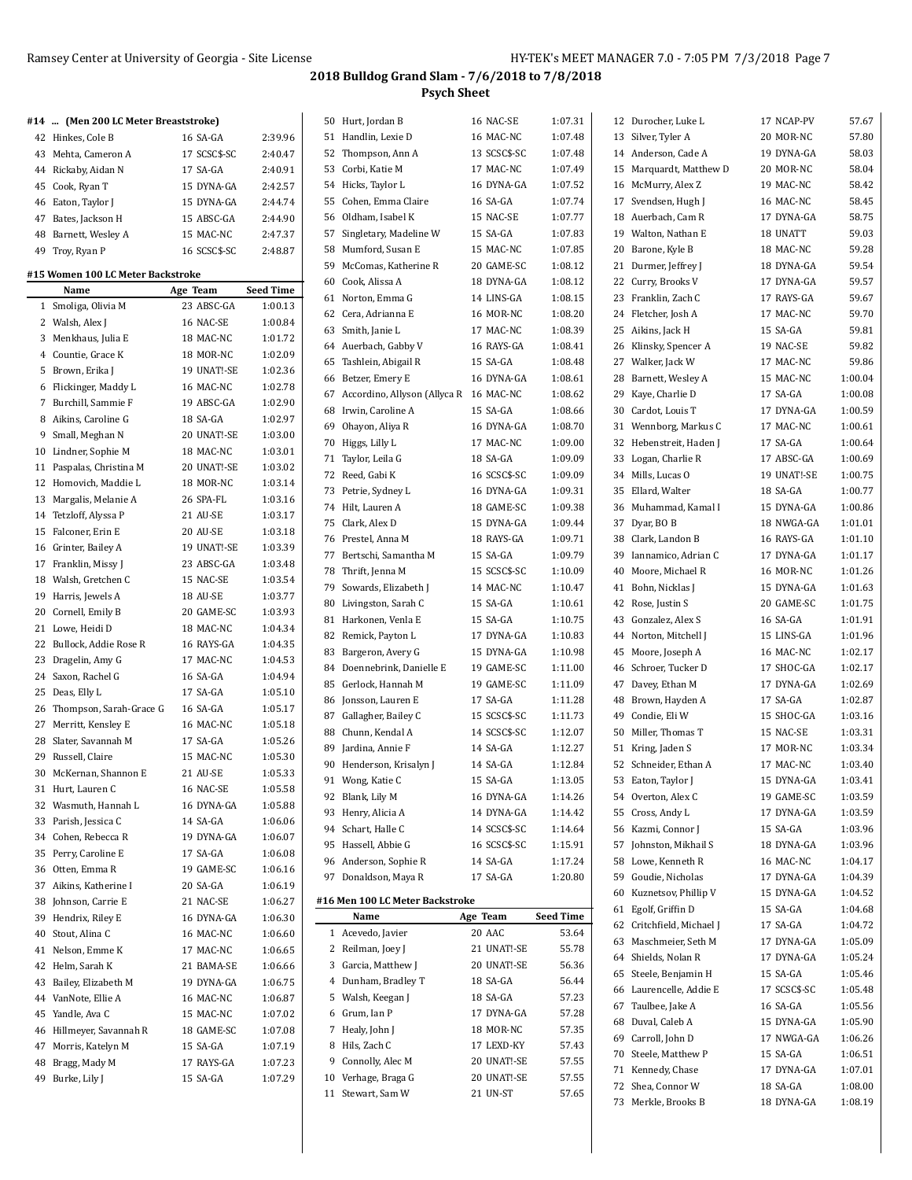## 2018 Bulldog Grand Slam - 7/6/2018 to 7/8/2018

### Psych Sheet

#### #14 ... (Men 200 LC Meter Breaststroke)

| | Name | Age | Team | Seed Time |
|---|---|---|---|---|
| 42 | Hinkes, Cole B | 16 | SA-GA | 2:39.96 |
| 43 | Mehta, Cameron A | 17 | SCSC$-SC | 2:40.47 |
| 44 | Rickaby, Aidan N | 17 | SA-GA | 2:40.91 |
| 45 | Cook, Ryan T | 15 | DYNA-GA | 2:42.57 |
| 46 | Eaton, Taylor J | 15 | DYNA-GA | 2:44.74 |
| 47 | Bates, Jackson H | 15 | ABSC-GA | 2:44.90 |
| 48 | Barnett, Wesley A | 15 | MAC-NC | 2:47.37 |
| 49 | Troy, Ryan P | 16 | SCSC$-SC | 2:48.87 |

#### #15 Women 100 LC Meter Backstroke

| | Name | Age | Team | Seed Time |
|---|---|---|---|---|
| 1 | Smoliga, Olivia M | 23 | ABSC-GA | 1:00.13 |
| 2 | Walsh, Alex J | 16 | NAC-SE | 1:00.84 |
| 3 | Menkhaus, Julia E | 18 | MAC-NC | 1:01.72 |
| 4 | Countie, Grace K | 18 | MOR-NC | 1:02.09 |
| 5 | Brown, Erika J | 19 | UNAT!-SE | 1:02.36 |
| 6 | Flickinger, Maddy L | 16 | MAC-NC | 1:02.78 |
| 7 | Burchill, Sammie F | 19 | ABSC-GA | 1:02.90 |
| 8 | Aikins, Caroline G | 18 | SA-GA | 1:02.97 |
| 9 | Small, Meghan N | 20 | UNAT!-SE | 1:03.00 |
| 10 | Lindner, Sophie M | 18 | MAC-NC | 1:03.01 |
| 11 | Paspalas, Christina M | 20 | UNAT!-SE | 1:03.02 |
| 12 | Homovich, Maddie L | 18 | MOR-NC | 1:03.14 |
| 13 | Margalis, Melanie A | 26 | SPA-FL | 1:03.16 |
| 14 | Tetzloff, Alyssa P | 21 | AU-SE | 1:03.17 |
| 15 | Falconer, Erin E | 20 | AU-SE | 1:03.18 |
| 16 | Grinter, Bailey A | 19 | UNAT!-SE | 1:03.39 |
| 17 | Franklin, Missy J | 23 | ABSC-GA | 1:03.48 |
| 18 | Walsh, Gretchen C | 15 | NAC-SE | 1:03.54 |
| 19 | Harris, Jewels A | 18 | AU-SE | 1:03.77 |
| 20 | Cornell, Emily B | 20 | GAME-SC | 1:03.93 |
| 21 | Lowe, Heidi D | 18 | MAC-NC | 1:04.34 |
| 22 | Bullock, Addie Rose R | 16 | RAYS-GA | 1:04.35 |
| 23 | Dragelin, Amy G | 17 | MAC-NC | 1:04.53 |
| 24 | Saxon, Rachel G | 16 | SA-GA | 1:04.94 |
| 25 | Deas, Elly L | 17 | SA-GA | 1:05.10 |
| 26 | Thompson, Sarah-Grace G | 16 | SA-GA | 1:05.17 |
| 27 | Merritt, Kensley E | 16 | MAC-NC | 1:05.18 |
| 28 | Slater, Savannah M | 17 | SA-GA | 1:05.26 |
| 29 | Russell, Claire | 15 | MAC-NC | 1:05.30 |
| 30 | McKernan, Shannon E | 21 | AU-SE | 1:05.33 |
| 31 | Hurt, Lauren C | 16 | NAC-SE | 1:05.58 |
| 32 | Wasmuth, Hannah L | 16 | DYNA-GA | 1:05.88 |
| 33 | Parish, Jessica C | 14 | SA-GA | 1:06.06 |
| 34 | Cohen, Rebecca R | 19 | DYNA-GA | 1:06.07 |
| 35 | Perry, Caroline E | 17 | SA-GA | 1:06.08 |
| 36 | Otten, Emma R | 19 | GAME-SC | 1:06.16 |
| 37 | Aikins, Katherine I | 20 | SA-GA | 1:06.19 |
| 38 | Johnson, Carrie E | 21 | NAC-SE | 1:06.27 |
| 39 | Hendrix, Riley E | 16 | DYNA-GA | 1:06.30 |
| 40 | Stout, Alina C | 16 | MAC-NC | 1:06.60 |
| 41 | Nelson, Emme K | 17 | MAC-NC | 1:06.65 |
| 42 | Helm, Sarah K | 21 | BAMA-SE | 1:06.66 |
| 43 | Bailey, Elizabeth M | 19 | DYNA-GA | 1:06.75 |
| 44 | VanNote, Ellie A | 16 | MAC-NC | 1:06.87 |
| 45 | Yandle, Ava C | 15 | MAC-NC | 1:07.02 |
| 46 | Hillmeyer, Savannah R | 18 | GAME-SC | 1:07.08 |
| 47 | Morris, Katelyn M | 15 | SA-GA | 1:07.19 |
| 48 | Bragg, Mady M | 17 | RAYS-GA | 1:07.23 |
| 49 | Burke, Lily J | 15 | SA-GA | 1:07.29 |
| 50 | Hurt, Jordan B | 16 | NAC-SE | 1:07.31 |
| 51 | Handlin, Lexie D | 16 | MAC-NC | 1:07.48 |
| 52 | Thompson, Ann A | 13 | SCSC$-SC | 1:07.48 |
| 53 | Corbi, Katie M | 17 | MAC-NC | 1:07.49 |
| 54 | Hicks, Taylor L | 16 | DYNA-GA | 1:07.52 |
| 55 | Cohen, Emma Claire | 16 | SA-GA | 1:07.74 |
| 56 | Oldham, Isabel K | 15 | NAC-SE | 1:07.77 |
| 57 | Singletary, Madeline W | 15 | SA-GA | 1:07.83 |
| 58 | Mumford, Susan E | 15 | MAC-NC | 1:07.85 |
| 59 | McComas, Katherine R | 20 | GAME-SC | 1:08.12 |
| 60 | Cook, Alissa A | 18 | DYNA-GA | 1:08.12 |
| 61 | Norton, Emma G | 14 | LINS-GA | 1:08.15 |
| 62 | Cera, Adrianna E | 16 | MOR-NC | 1:08.20 |
| 63 | Smith, Janie L | 17 | MAC-NC | 1:08.39 |
| 64 | Auerbach, Gabby V | 16 | RAYS-GA | 1:08.41 |
| 65 | Tashlein, Abigail R | 15 | SA-GA | 1:08.48 |
| 66 | Betzer, Emery E | 16 | DYNA-GA | 1:08.61 |
| 67 | Accordino, Allyson (Allyca R | 16 | MAC-NC | 1:08.62 |
| 68 | Irwin, Caroline A | 15 | SA-GA | 1:08.66 |
| 69 | Ohayon, Aliya R | 16 | DYNA-GA | 1:08.70 |
| 70 | Higgs, Lilly L | 17 | MAC-NC | 1:09.00 |
| 71 | Taylor, Leila G | 18 | SA-GA | 1:09.09 |
| 72 | Reed, Gabi K | 16 | SCSC$-SC | 1:09.09 |
| 73 | Petrie, Sydney L | 16 | DYNA-GA | 1:09.31 |
| 74 | Hilt, Lauren A | 18 | GAME-SC | 1:09.38 |
| 75 | Clark, Alex D | 15 | DYNA-GA | 1:09.44 |
| 76 | Prestel, Anna M | 18 | RAYS-GA | 1:09.71 |
| 77 | Bertschi, Samantha M | 15 | SA-GA | 1:09.79 |
| 78 | Thrift, Jenna M | 15 | SCSC$-SC | 1:10.09 |
| 79 | Sowards, Elizabeth J | 14 | MAC-NC | 1:10.47 |
| 80 | Livingston, Sarah C | 15 | SA-GA | 1:10.61 |
| 81 | Harkonen, Venla E | 15 | SA-GA | 1:10.75 |
| 82 | Remick, Payton L | 17 | DYNA-GA | 1:10.83 |
| 83 | Bargeron, Avery G | 15 | DYNA-GA | 1:10.98 |
| 84 | Doennebrink, Danielle E | 19 | GAME-SC | 1:11.00 |
| 85 | Gerlock, Hannah M | 19 | GAME-SC | 1:11.09 |
| 86 | Jonsson, Lauren E | 17 | SA-GA | 1:11.28 |
| 87 | Gallagher, Bailey C | 15 | SCSC$-SC | 1:11.73 |
| 88 | Chunn, Kendal A | 14 | SCSC$-SC | 1:12.07 |
| 89 | Jardina, Annie F | 14 | SA-GA | 1:12.27 |
| 90 | Henderson, Krisalyn J | 14 | SA-GA | 1:12.84 |
| 91 | Wong, Katie C | 15 | SA-GA | 1:13.05 |
| 92 | Blank, Lily M | 16 | DYNA-GA | 1:14.26 |
| 93 | Henry, Alicia A | 14 | DYNA-GA | 1:14.42 |
| 94 | Schart, Halle C | 14 | SCSC$-SC | 1:14.64 |
| 95 | Hassell, Abbie G | 16 | SCSC$-SC | 1:15.91 |
| 96 | Anderson, Sophie R | 14 | SA-GA | 1:17.24 |
| 97 | Donaldson, Maya R | 17 | SA-GA | 1:20.80 |

#### #16 Men 100 LC Meter Backstroke

| | Name | Age | Team | Seed Time |
|---|---|---|---|---|
| 1 | Acevedo, Javier | 20 | AAC | 53.64 |
| 2 | Reilman, Joey J | 21 | UNAT!-SE | 55.78 |
| 3 | Garcia, Matthew J | 20 | UNAT!-SE | 56.36 |
| 4 | Dunham, Bradley T | 18 | SA-GA | 56.44 |
| 5 | Walsh, Keegan J | 18 | SA-GA | 57.23 |
| 6 | Grum, Ian P | 17 | DYNA-GA | 57.28 |
| 7 | Healy, John J | 18 | MOR-NC | 57.35 |
| 8 | Hils, Zach C | 17 | LEXD-KY | 57.43 |
| 9 | Connolly, Alec M | 20 | UNAT!-SE | 57.55 |
| 10 | Verhage, Braga G | 20 | UNAT!-SE | 57.55 |
| 11 | Stewart, Sam W | 21 | UN-ST | 57.65 |
| 12 | Durocher, Luke L | 17 | NCAP-PV | 57.67 |
| 13 | Silver, Tyler A | 20 | MOR-NC | 57.80 |
| 14 | Anderson, Cade A | 19 | DYNA-GA | 58.03 |
| 15 | Marquardt, Matthew D | 20 | MOR-NC | 58.04 |
| 16 | McMurry, Alex Z | 19 | MAC-NC | 58.42 |
| 17 | Svendsen, Hugh J | 16 | MAC-NC | 58.45 |
| 18 | Auerbach, Cam R | 17 | DYNA-GA | 58.75 |
| 19 | Walton, Nathan E | 18 | UNATT | 59.03 |
| 20 | Barone, Kyle B | 18 | MAC-NC | 59.28 |
| 21 | Durmer, Jeffrey J | 18 | DYNA-GA | 59.54 |
| 22 | Curry, Brooks V | 17 | DYNA-GA | 59.57 |
| 23 | Franklin, Zach C | 17 | RAYS-GA | 59.67 |
| 24 | Fletcher, Josh A | 17 | MAC-NC | 59.70 |
| 25 | Aikins, Jack H | 15 | SA-GA | 59.81 |
| 26 | Klinsky, Spencer A | 19 | NAC-SE | 59.82 |
| 27 | Walker, Jack W | 17 | MAC-NC | 59.86 |
| 28 | Barnett, Wesley A | 15 | MAC-NC | 1:00.04 |
| 29 | Kaye, Charlie D | 17 | SA-GA | 1:00.08 |
| 30 | Cardot, Louis T | 17 | DYNA-GA | 1:00.59 |
| 31 | Wennborg, Markus C | 17 | MAC-NC | 1:00.61 |
| 32 | Hebenstreit, Haden J | 17 | SA-GA | 1:00.64 |
| 33 | Logan, Charlie R | 17 | ABSC-GA | 1:00.69 |
| 34 | Mills, Lucas O | 19 | UNAT!-SE | 1:00.75 |
| 35 | Ellard, Walter | 18 | SA-GA | 1:00.77 |
| 36 | Muhammad, Kamal I | 15 | DYNA-GA | 1:00.86 |
| 37 | Dyar, BO B | 18 | NWGA-GA | 1:01.01 |
| 38 | Clark, Landon B | 16 | RAYS-GA | 1:01.10 |
| 39 | Iannamico, Adrian C | 17 | DYNA-GA | 1:01.17 |
| 40 | Moore, Michael R | 16 | MOR-NC | 1:01.26 |
| 41 | Bohn, Nicklas J | 15 | DYNA-GA | 1:01.63 |
| 42 | Rose, Justin S | 20 | GAME-SC | 1:01.75 |
| 43 | Gonzalez, Alex S | 16 | SA-GA | 1:01.91 |
| 44 | Norton, Mitchell J | 15 | LINS-GA | 1:01.96 |
| 45 | Moore, Joseph A | 16 | MAC-NC | 1:02.17 |
| 46 | Schroer, Tucker D | 17 | SHOC-GA | 1:02.17 |
| 47 | Davey, Ethan M | 17 | DYNA-GA | 1:02.69 |
| 48 | Brown, Hayden A | 17 | SA-GA | 1:02.87 |
| 49 | Condie, Eli W | 15 | SHOC-GA | 1:03.16 |
| 50 | Miller, Thomas T | 15 | NAC-SE | 1:03.31 |
| 51 | Kring, Jaden S | 17 | MOR-NC | 1:03.34 |
| 52 | Schneider, Ethan A | 17 | MAC-NC | 1:03.40 |
| 53 | Eaton, Taylor J | 15 | DYNA-GA | 1:03.41 |
| 54 | Overton, Alex C | 19 | GAME-SC | 1:03.59 |
| 55 | Cross, Andy L | 17 | DYNA-GA | 1:03.59 |
| 56 | Kazmi, Connor J | 15 | SA-GA | 1:03.96 |
| 57 | Johnston, Mikhail S | 18 | DYNA-GA | 1:03.96 |
| 58 | Lowe, Kenneth R | 16 | MAC-NC | 1:04.17 |
| 59 | Goudie, Nicholas | 17 | DYNA-GA | 1:04.39 |
| 60 | Kuznetsov, Phillip V | 15 | DYNA-GA | 1:04.52 |
| 61 | Egolf, Griffin D | 15 | SA-GA | 1:04.68 |
| 62 | Critchfield, Michael J | 17 | SA-GA | 1:04.72 |
| 63 | Maschmeier, Seth M | 17 | DYNA-GA | 1:05.09 |
| 64 | Shields, Nolan R | 17 | DYNA-GA | 1:05.24 |
| 65 | Steele, Benjamin H | 15 | SA-GA | 1:05.46 |
| 66 | Laurencelle, Addie E | 17 | SCSC$-SC | 1:05.48 |
| 67 | Taulbee, Jake A | 16 | SA-GA | 1:05.56 |
| 68 | Duval, Caleb A | 15 | DYNA-GA | 1:05.90 |
| 69 | Carroll, John D | 17 | NWGA-GA | 1:06.26 |
| 70 | Steele, Matthew P | 15 | SA-GA | 1:06.51 |
| 71 | Kennedy, Chase | 17 | DYNA-GA | 1:07.01 |
| 72 | Shea, Connor W | 18 | SA-GA | 1:08.00 |
| 73 | Merkle, Brooks B | 18 | DYNA-GA | 1:08.19 |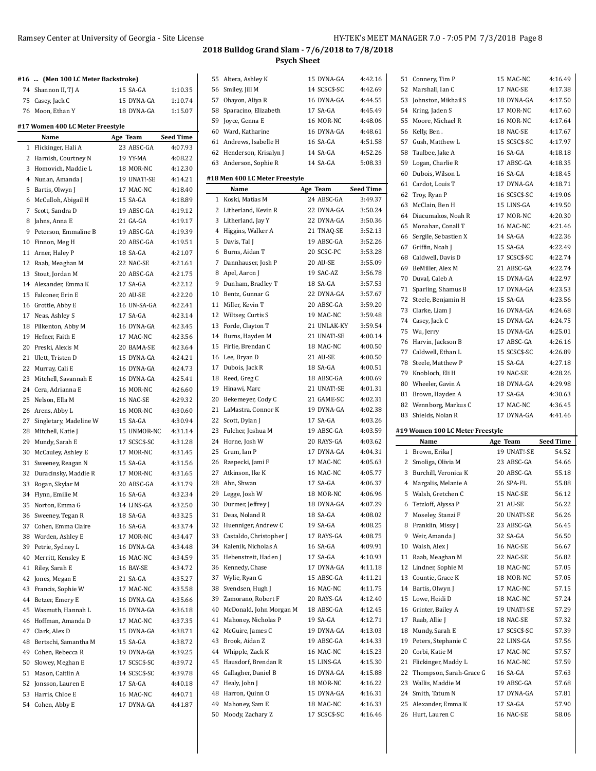## 2018 Bulldog Grand Slam - 7/6/2018 to 7/8/2018

### Psych Sheet

#### #16 ... (Men 100 LC Meter Backstroke)

| | Name | Age | Team | Seed Time |
|---|---|---|---|---|
| 74 | Shannon II, TJ A | 15 | SA-GA | 1:10.35 |
| 75 | Casey, Jack C | 15 | DYNA-GA | 1:10.74 |
| 76 | Moon, Ethan Y | 18 | DYNA-GA | 1:15.07 |

#### #17 Women 400 LC Meter Freestyle

| | Name | Age | Team | Seed Time |
|---|---|---|---|---|
| 1 | Flickinger, Hali A | 23 | ABSC-GA | 4:07.93 |
| 2 | Harnish, Courtney N | 19 | YY-MA | 4:08.22 |
| 3 | Homovich, Maddie L | 18 | MOR-NC | 4:12.30 |
| 4 | Nunan, Amanda J | 19 | UNAT!-SE | 4:14.21 |
| 5 | Bartis, Olwyn J | 17 | MAC-NC | 4:18.40 |
| 6 | McCulloh, Abigail H | 15 | SA-GA | 4:18.89 |
| 7 | Scott, Sandra D | 19 | ABSC-GA | 4:19.12 |
| 8 | Jahns, Anna E | 21 | GA-GA | 4:19.17 |
| 9 | Peterson, Emmaline B | 19 | ABSC-GA | 4:19.39 |
| 10 | Finnon, Meg H | 20 | ABSC-GA | 4:19.51 |
| 11 | Arner, Haley P | 18 | SA-GA | 4:21.07 |
| 12 | Raab, Meaghan M | 22 | NAC-SE | 4:21.61 |
| 13 | Stout, Jordan M | 20 | ABSC-GA | 4:21.75 |
| 14 | Alexander, Emma K | 17 | SA-GA | 4:22.12 |
| 15 | Falconer, Erin E | 20 | AU-SE | 4:22.20 |
| 16 | Grottle, Abby E | 16 | UN-SA-GA | 4:22.41 |
| 17 | Neas, Ashley S | 17 | SA-GA | 4:23.14 |
| 18 | Pilkenton, Abby M | 16 | DYNA-GA | 4:23.45 |
| 19 | Hefner, Faith E | 17 | MAC-NC | 4:23.56 |
| 20 | Preski, Alexis M | 20 | BAMA-SE | 4:23.64 |
| 21 | Ulett, Tristen D | 15 | DYNA-GA | 4:24.21 |
| 22 | Murray, Cali E | 16 | DYNA-GA | 4:24.73 |
| 23 | Mitchell, Savannah E | 16 | DYNA-GA | 4:25.41 |
| 24 | Cera, Adrianna E | 16 | MOR-NC | 4:26.60 |
| 25 | Nelson, Ella M | 16 | NAC-SE | 4:29.32 |
| 26 | Arens, Abby L | 16 | MOR-NC | 4:30.60 |
| 27 | Singletary, Madeline W | 15 | SA-GA | 4:30.94 |
| 28 | Mitchell, Katie J | 15 | UNMOR-NC | 4:31.14 |
| 29 | Mundy, Sarah E | 17 | SCSC$-SC | 4:31.28 |
| 30 | McCauley, Ashley E | 17 | MOR-NC | 4:31.45 |
| 31 | Sweeney, Reagan N | 15 | SA-GA | 4:31.56 |
| 32 | Duracinsky, Maddie R | 17 | MOR-NC | 4:31.65 |
| 33 | Rogan, Skylar M | 20 | ABSC-GA | 4:31.79 |
| 34 | Flynn, Emilie M | 16 | SA-GA | 4:32.34 |
| 35 | Norton, Emma G | 14 | LINS-GA | 4:32.50 |
| 36 | Sweeney, Tegan R | 18 | SA-GA | 4:33.25 |
| 37 | Cohen, Emma Claire | 16 | SA-GA | 4:33.74 |
| 38 | Worden, Ashley E | 17 | MOR-NC | 4:34.47 |
| 39 | Petrie, Sydney L | 16 | DYNA-GA | 4:34.48 |
| 40 | Merritt, Kensley E | 16 | MAC-NC | 4:34.59 |
| 41 | Riley, Sarah E | 16 | BAY-SE | 4:34.72 |
| 42 | Jones, Megan E | 21 | SA-GA | 4:35.27 |
| 43 | Francis, Sophie W | 17 | MAC-NC | 4:35.58 |
| 44 | Betzer, Emery E | 16 | DYNA-GA | 4:35.66 |
| 45 | Wasmuth, Hannah L | 16 | DYNA-GA | 4:36.18 |
| 46 | Hoffman, Amanda D | 17 | MAC-NC | 4:37.35 |
| 47 | Clark, Alex D | 15 | DYNA-GA | 4:38.71 |
| 48 | Bertschi, Samantha M | 15 | SA-GA | 4:38.72 |
| 49 | Cohen, Rebecca R | 19 | DYNA-GA | 4:39.25 |
| 50 | Slowey, Meghan E | 17 | SCSC$-SC | 4:39.72 |
| 51 | Mason, Caitlin A | 14 | SCSC$-SC | 4:39.78 |
| 52 | Jonsson, Lauren E | 17 | SA-GA | 4:40.18 |
| 53 | Harris, Chloe E | 16 | MAC-NC | 4:40.71 |
| 54 | Cohen, Abby E | 17 | DYNA-GA | 4:41.87 |
| 55 | Altera, Ashley K | 15 | DYNA-GA | 4:42.16 |
| 56 | Smiley, Jill M | 14 | SCSC$-SC | 4:42.69 |
| 57 | Ohayon, Aliya R | 16 | DYNA-GA | 4:44.55 |
| 58 | Sparacino, Elizabeth | 17 | SA-GA | 4:45.49 |
| 59 | Joyce, Genna E | 16 | MOR-NC | 4:48.06 |
| 60 | Ward, Katharine | 16 | DYNA-GA | 4:48.61 |
| 61 | Andrews, Isabelle H | 16 | SA-GA | 4:51.58 |
| 62 | Henderson, Krisalyn J | 14 | SA-GA | 4:52.26 |
| 63 | Anderson, Sophie R | 14 | SA-GA | 5:08.33 |

#### #18 Men 400 LC Meter Freestyle

| | Name | Age | Team | Seed Time |
|---|---|---|---|---|
| 1 | Koski, Matias M | 24 | ABSC-GA | 3:49.37 |
| 2 | Litherland, Kevin R | 22 | DYNA-GA | 3:50.24 |
| 3 | Litherland, Jay Y | 22 | DYNA-GA | 3:50.36 |
| 4 | Higgins, Walker A | 21 | TNAQ-SE | 3:52.13 |
| 5 | Davis, Tal J | 19 | ABSC-GA | 3:52.26 |
| 6 | Burns, Aidan T | 20 | SCSC-PC | 3:53.28 |
| 7 | Dannhauser, Josh P | 20 | AU-SE | 3:55.09 |
| 8 | Apel, Aaron J | 19 | SAC-AZ | 3:56.78 |
| 9 | Dunham, Bradley T | 18 | SA-GA | 3:57.53 |
| 10 | Bentz, Gunnar G | 22 | DYNA-GA | 3:57.67 |
| 11 | Miller, Kevin T | 20 | ABSC-GA | 3:59.20 |
| 12 | Wiltsey, Curtis S | 19 | MAC-NC | 3:59.48 |
| 13 | Forde, Clayton T | 21 | UNLAK-KY | 3:59.54 |
| 14 | Burns, Hayden M | 21 | UNAT!-SE | 4:00.14 |
| 15 | Firlie, Brendan C | 18 | MAC-NC | 4:00.50 |
| 16 | Lee, Bryan D | 21 | AU-SE | 4:00.50 |
| 17 | Dubois, Jack R | 18 | SA-GA | 4:00.51 |
| 18 | Reed, Greg C | 18 | ABSC-GA | 4:00.69 |
| 19 | Hinawi, Marc | 21 | UNAT!-SE | 4:01.31 |
| 20 | Bekemeyer, Cody C | 21 | GAME-SC | 4:02.31 |
| 21 | LaMastra, Connor K | 19 | DYNA-GA | 4:02.38 |
| 22 | Scott, Dylan J | 17 | SA-GA | 4:03.26 |
| 23 | Fulcher, Joshua M | 19 | ABSC-GA | 4:03.59 |
| 24 | Horne, Josh W | 20 | RAYS-GA | 4:03.62 |
| 25 | Grum, Ian P | 17 | DYNA-GA | 4:04.31 |
| 26 | Rzepecki, Jami F | 17 | MAC-NC | 4:05.63 |
| 27 | Atkinson, Ike K | 16 | MAC-NC | 4:05.77 |
| 28 | Ahn, Shwan | 17 | SA-GA | 4:06.37 |
| 29 | Legge, Josh W | 18 | MOR-NC | 4:06.96 |
| 30 | Durmer, Jeffrey J | 18 | DYNA-GA | 4:07.29 |
| 31 | Deas, Noland R | 18 | SA-GA | 4:08.02 |
| 32 | Huenniger, Andrew C | 19 | SA-GA | 4:08.25 |
| 33 | Castaldo, Christopher J | 17 | RAYS-GA | 4:08.75 |
| 34 | Kalenik, Nicholas A | 16 | SA-GA | 4:09.91 |
| 35 | Hebenstreit, Haden J | 17 | SA-GA | 4:10.93 |
| 36 | Kennedy, Chase | 17 | DYNA-GA | 4:11.18 |
| 37 | Wylie, Ryan G | 15 | ABSC-GA | 4:11.21 |
| 38 | Svendsen, Hugh J | 16 | MAC-NC | 4:11.75 |
| 39 | Zamorano, Robert F | 20 | RAYS-GA | 4:12.40 |
| 40 | McDonald, John Morgan M | 18 | ABSC-GA | 4:12.45 |
| 41 | Mahoney, Nicholas P | 19 | SA-GA | 4:12.71 |
| 42 | McGuire, James C | 19 | DYNA-GA | 4:13.03 |
| 43 | Brook, Aidan Z | 19 | ABSC-GA | 4:14.33 |
| 44 | Whipple, Zack K | 16 | MAC-NC | 4:15.23 |
| 45 | Hausdorf, Brendan R | 15 | LINS-GA | 4:15.30 |
| 46 | Gallagher, Daniel B | 16 | DYNA-GA | 4:15.88 |
| 47 | Healy, John J | 18 | MOR-NC | 4:16.22 |
| 48 | Harron, Quinn O | 15 | DYNA-GA | 4:16.31 |
| 49 | Mahoney, Sam E | 18 | MAC-NC | 4:16.33 |
| 50 | Moody, Zachary Z | 17 | SCSC$-SC | 4:16.46 |
| 51 | Connery, Tim P | 15 | MAC-NC | 4:16.49 |
| 52 | Marshall, Ian C | 17 | NAC-SE | 4:17.38 |
| 53 | Johnston, Mikhail S | 18 | DYNA-GA | 4:17.50 |
| 54 | Kring, Jaden S | 17 | MOR-NC | 4:17.60 |
| 55 | Moore, Michael R | 16 | MOR-NC | 4:17.64 |
| 56 | Kelly, Ben . | 18 | NAC-SE | 4:17.67 |
| 57 | Gush, Matthew L | 15 | SCSC$-SC | 4:17.97 |
| 58 | Taulbee, Jake A | 16 | SA-GA | 4:18.18 |
| 59 | Logan, Charlie R | 17 | ABSC-GA | 4:18.35 |
| 60 | Dubois, Wilson L | 16 | SA-GA | 4:18.45 |
| 61 | Cardot, Louis T | 17 | DYNA-GA | 4:18.71 |
| 62 | Troy, Ryan P | 16 | SCSC$-SC | 4:19.06 |
| 63 | McClain, Ben H | 15 | LINS-GA | 4:19.50 |
| 64 | Diacumakos, Noah R | 17 | MOR-NC | 4:20.30 |
| 65 | Monahan, Conall T | 16 | MAC-NC | 4:21.46 |
| 66 | Sergile, Sebastien X | 14 | SA-GA | 4:22.36 |
| 67 | Griffin, Noah J | 15 | SA-GA | 4:22.49 |
| 68 | Caldwell, Davis D | 17 | SCSC$-SC | 4:22.74 |
| 69 | BeMiller, Alex M | 21 | ABSC-GA | 4:22.74 |
| 70 | Duval, Caleb A | 15 | DYNA-GA | 4:22.97 |
| 71 | Sparling, Shamus B | 17 | DYNA-GA | 4:23.53 |
| 72 | Steele, Benjamin H | 15 | SA-GA | 4:23.56 |
| 73 | Clarke, Liam J | 16 | DYNA-GA | 4:24.68 |
| 74 | Casey, Jack C | 15 | DYNA-GA | 4:24.75 |
| 75 | Wu, Jerry | 15 | DYNA-GA | 4:25.01 |
| 76 | Harvin, Jackson B | 17 | ABSC-GA | 4:26.16 |
| 77 | Caldwell, Ethan L | 15 | SCSC$-SC | 4:26.89 |
| 78 | Steele, Matthew P | 15 | SA-GA | 4:27.18 |
| 79 | Knobloch, Eli H | 19 | NAC-SE | 4:28.26 |
| 80 | Wheeler, Gavin A | 18 | DYNA-GA | 4:29.98 |
| 81 | Brown, Hayden A | 17 | SA-GA | 4:30.63 |
| 82 | Wennborg, Markus C | 17 | MAC-NC | 4:36.45 |
| 83 | Shields, Nolan R | 17 | DYNA-GA | 4:41.46 |

#### #19 Women 100 LC Meter Freestyle

| | Name | Age | Team | Seed Time |
|---|---|---|---|---|
| 1 | Brown, Erika J | 19 | UNAT!-SE | 54.52 |
| 2 | Smoliga, Olivia M | 23 | ABSC-GA | 54.66 |
| 3 | Burchill, Veronica K | 20 | ABSC-GA | 55.18 |
| 4 | Margalis, Melanie A | 26 | SPA-FL | 55.88 |
| 5 | Walsh, Gretchen C | 15 | NAC-SE | 56.12 |
| 6 | Tetzloff, Alyssa P | 21 | AU-SE | 56.22 |
| 7 | Moseley, Stanzi F | 20 | UNAT!-SE | 56.26 |
| 8 | Franklin, Missy J | 23 | ABSC-GA | 56.45 |
| 9 | Weir, Amanda J | 32 | SA-GA | 56.50 |
| 10 | Walsh, Alex J | 16 | NAC-SE | 56.67 |
| 11 | Raab, Meaghan M | 22 | NAC-SE | 56.82 |
| 12 | Lindner, Sophie M | 18 | MAC-NC | 57.05 |
| 13 | Countie, Grace K | 18 | MOR-NC | 57.05 |
| 14 | Bartis, Olwyn J | 17 | MAC-NC | 57.15 |
| 15 | Lowe, Heidi D | 18 | MAC-NC | 57.24 |
| 16 | Grinter, Bailey A | 19 | UNAT!-SE | 57.29 |
| 17 | Raab, Allie J | 18 | NAC-SE | 57.32 |
| 18 | Mundy, Sarah E | 17 | SCSC$-SC | 57.39 |
| 19 | Peters, Stephanie C | 22 | LINS-GA | 57.56 |
| 20 | Corbi, Katie M | 17 | MAC-NC | 57.57 |
| 21 | Flickinger, Maddy L | 16 | MAC-NC | 57.59 |
| 22 | Thompson, Sarah-Grace G | 16 | SA-GA | 57.63 |
| 23 | Wallis, Maddie M | 19 | ABSC-GA | 57.68 |
| 24 | Smith, Tatum N | 17 | DYNA-GA | 57.81 |
| 25 | Alexander, Emma K | 17 | SA-GA | 57.90 |
| 26 | Hurt, Lauren C | 16 | NAC-SE | 58.06 |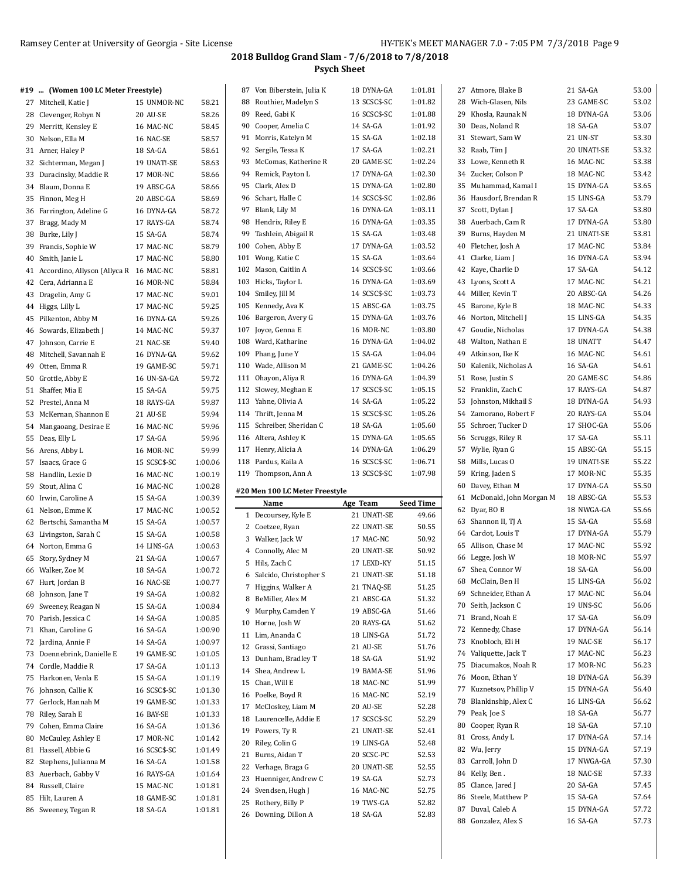## 2018 Bulldog Grand Slam - 7/6/2018 to 7/8/2018

### Psych Sheet

#### #19 ... (Women 100 LC Meter Freestyle)

| # | Name | Age Team | Seed Time |
|---|---|---|---|
| 27 | Mitchell, Katie J | 15 UNMOR-NC | 58.21 |
| 28 | Clevenger, Robyn N | 20 AU-SE | 58.26 |
| 29 | Merritt, Kensley E | 16 MAC-NC | 58.45 |
| 30 | Nelson, Ella M | 16 NAC-SE | 58.57 |
| 31 | Arner, Haley P | 18 SA-GA | 58.61 |
| 32 | Sichterman, Megan J | 19 UNAT!-SE | 58.63 |
| 33 | Duracinsky, Maddie R | 17 MOR-NC | 58.66 |
| 34 | Blaum, Donna E | 19 ABSC-GA | 58.66 |
| 35 | Finnon, Meg H | 20 ABSC-GA | 58.69 |
| 36 | Farrington, Adeline G | 16 DYNA-GA | 58.72 |
| 37 | Bragg, Mady M | 17 RAYS-GA | 58.74 |
| 38 | Burke, Lily J | 15 SA-GA | 58.74 |
| 39 | Francis, Sophie W | 17 MAC-NC | 58.79 |
| 40 | Smith, Janie L | 17 MAC-NC | 58.80 |
| 41 | Accordino, Allyson (Allyca R | 16 MAC-NC | 58.81 |
| 42 | Cera, Adrianna E | 16 MOR-NC | 58.84 |
| 43 | Dragelin, Amy G | 17 MAC-NC | 59.01 |
| 44 | Higgs, Lilly L | 17 MAC-NC | 59.25 |
| 45 | Pilkenton, Abby M | 16 DYNA-GA | 59.26 |
| 46 | Sowards, Elizabeth J | 14 MAC-NC | 59.37 |
| 47 | Johnson, Carrie E | 21 NAC-SE | 59.40 |
| 48 | Mitchell, Savannah E | 16 DYNA-GA | 59.62 |
| 49 | Otten, Emma R | 19 GAME-SC | 59.71 |
| 50 | Grottle, Abby E | 16 UN-SA-GA | 59.72 |
| 51 | Shaffer, Mia E | 15 SA-GA | 59.75 |
| 52 | Prestel, Anna M | 18 RAYS-GA | 59.87 |
| 53 | McKernan, Shannon E | 21 AU-SE | 59.94 |
| 54 | Mangaoang, Desirae E | 16 MAC-NC | 59.96 |
| 55 | Deas, Elly L | 17 SA-GA | 59.96 |
| 56 | Arens, Abby L | 16 MOR-NC | 59.99 |
| 57 | Isaacs, Grace G | 15 SCSC$-SC | 1:00.06 |
| 58 | Handlin, Lexie D | 16 MAC-NC | 1:00.19 |
| 59 | Stout, Alina C | 16 MAC-NC | 1:00.28 |
| 60 | Irwin, Caroline A | 15 SA-GA | 1:00.39 |
| 61 | Nelson, Emme K | 17 MAC-NC | 1:00.52 |
| 62 | Bertschi, Samantha M | 15 SA-GA | 1:00.57 |
| 63 | Livingston, Sarah C | 15 SA-GA | 1:00.58 |
| 64 | Norton, Emma G | 14 LINS-GA | 1:00.63 |
| 65 | Story, Sydney M | 21 SA-GA | 1:00.67 |
| 66 | Walker, Zoe M | 18 SA-GA | 1:00.72 |
| 67 | Hurt, Jordan B | 16 NAC-SE | 1:00.77 |
| 68 | Johnson, Jane T | 19 SA-GA | 1:00.82 |
| 69 | Sweeney, Reagan N | 15 SA-GA | 1:00.84 |
| 70 | Parish, Jessica C | 14 SA-GA | 1:00.85 |
| 71 | Khan, Caroline G | 16 SA-GA | 1:00.90 |
| 72 | Jardina, Annie F | 14 SA-GA | 1:00.97 |
| 73 | Doennebrink, Danielle E | 19 GAME-SC | 1:01.05 |
| 74 | Cordle, Maddie R | 17 SA-GA | 1:01.13 |
| 75 | Harkonen, Venla E | 15 SA-GA | 1:01.19 |
| 76 | Johnson, Callie K | 16 SCSC$-SC | 1:01.30 |
| 77 | Gerlock, Hannah M | 19 GAME-SC | 1:01.33 |
| 78 | Riley, Sarah E | 16 BAY-SE | 1:01.33 |
| 79 | Cohen, Emma Claire | 16 SA-GA | 1:01.36 |
| 80 | McCauley, Ashley E | 17 MOR-NC | 1:01.42 |
| 81 | Hassell, Abbie G | 16 SCSC$-SC | 1:01.49 |
| 82 | Stephens, Julianna M | 16 SA-GA | 1:01.58 |
| 83 | Auerbach, Gabby V | 16 RAYS-GA | 1:01.64 |
| 84 | Russell, Claire | 15 MAC-NC | 1:01.81 |
| 85 | Hilt, Lauren A | 18 GAME-SC | 1:01.81 |
| 86 | Sweeney, Tegan R | 18 SA-GA | 1:01.81 |
| 87 | Von Biberstein, Julia K | 18 DYNA-GA | 1:01.81 |
| 88 | Routhier, Madelyn S | 13 SCSC$-SC | 1:01.82 |
| 89 | Reed, Gabi K | 16 SCSC$-SC | 1:01.88 |
| 90 | Cooper, Amelia C | 14 SA-GA | 1:01.92 |
| 91 | Morris, Katelyn M | 15 SA-GA | 1:02.18 |
| 92 | Sergile, Tessa K | 17 SA-GA | 1:02.21 |
| 93 | McComas, Katherine R | 20 GAME-SC | 1:02.24 |
| 94 | Remick, Payton L | 17 DYNA-GA | 1:02.30 |
| 95 | Clark, Alex D | 15 DYNA-GA | 1:02.80 |
| 96 | Schart, Halle C | 14 SCSC$-SC | 1:02.86 |
| 97 | Blank, Lily M | 16 DYNA-GA | 1:03.11 |
| 98 | Hendrix, Riley E | 16 DYNA-GA | 1:03.35 |
| 99 | Tashlein, Abigail R | 15 SA-GA | 1:03.48 |
| 100 | Cohen, Abby E | 17 DYNA-GA | 1:03.52 |
| 101 | Wong, Katie C | 15 SA-GA | 1:03.64 |
| 102 | Mason, Caitlin A | 14 SCSC$-SC | 1:03.66 |
| 103 | Hicks, Taylor L | 16 DYNA-GA | 1:03.69 |
| 104 | Smiley, Jill M | 14 SCSC$-SC | 1:03.73 |
| 105 | Kennedy, Ava K | 15 ABSC-GA | 1:03.75 |
| 106 | Bargeron, Avery G | 15 DYNA-GA | 1:03.76 |
| 107 | Joyce, Genna E | 16 MOR-NC | 1:03.80 |
| 108 | Ward, Katharine | 16 DYNA-GA | 1:04.02 |
| 109 | Phang, June Y | 15 SA-GA | 1:04.04 |
| 110 | Wade, Allison M | 21 GAME-SC | 1:04.26 |
| 111 | Ohayon, Aliya R | 16 DYNA-GA | 1:04.39 |
| 112 | Slowey, Meghan E | 17 SCSC$-SC | 1:05.15 |
| 113 | Yahne, Olivia A | 14 SA-GA | 1:05.22 |
| 114 | Thrift, Jenna M | 15 SCSC$-SC | 1:05.26 |
| 115 | Schreiber, Sheridan C | 18 SA-GA | 1:05.60 |
| 116 | Altera, Ashley K | 15 DYNA-GA | 1:05.65 |
| 117 | Henry, Alicia A | 14 DYNA-GA | 1:06.29 |
| 118 | Pardus, Kaila A | 16 SCSC$-SC | 1:06.71 |
| 119 | Thompson, Ann A | 13 SCSC$-SC | 1:07.98 |

#### #20 Men 100 LC Meter Freestyle

| # | Name | Age Team | Seed Time |
|---|---|---|---|
| 1 | Decoursey, Kyle E | 21 UNAT!-SE | 49.66 |
| 2 | Coetzee, Ryan | 22 UNAT!-SE | 50.55 |
| 3 | Walker, Jack W | 17 MAC-NC | 50.92 |
| 4 | Connolly, Alec M | 20 UNAT!-SE | 50.92 |
| 5 | Hils, Zach C | 17 LEXD-KY | 51.15 |
| 6 | Salcido, Christopher S | 21 UNAT!-SE | 51.18 |
| 7 | Higgins, Walker A | 21 TNAQ-SE | 51.25 |
| 8 | BeMiller, Alex M | 21 ABSC-GA | 51.32 |
| 9 | Murphy, Camden Y | 19 ABSC-GA | 51.46 |
| 10 | Horne, Josh W | 20 RAYS-GA | 51.62 |
| 11 | Lim, Ananda C | 18 LINS-GA | 51.72 |
| 12 | Grassi, Santiago | 21 AU-SE | 51.76 |
| 13 | Dunham, Bradley T | 18 SA-GA | 51.92 |
| 14 | Shea, Andrew L | 19 BAMA-SE | 51.96 |
| 15 | Chan, Will E | 18 MAC-NC | 51.99 |
| 16 | Poelke, Boyd R | 16 MAC-NC | 52.19 |
| 17 | McCloskey, Liam M | 20 AU-SE | 52.28 |
| 18 | Laurencelle, Addie E | 17 SCSC$-SC | 52.29 |
| 19 | Powers, Ty R | 21 UNAT!-SE | 52.41 |
| 20 | Riley, Colin G | 19 LINS-GA | 52.48 |
| 21 | Burns, Aidan T | 20 SCSC-PC | 52.53 |
| 22 | Verhage, Braga G | 20 UNAT!-SE | 52.55 |
| 23 | Huenniger, Andrew C | 19 SA-GA | 52.73 |
| 24 | Svendsen, Hugh J | 16 MAC-NC | 52.75 |
| 25 | Rothery, Billy P | 19 TWS-GA | 52.82 |
| 26 | Downing, Dillon A | 18 SA-GA | 52.83 |
| 27 | Atmore, Blake B | 21 SA-GA | 53.00 |
| 28 | Wich-Glasen, Nils | 23 GAME-SC | 53.02 |
| 29 | Khosla, Raunak N | 18 DYNA-GA | 53.06 |
| 30 | Deas, Noland R | 18 SA-GA | 53.07 |
| 31 | Stewart, Sam W | 21 UN-ST | 53.30 |
| 32 | Raab, Tim J | 20 UNAT!-SE | 53.32 |
| 33 | Lowe, Kenneth R | 16 MAC-NC | 53.38 |
| 34 | Zucker, Colson P | 18 MAC-NC | 53.42 |
| 35 | Muhammad, Kamal I | 15 DYNA-GA | 53.65 |
| 36 | Hausdorf, Brendan R | 15 LINS-GA | 53.79 |
| 37 | Scott, Dylan J | 17 SA-GA | 53.80 |
| 38 | Auerbach, Cam R | 17 DYNA-GA | 53.80 |
| 39 | Burns, Hayden M | 21 UNAT!-SE | 53.81 |
| 40 | Fletcher, Josh A | 17 MAC-NC | 53.84 |
| 41 | Clarke, Liam J | 16 DYNA-GA | 53.94 |
| 42 | Kaye, Charlie D | 17 SA-GA | 54.12 |
| 43 | Lyons, Scott A | 17 MAC-NC | 54.21 |
| 44 | Miller, Kevin T | 20 ABSC-GA | 54.26 |
| 45 | Barone, Kyle B | 18 MAC-NC | 54.33 |
| 46 | Norton, Mitchell J | 15 LINS-GA | 54.35 |
| 47 | Goudie, Nicholas | 17 DYNA-GA | 54.38 |
| 48 | Walton, Nathan E | 18 UNATT | 54.47 |
| 49 | Atkinson, Ike K | 16 MAC-NC | 54.61 |
| 50 | Kalenik, Nicholas A | 16 SA-GA | 54.61 |
| 51 | Rose, Justin S | 20 GAME-SC | 54.86 |
| 52 | Franklin, Zach C | 17 RAYS-GA | 54.87 |
| 53 | Johnston, Mikhail S | 18 DYNA-GA | 54.93 |
| 54 | Zamorano, Robert F | 20 RAYS-GA | 55.04 |
| 55 | Schroer, Tucker D | 17 SHOC-GA | 55.06 |
| 56 | Scruggs, Riley R | 17 SA-GA | 55.11 |
| 57 | Wylie, Ryan G | 15 ABSC-GA | 55.15 |
| 58 | Mills, Lucas O | 19 UNAT!-SE | 55.22 |
| 59 | Kring, Jaden S | 17 MOR-NC | 55.35 |
| 60 | Davey, Ethan M | 17 DYNA-GA | 55.50 |
| 61 | McDonald, John Morgan M | 18 ABSC-GA | 55.53 |
| 62 | Dyar, BO B | 18 NWGA-GA | 55.66 |
| 63 | Shannon II, TJ A | 15 SA-GA | 55.68 |
| 64 | Cardot, Louis T | 17 DYNA-GA | 55.79 |
| 65 | Allison, Chase M | 17 MAC-NC | 55.92 |
| 66 | Legge, Josh W | 18 MOR-NC | 55.97 |
| 67 | Shea, Connor W | 18 SA-GA | 56.00 |
| 68 | McClain, Ben H | 15 LINS-GA | 56.02 |
| 69 | Schneider, Ethan A | 17 MAC-NC | 56.04 |
| 70 | Seith, Jackson C | 19 UN$-SC | 56.06 |
| 71 | Brand, Noah E | 17 SA-GA | 56.09 |
| 72 | Kennedy, Chase | 17 DYNA-GA | 56.14 |
| 73 | Knobloch, Eli H | 19 NAC-SE | 56.17 |
| 74 | Valiquette, Jack T | 17 MAC-NC | 56.23 |
| 75 | Diacumakos, Noah R | 17 MOR-NC | 56.23 |
| 76 | Moon, Ethan Y | 18 DYNA-GA | 56.39 |
| 77 | Kuznetsov, Phillip V | 15 DYNA-GA | 56.40 |
| 78 | Blankinship, Alex C | 16 LINS-GA | 56.62 |
| 79 | Peak, Joe S | 18 SA-GA | 56.77 |
| 80 | Cooper, Ryan R | 18 SA-GA | 57.10 |
| 81 | Cross, Andy L | 17 DYNA-GA | 57.14 |
| 82 | Wu, Jerry | 15 DYNA-GA | 57.19 |
| 83 | Carroll, John D | 17 NWGA-GA | 57.30 |
| 84 | Kelly, Ben . | 18 NAC-SE | 57.33 |
| 85 | Clance, Jared J | 20 SA-GA | 57.45 |
| 86 | Steele, Matthew P | 15 SA-GA | 57.64 |
| 87 | Duval, Caleb A | 15 DYNA-GA | 57.72 |
| 88 | Gonzalez, Alex S | 16 SA-GA | 57.73 |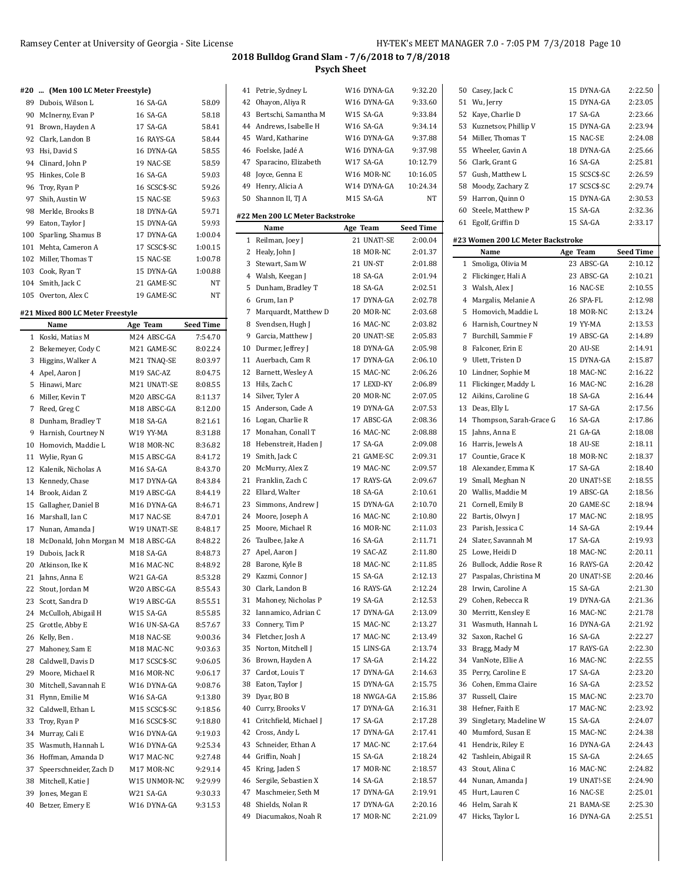## 2018 Bulldog Grand Slam - 7/6/2018 to 7/8/2018

### Psych Sheet

#### #20 ... (Men 100 LC Meter Freestyle)

| | Name | Age | Team | Seed Time |
|---|---|---|---|---|
| 89 | Dubois, Wilson L | 16 | SA-GA | 58.09 |
| 90 | McInerny, Evan P | 16 | SA-GA | 58.18 |
| 91 | Brown, Hayden A | 17 | SA-GA | 58.41 |
| 92 | Clark, Landon B | 16 | RAYS-GA | 58.44 |
| 93 | Hsi, David S | 16 | DYNA-GA | 58.55 |
| 94 | Clinard, John P | 19 | NAC-SE | 58.59 |
| 95 | Hinkes, Cole B | 16 | SA-GA | 59.03 |
| 96 | Troy, Ryan P | 16 | SCSC$-SC | 59.26 |
| 97 | Shih, Austin W | 15 | NAC-SE | 59.63 |
| 98 | Merkle, Brooks B | 18 | DYNA-GA | 59.71 |
| 99 | Eaton, Taylor J | 15 | DYNA-GA | 59.93 |
| 100 | Sparling, Shamus B | 17 | DYNA-GA | 1:00.04 |
| 101 | Mehta, Cameron A | 17 | SCSC$-SC | 1:00.15 |
| 102 | Miller, Thomas T | 15 | NAC-SE | 1:00.78 |
| 103 | Cook, Ryan T | 15 | DYNA-GA | 1:00.88 |
| 104 | Smith, Jack C | 21 | GAME-SC | NT |
| 105 | Overton, Alex C | 19 | GAME-SC | NT |

#### #21 Mixed 800 LC Meter Freestyle

| | Name | Age | Team | Seed Time |
|---|---|---|---|---|
| 1 | Koski, Matias M | M24 | ABSC-GA | 7:54.70 |
| 2 | Bekemeyer, Cody C | M21 | GAME-SC | 8:02.24 |
| 3 | Higgins, Walker A | M21 | TNAQ-SE | 8:03.97 |
| 4 | Apel, Aaron J | M19 | SAC-AZ | 8:04.75 |
| 5 | Hinawi, Marc | M21 | UNAT!-SE | 8:08.55 |
| 6 | Miller, Kevin T | M20 | ABSC-GA | 8:11.37 |
| 7 | Reed, Greg C | M18 | ABSC-GA | 8:12.00 |
| 8 | Dunham, Bradley T | M18 | SA-GA | 8:21.61 |
| 9 | Harnish, Courtney N | W19 | YY-MA | 8:31.88 |
| 10 | Homovich, Maddie L | W18 | MOR-NC | 8:36.82 |
| 11 | Wylie, Ryan G | M15 | ABSC-GA | 8:41.72 |
| 12 | Kalenik, Nicholas A | M16 | SA-GA | 8:43.70 |
| 13 | Kennedy, Chase | M17 | DYNA-GA | 8:43.84 |
| 14 | Brook, Aidan Z | M19 | ABSC-GA | 8:44.19 |
| 15 | Gallagher, Daniel B | M16 | DYNA-GA | 8:46.71 |
| 16 | Marshall, Ian C | M17 | NAC-SE | 8:47.01 |
| 17 | Nunan, Amanda J | W19 | UNAT!-SE | 8:48.17 |
| 18 | McDonald, John Morgan M | M18 | ABSC-GA | 8:48.22 |
| 19 | Dubois, Jack R | M18 | SA-GA | 8:48.73 |
| 20 | Atkinson, Ike K | M16 | MAC-NC | 8:48.92 |
| 21 | Jahns, Anna E | W21 | GA-GA | 8:53.28 |
| 22 | Stout, Jordan M | W20 | ABSC-GA | 8:55.43 |
| 23 | Scott, Sandra D | W19 | ABSC-GA | 8:55.51 |
| 24 | McCulloh, Abigail H | W15 | SA-GA | 8:55.85 |
| 25 | Grottle, Abby E | W16 | UN-SA-GA | 8:57.67 |
| 26 | Kelly, Ben . | M18 | NAC-SE | 9:00.36 |
| 27 | Mahoney, Sam E | M18 | MAC-NC | 9:03.63 |
| 28 | Caldwell, Davis D | M17 | SCSC$-SC | 9:06.05 |
| 29 | Moore, Michael R | M16 | MOR-NC | 9:06.17 |
| 30 | Mitchell, Savannah E | W16 | DYNA-GA | 9:08.76 |
| 31 | Flynn, Emilie M | W16 | SA-GA | 9:13.80 |
| 32 | Caldwell, Ethan L | M15 | SCSC$-SC | 9:18.56 |
| 33 | Troy, Ryan P | M16 | SCSC$-SC | 9:18.80 |
| 34 | Murray, Cali E | W16 | DYNA-GA | 9:19.03 |
| 35 | Wasmuth, Hannah L | W16 | DYNA-GA | 9:25.34 |
| 36 | Hoffman, Amanda D | W17 | MAC-NC | 9:27.48 |
| 37 | Speerschneider, Zach D | M17 | MOR-NC | 9:29.14 |
| 38 | Mitchell, Katie J | W15 | UNMOR-NC | 9:29.99 |
| 39 | Jones, Megan E | W21 | SA-GA | 9:30.33 |
| 40 | Betzer, Emery E | W16 | DYNA-GA | 9:31.53 |
| 41 | Petrie, Sydney L | W16 | DYNA-GA | 9:32.20 |
| 42 | Ohayon, Aliya R | W16 | MOR-NC | 9:33.60 |
| 43 | Bertschi, Samantha M | W15 | SA-GA | 9:33.84 |
| 44 | Andrews, Isabelle H | W16 | SA-GA | 9:34.14 |
| 45 | Ward, Katharine | W16 | DYNA-GA | 9:37.88 |
| 46 | Foelske, Jadé A | W16 | DYNA-GA | 9:37.98 |
| 47 | Sparacino, Elizabeth | W17 | SA-GA | 10:12.79 |
| 48 | Joyce, Genna E | W16 | MOR-NC | 10:16.05 |
| 49 | Henry, Alicia A | W14 | DYNA-GA | 10:24.34 |
| 50 | Shannon II, TJ A | M15 | SA-GA | NT |

#### #22 Men 200 LC Meter Backstroke

| | Name | Age | Team | Seed Time |
|---|---|---|---|---|
| 1 | Reilman, Joey J | 21 | UNAT!-SE | 2:00.04 |
| 2 | Healy, John J | 18 | MOR-NC | 2:01.37 |
| 3 | Stewart, Sam W | 21 | UN-ST | 2:01.88 |
| 4 | Walsh, Keegan J | 18 | SA-GA | 2:01.94 |
| 5 | Dunham, Bradley T | 18 | SA-GA | 2:02.51 |
| 6 | Grum, Ian P | 17 | DYNA-GA | 2:02.78 |
| 7 | Marquardt, Matthew D | 20 | MOR-NC | 2:03.68 |
| 8 | Svendsen, Hugh J | 16 | MAC-NC | 2:03.82 |
| 9 | Garcia, Matthew J | 20 | UNAT!-SE | 2:05.83 |
| 10 | Durmer, Jeffrey J | 18 | DYNA-GA | 2:05.98 |
| 11 | Auerbach, Cam R | 17 | DYNA-GA | 2:06.10 |
| 12 | Barnett, Wesley A | 15 | MAC-NC | 2:06.26 |
| 13 | Hils, Zach C | 17 | LEXD-KY | 2:06.89 |
| 14 | Silver, Tyler A | 20 | MOR-NC | 2:07.05 |
| 15 | Anderson, Cade A | 19 | DYNA-GA | 2:07.53 |
| 16 | Logan, Charlie R | 17 | ABSC-GA | 2:08.36 |
| 17 | Monahan, Conall T | 16 | MAC-NC | 2:08.88 |
| 18 | Hebenstreit, Haden J | 17 | SA-GA | 2:09.08 |
| 19 | Smith, Jack C | 21 | GAME-SC | 2:09.31 |
| 20 | McMurry, Alex Z | 19 | MAC-NC | 2:09.57 |
| 21 | Franklin, Zach C | 17 | RAYS-GA | 2:09.67 |
| 22 | Ellard, Walter | 18 | SA-GA | 2:10.61 |
| 23 | Simmons, Andrew J | 15 | DYNA-GA | 2:10.70 |
| 24 | Moore, Joseph A | 16 | MAC-NC | 2:10.80 |
| 25 | Moore, Michael R | 16 | MOR-NC | 2:11.03 |
| 26 | Taulbee, Jake A | 16 | SA-GA | 2:11.71 |
| 27 | Apel, Aaron J | 19 | SAC-AZ | 2:11.80 |
| 28 | Barone, Kyle B | 18 | MAC-NC | 2:11.85 |
| 29 | Kazmi, Connor J | 15 | SA-GA | 2:12.13 |
| 30 | Clark, Landon B | 16 | RAYS-GA | 2:12.24 |
| 31 | Mahoney, Nicholas P | 19 | SA-GA | 2:12.53 |
| 32 | Iannamico, Adrian C | 17 | DYNA-GA | 2:13.09 |
| 33 | Connery, Tim P | 15 | MAC-NC | 2:13.27 |
| 34 | Fletcher, Josh A | 17 | MAC-NC | 2:13.49 |
| 35 | Norton, Mitchell J | 15 | LINS-GA | 2:13.74 |
| 36 | Brown, Hayden A | 17 | SA-GA | 2:14.22 |
| 37 | Cardot, Louis T | 17 | DYNA-GA | 2:14.63 |
| 38 | Eaton, Taylor J | 15 | DYNA-GA | 2:15.75 |
| 39 | Dyar, BO B | 18 | NWGA-GA | 2:15.86 |
| 40 | Curry, Brooks V | 17 | DYNA-GA | 2:16.31 |
| 41 | Critchfield, Michael J | 17 | SA-GA | 2:17.28 |
| 42 | Cross, Andy L | 17 | DYNA-GA | 2:17.41 |
| 43 | Schneider, Ethan A | 17 | MAC-NC | 2:17.64 |
| 44 | Griffin, Noah J | 15 | SA-GA | 2:18.24 |
| 45 | Kring, Jaden S | 17 | MOR-NC | 2:18.57 |
| 46 | Sergile, Sebastien X | 14 | SA-GA | 2:18.57 |
| 47 | Maschmeier, Seth M | 17 | DYNA-GA | 2:19.91 |
| 48 | Shields, Nolan R | 17 | DYNA-GA | 2:20.16 |
| 49 | Diacumakos, Noah R | 17 | MOR-NC | 2:21.09 |
| 50 | Casey, Jack C | 15 | DYNA-GA | 2:22.50 |
| 51 | Wu, Jerry | 15 | DYNA-GA | 2:23.05 |
| 52 | Kaye, Charlie D | 17 | SA-GA | 2:23.66 |
| 53 | Kuznetsov, Phillip V | 15 | DYNA-GA | 2:23.94 |
| 54 | Miller, Thomas T | 15 | NAC-SE | 2:24.08 |
| 55 | Wheeler, Gavin A | 18 | DYNA-GA | 2:25.66 |
| 56 | Clark, Grant G | 16 | SA-GA | 2:25.81 |
| 57 | Gush, Matthew L | 15 | SCSC$-SC | 2:26.59 |
| 58 | Moody, Zachary Z | 17 | SCSC$-SC | 2:29.74 |
| 59 | Harron, Quinn O | 15 | DYNA-GA | 2:30.53 |
| 60 | Steele, Matthew P | 15 | SA-GA | 2:32.36 |
| 61 | Egolf, Griffin D | 15 | SA-GA | 2:33.17 |

#### #23 Women 200 LC Meter Backstroke

| | Name | Age | Team | Seed Time |
|---|---|---|---|---|
| 1 | Smoliga, Olivia M | 23 | ABSC-GA | 2:10.12 |
| 2 | Flickinger, Hali A | 23 | ABSC-GA | 2:10.21 |
| 3 | Walsh, Alex J | 16 | NAC-SE | 2:10.55 |
| 4 | Margalis, Melanie A | 26 | SPA-FL | 2:12.98 |
| 5 | Homovich, Maddie L | 18 | MOR-NC | 2:13.24 |
| 6 | Harnish, Courtney N | 19 | YY-MA | 2:13.53 |
| 7 | Burchill, Sammie F | 19 | ABSC-GA | 2:14.89 |
| 8 | Falconer, Erin E | 20 | AU-SE | 2:14.91 |
| 9 | Ulett, Tristen D | 15 | DYNA-GA | 2:15.87 |
| 10 | Lindner, Sophie M | 18 | MAC-NC | 2:16.22 |
| 11 | Flickinger, Maddy L | 16 | MAC-NC | 2:16.28 |
| 12 | Aikins, Caroline G | 18 | SA-GA | 2:16.44 |
| 13 | Deas, Elly L | 17 | SA-GA | 2:17.56 |
| 14 | Thompson, Sarah-Grace G | 16 | SA-GA | 2:17.86 |
| 15 | Jahns, Anna E | 21 | GA-GA | 2:18.08 |
| 16 | Harris, Jewels A | 18 | AU-SE | 2:18.11 |
| 17 | Countie, Grace K | 18 | MOR-NC | 2:18.37 |
| 18 | Alexander, Emma K | 17 | SA-GA | 2:18.40 |
| 19 | Small, Meghan N | 20 | UNAT!-SE | 2:18.55 |
| 20 | Wallis, Maddie M | 19 | ABSC-GA | 2:18.56 |
| 21 | Cornell, Emily B | 20 | GAME-SC | 2:18.94 |
| 22 | Bartis, Olwyn J | 17 | MAC-NC | 2:18.95 |
| 23 | Parish, Jessica C | 14 | SA-GA | 2:19.44 |
| 24 | Slater, Savannah M | 17 | SA-GA | 2:19.93 |
| 25 | Lowe, Heidi D | 18 | MAC-NC | 2:20.11 |
| 26 | Bullock, Addie Rose R | 16 | RAYS-GA | 2:20.42 |
| 27 | Paspalas, Christina M | 20 | UNAT!-SE | 2:20.46 |
| 28 | Irwin, Caroline A | 15 | SA-GA | 2:21.30 |
| 29 | Cohen, Rebecca R | 19 | DYNA-GA | 2:21.36 |
| 30 | Merritt, Kensley E | 16 | MAC-NC | 2:21.78 |
| 31 | Wasmuth, Hannah L | 16 | DYNA-GA | 2:21.92 |
| 32 | Saxon, Rachel G | 16 | SA-GA | 2:22.27 |
| 33 | Bragg, Mady M | 17 | RAYS-GA | 2:22.30 |
| 34 | VanNote, Ellie A | 16 | MAC-NC | 2:22.55 |
| 35 | Perry, Caroline E | 17 | SA-GA | 2:23.20 |
| 36 | Cohen, Emma Claire | 16 | SA-GA | 2:23.52 |
| 37 | Russell, Claire | 15 | MAC-NC | 2:23.70 |
| 38 | Hefner, Faith E | 17 | MAC-NC | 2:23.92 |
| 39 | Singletary, Madeline W | 15 | SA-GA | 2:24.07 |
| 40 | Mumford, Susan E | 15 | MAC-NC | 2:24.38 |
| 41 | Hendrix, Riley E | 16 | DYNA-GA | 2:24.43 |
| 42 | Tashlein, Abigail R | 15 | SA-GA | 2:24.65 |
| 43 | Stout, Alina C | 16 | MAC-NC | 2:24.82 |
| 44 | Nunan, Amanda J | 19 | UNAT!-SE | 2:24.90 |
| 45 | Hurt, Lauren C | 16 | NAC-SE | 2:25.01 |
| 46 | Helm, Sarah K | 21 | BAMA-SE | 2:25.30 |
| 47 | Hicks, Taylor L | 16 | DYNA-GA | 2:25.51 |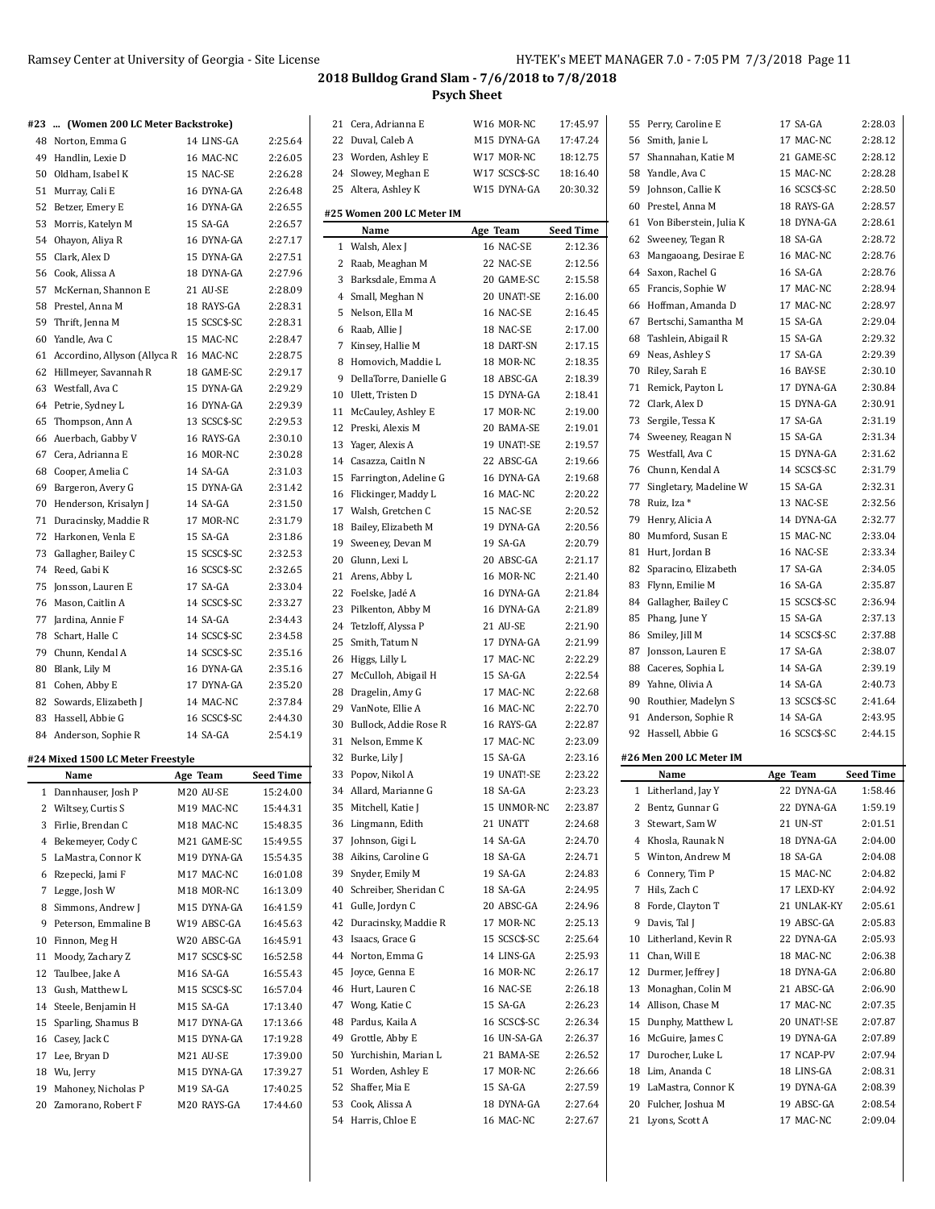## 2018 Bulldog Grand Slam - 7/6/2018 to 7/8/2018

**Psych Sheet**

### #23 ... (Women 200 LC Meter Backstroke)

| | Name | Age Team | Seed Time |
|---|---|---|---|
| 48 | Norton, Emma G | 14 LINS-GA | 2:25.64 |
| 49 | Handlin, Lexie D | 16 MAC-NC | 2:26.05 |
| 50 | Oldham, Isabel K | 15 NAC-SE | 2:26.28 |
| 51 | Murray, Cali E | 16 DYNA-GA | 2:26.48 |
| 52 | Betzer, Emery E | 16 DYNA-GA | 2:26.55 |
| 53 | Morris, Katelyn M | 15 SA-GA | 2:26.57 |
| 54 | Ohayon, Aliya R | 16 DYNA-GA | 2:27.17 |
| 55 | Clark, Alex D | 15 DYNA-GA | 2:27.51 |
| 56 | Cook, Alissa A | 18 DYNA-GA | 2:27.96 |
| 57 | McKernan, Shannon E | 21 AU-SE | 2:28.09 |
| 58 | Prestel, Anna M | 18 RAYS-GA | 2:28.31 |
| 59 | Thrift, Jenna M | 15 SCSC$-SC | 2:28.31 |
| 60 | Yandle, Ava C | 15 MAC-NC | 2:28.47 |
| 61 | Accordino, Allyson (Allyca R | 16 MAC-NC | 2:28.75 |
| 62 | Hillmeyer, Savannah R | 18 GAME-SC | 2:29.17 |
| 63 | Westfall, Ava C | 15 DYNA-GA | 2:29.29 |
| 64 | Petrie, Sydney L | 16 DYNA-GA | 2:29.39 |
| 65 | Thompson, Ann A | 13 SCSC$-SC | 2:29.53 |
| 66 | Auerbach, Gabby V | 16 RAYS-GA | 2:30.10 |
| 67 | Cera, Adrianna E | 16 MOR-NC | 2:30.28 |
| 68 | Cooper, Amelia C | 14 SA-GA | 2:31.03 |
| 69 | Bargeron, Avery G | 15 DYNA-GA | 2:31.42 |
| 70 | Henderson, Krisalyn J | 14 SA-GA | 2:31.50 |
| 71 | Duracinsky, Maddie R | 17 MOR-NC | 2:31.79 |
| 72 | Harkonen, Venla E | 15 SA-GA | 2:31.86 |
| 73 | Gallagher, Bailey C | 15 SCSC$-SC | 2:32.53 |
| 74 | Reed, Gabi K | 16 SCSC$-SC | 2:32.65 |
| 75 | Jonsson, Lauren E | 17 SA-GA | 2:33.04 |
| 76 | Mason, Caitlin A | 14 SCSC$-SC | 2:33.27 |
| 77 | Jardina, Annie F | 14 SA-GA | 2:34.43 |
| 78 | Schart, Halle C | 14 SCSC$-SC | 2:34.58 |
| 79 | Chunn, Kendal A | 14 SCSC$-SC | 2:35.16 |
| 80 | Blank, Lily M | 16 DYNA-GA | 2:35.16 |
| 81 | Cohen, Abby E | 17 DYNA-GA | 2:35.20 |
| 82 | Sowards, Elizabeth J | 14 MAC-NC | 2:37.84 |
| 83 | Hassell, Abbie G | 16 SCSC$-SC | 2:44.30 |
| 84 | Anderson, Sophie R | 14 SA-GA | 2:54.19 |

### #24 Mixed 1500 LC Meter Freestyle

| | Name | Age Team | Seed Time |
|---|---|---|---|
| 1 | Dannhauser, Josh P | M20 AU-SE | 15:24.00 |
| 2 | Wiltsey, Curtis S | M19 MAC-NC | 15:44.31 |
| 3 | Firlie, Brendan C | M18 MAC-NC | 15:48.35 |
| 4 | Bekemeyer, Cody C | M21 GAME-SC | 15:49.55 |
| 5 | LaMastra, Connor K | M19 DYNA-GA | 15:54.35 |
| 6 | Rzepecki, Jami F | M17 MAC-NC | 16:01.08 |
| 7 | Legge, Josh W | M18 MOR-NC | 16:13.09 |
| 8 | Simmons, Andrew J | M15 DYNA-GA | 16:41.59 |
| 9 | Peterson, Emmaline B | W19 ABSC-GA | 16:45.63 |
| 10 | Finnon, Meg H | W20 ABSC-GA | 16:45.91 |
| 11 | Moody, Zachary Z | M17 SCSC$-SC | 16:52.58 |
| 12 | Taulbee, Jake A | M16 SA-GA | 16:55.43 |
| 13 | Gush, Matthew L | M15 SCSC$-SC | 16:57.04 |
| 14 | Steele, Benjamin H | M15 SA-GA | 17:13.40 |
| 15 | Sparling, Shamus B | M17 DYNA-GA | 17:13.66 |
| 16 | Casey, Jack C | M15 DYNA-GA | 17:19.28 |
| 17 | Lee, Bryan D | M21 AU-SE | 17:39.00 |
| 18 | Wu, Jerry | M15 DYNA-GA | 17:39.27 |
| 19 | Mahoney, Nicholas P | M19 SA-GA | 17:40.25 |
| 20 | Zamorano, Robert F | M20 RAYS-GA | 17:44.60 |
| 21 | Cera, Adrianna E | W16 MOR-NC | 17:45.97 |
| 22 | Duval, Caleb A | M15 DYNA-GA | 17:47.24 |
| 23 | Worden, Ashley E | W17 MOR-NC | 18:12.75 |
| 24 | Slowey, Meghan E | W17 SCSC$-SC | 18:16.40 |
| 25 | Altera, Ashley K | W15 DYNA-GA | 20:30.32 |

### #25 Women 200 LC Meter IM

| | Name | Age Team | Seed Time |
|---|---|---|---|
| 1 | Walsh, Alex J | 16 NAC-SE | 2:12.36 |
| 2 | Raab, Meaghan M | 22 NAC-SE | 2:12.56 |
| 3 | Barksdale, Emma A | 20 GAME-SC | 2:15.58 |
| 4 | Small, Meghan N | 20 UNAT!-SE | 2:16.00 |
| 5 | Nelson, Ella M | 16 NAC-SE | 2:16.45 |
| 6 | Raab, Allie J | 18 NAC-SE | 2:17.00 |
| 7 | Kinsey, Hallie M | 18 DART-SN | 2:17.15 |
| 8 | Homovich, Maddie L | 18 MOR-NC | 2:18.35 |
| 9 | DellaTorre, Danielle G | 18 ABSC-GA | 2:18.39 |
| 10 | Ulett, Tristen D | 15 DYNA-GA | 2:18.41 |
| 11 | McCauley, Ashley E | 17 MOR-NC | 2:19.00 |
| 12 | Preski, Alexis M | 20 BAMA-SE | 2:19.01 |
| 13 | Yager, Alexis A | 19 UNAT!-SE | 2:19.57 |
| 14 | Casazza, Caitln N | 22 ABSC-GA | 2:19.66 |
| 15 | Farrington, Adeline G | 16 DYNA-GA | 2:19.68 |
| 16 | Flickinger, Maddy L | 16 MAC-NC | 2:20.22 |
| 17 | Walsh, Gretchen C | 15 NAC-SE | 2:20.52 |
| 18 | Bailey, Elizabeth M | 19 DYNA-GA | 2:20.56 |
| 19 | Sweeney, Devan M | 19 SA-GA | 2:20.79 |
| 20 | Glunn, Lexi L | 20 ABSC-GA | 2:21.17 |
| 21 | Arens, Abby L | 16 MOR-NC | 2:21.40 |
| 22 | Foelske, Jadé A | 16 DYNA-GA | 2:21.84 |
| 23 | Pilkenton, Abby M | 16 DYNA-GA | 2:21.89 |
| 24 | Tetzloff, Alyssa P | 21 AU-SE | 2:21.90 |
| 25 | Smith, Tatum N | 17 DYNA-GA | 2:21.99 |
| 26 | Higgs, Lilly L | 17 MAC-NC | 2:22.29 |
| 27 | McCulloh, Abigail H | 15 SA-GA | 2:22.54 |
| 28 | Dragelin, Amy G | 17 MAC-NC | 2:22.68 |
| 29 | VanNote, Ellie A | 16 MAC-NC | 2:22.70 |
| 30 | Bullock, Addie Rose R | 16 RAYS-GA | 2:22.87 |
| 31 | Nelson, Emme K | 17 MAC-NC | 2:23.09 |
| 32 | Burke, Lily J | 15 SA-GA | 2:23.16 |
| 33 | Popov, Nikol A | 19 UNAT!-SE | 2:23.22 |
| 34 | Allard, Marianne G | 18 SA-GA | 2:23.23 |
| 35 | Mitchell, Katie J | 15 UNMOR-NC | 2:23.87 |
| 36 | Lingmann, Edith | 21 UNATT | 2:24.68 |
| 37 | Johnson, Gigi L | 14 SA-GA | 2:24.70 |
| 38 | Aikins, Caroline G | 18 SA-GA | 2:24.71 |
| 39 | Snyder, Emily M | 19 SA-GA | 2:24.83 |
| 40 | Schreiber, Sheridan C | 18 SA-GA | 2:24.95 |
| 41 | Gulle, Jordyn C | 20 ABSC-GA | 2:24.96 |
| 42 | Duracinsky, Maddie R | 17 MOR-NC | 2:25.13 |
| 43 | Isaacs, Grace G | 15 SCSC$-SC | 2:25.64 |
| 44 | Norton, Emma G | 14 LINS-GA | 2:25.93 |
| 45 | Joyce, Genna E | 16 MOR-NC | 2:26.17 |
| 46 | Hurt, Lauren C | 16 NAC-SE | 2:26.18 |
| 47 | Wong, Katie C | 15 SA-GA | 2:26.23 |
| 48 | Pardus, Kaila A | 16 SCSC$-SC | 2:26.34 |
| 49 | Grottle, Abby E | 16 UN-SA-GA | 2:26.37 |
| 50 | Yurchishin, Marian L | 21 BAMA-SE | 2:26.52 |
| 51 | Worden, Ashley E | 17 MOR-NC | 2:26.66 |
| 52 | Shaffer, Mia E | 15 SA-GA | 2:27.59 |
| 53 | Cook, Alissa A | 18 DYNA-GA | 2:27.64 |
| 54 | Harris, Chloe E | 16 MAC-NC | 2:27.67 |
| 55 | Perry, Caroline E | 17 SA-GA | 2:28.03 |
| 56 | Smith, Janie L | 17 MAC-NC | 2:28.12 |
| 57 | Shannahan, Katie M | 21 GAME-SC | 2:28.12 |
| 58 | Yandle, Ava C | 15 MAC-NC | 2:28.28 |
| 59 | Johnson, Callie K | 16 SCSC$-SC | 2:28.50 |
| 60 | Prestel, Anna M | 18 RAYS-GA | 2:28.57 |
| 61 | Von Biberstein, Julia K | 18 DYNA-GA | 2:28.61 |
| 62 | Sweeney, Tegan R | 18 SA-GA | 2:28.72 |
| 63 | Mangaoang, Desirae E | 16 MAC-NC | 2:28.76 |
| 64 | Saxon, Rachel G | 16 SA-GA | 2:28.76 |
| 65 | Francis, Sophie W | 17 MAC-NC | 2:28.94 |
| 66 | Hoffman, Amanda D | 17 MAC-NC | 2:28.97 |
| 67 | Bertschi, Samantha M | 15 SA-GA | 2:29.04 |
| 68 | Tashlein, Abigail R | 15 SA-GA | 2:29.32 |
| 69 | Neas, Ashley S | 17 SA-GA | 2:29.39 |
| 70 | Riley, Sarah E | 16 BAY-SE | 2:30.10 |
| 71 | Remick, Payton L | 17 DYNA-GA | 2:30.84 |
| 72 | Clark, Alex D | 15 DYNA-GA | 2:30.91 |
| 73 | Sergile, Tessa K | 17 SA-GA | 2:31.19 |
| 74 | Sweeney, Reagan N | 15 SA-GA | 2:31.34 |
| 75 | Westfall, Ava C | 15 DYNA-GA | 2:31.62 |
| 76 | Chunn, Kendal A | 14 SCSC$-SC | 2:31.79 |
| 77 | Singletary, Madeline W | 15 SA-GA | 2:32.31 |
| 78 | Ruiz, Iza * | 13 NAC-SE | 2:32.56 |
| 79 | Henry, Alicia A | 14 DYNA-GA | 2:32.77 |
| 80 | Mumford, Susan E | 15 MAC-NC | 2:33.04 |
| 81 | Hurt, Jordan B | 16 NAC-SE | 2:33.34 |
| 82 | Sparacino, Elizabeth | 17 SA-GA | 2:34.05 |
| 83 | Flynn, Emilie M | 16 SA-GA | 2:35.87 |
| 84 | Gallagher, Bailey C | 15 SCSC$-SC | 2:36.94 |
| 85 | Phang, June Y | 15 SA-GA | 2:37.13 |
| 86 | Smiley, Jill M | 14 SCSC$-SC | 2:37.88 |
| 87 | Jonsson, Lauren E | 17 SA-GA | 2:38.07 |
| 88 | Caceres, Sophia L | 14 SA-GA | 2:39.19 |
| 89 | Yahne, Olivia A | 14 SA-GA | 2:40.73 |
| 90 | Routhier, Madelyn S | 13 SCSC$-SC | 2:41.64 |
| 91 | Anderson, Sophie R | 14 SA-GA | 2:43.95 |
| 92 | Hassell, Abbie G | 16 SCSC$-SC | 2:44.15 |

### #26 Men 200 LC Meter IM

| | Name | Age Team | Seed Time |
|---|---|---|---|
| 1 | Litherland, Jay Y | 22 DYNA-GA | 1:58.46 |
| 2 | Bentz, Gunnar G | 22 DYNA-GA | 1:59.19 |
| 3 | Stewart, Sam W | 21 UN-ST | 2:01.51 |
| 4 | Khosla, Raunak N | 18 DYNA-GA | 2:04.00 |
| 5 | Winton, Andrew M | 18 SA-GA | 2:04.08 |
| 6 | Connery, Tim P | 15 MAC-NC | 2:04.82 |
| 7 | Hils, Zach C | 17 LEXD-KY | 2:04.92 |
| 8 | Forde, Clayton T | 21 UNLAK-KY | 2:05.61 |
| 9 | Davis, Tal J | 19 ABSC-GA | 2:05.83 |
| 10 | Litherland, Kevin R | 22 DYNA-GA | 2:05.93 |
| 11 | Chan, Will E | 18 MAC-NC | 2:06.38 |
| 12 | Durmer, Jeffrey J | 18 DYNA-GA | 2:06.80 |
| 13 | Monaghan, Colin M | 21 ABSC-GA | 2:06.90 |
| 14 | Allison, Chase M | 17 MAC-NC | 2:07.35 |
| 15 | Dunphy, Matthew L | 20 UNAT!-SE | 2:07.87 |
| 16 | McGuire, James C | 19 DYNA-GA | 2:07.89 |
| 17 | Durocher, Luke L | 17 NCAP-PV | 2:07.94 |
| 18 | Lim, Ananda C | 18 LINS-GA | 2:08.31 |
| 19 | LaMastra, Connor K | 19 DYNA-GA | 2:08.39 |
| 20 | Fulcher, Joshua M | 19 ABSC-GA | 2:08.54 |
| 21 | Lyons, Scott A | 17 MAC-NC | 2:09.04 |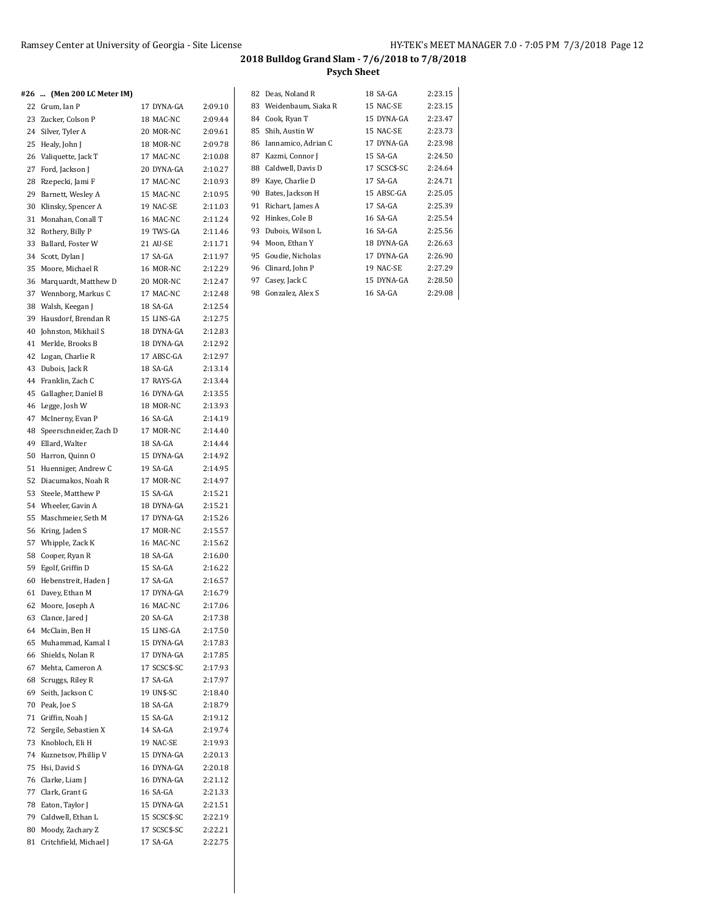## 2018 Bulldog Grand Slam - 7/6/2018 to 7/8/2018

### Psych Sheet

**#26 ... (Men 200 LC Meter IM)**

| | | | | |
|---|---|---|---|---|
| 22 | Grum, Ian P | 17 | DYNA-GA | 2:09.10 |
| 23 | Zucker, Colson P | 18 | MAC-NC | 2:09.44 |
| 24 | Silver, Tyler A | 20 | MOR-NC | 2:09.61 |
| 25 | Healy, John J | 18 | MOR-NC | 2:09.78 |
| 26 | Valiquette, Jack T | 17 | MAC-NC | 2:10.08 |
| 27 | Ford, Jackson J | 20 | DYNA-GA | 2:10.27 |
| 28 | Rzepecki, Jami F | 17 | MAC-NC | 2:10.93 |
| 29 | Barnett, Wesley A | 15 | MAC-NC | 2:10.95 |
| 30 | Klinsky, Spencer A | 19 | NAC-SE | 2:11.03 |
| 31 | Monahan, Conall T | 16 | MAC-NC | 2:11.24 |
| 32 | Rothery, Billy P | 19 | TWS-GA | 2:11.46 |
| 33 | Ballard, Foster W | 21 | AU-SE | 2:11.71 |
| 34 | Scott, Dylan J | 17 | SA-GA | 2:11.97 |
| 35 | Moore, Michael R | 16 | MOR-NC | 2:12.29 |
| 36 | Marquardt, Matthew D | 20 | MOR-NC | 2:12.47 |
| 37 | Wennborg, Markus C | 17 | MAC-NC | 2:12.48 |
| 38 | Walsh, Keegan J | 18 | SA-GA | 2:12.54 |
| 39 | Hausdorf, Brendan R | 15 | LINS-GA | 2:12.75 |
| 40 | Johnston, Mikhail S | 18 | DYNA-GA | 2:12.83 |
| 41 | Merkle, Brooks B | 18 | DYNA-GA | 2:12.92 |
| 42 | Logan, Charlie R | 17 | ABSC-GA | 2:12.97 |
| 43 | Dubois, Jack R | 18 | SA-GA | 2:13.14 |
| 44 | Franklin, Zach C | 17 | RAYS-GA | 2:13.44 |
| 45 | Gallagher, Daniel B | 16 | DYNA-GA | 2:13.55 |
| 46 | Legge, Josh W | 18 | MOR-NC | 2:13.93 |
| 47 | McInerny, Evan P | 16 | SA-GA | 2:14.19 |
| 48 | Speerschneider, Zach D | 17 | MOR-NC | 2:14.40 |
| 49 | Ellard, Walter | 18 | SA-GA | 2:14.44 |
| 50 | Harron, Quinn O | 15 | DYNA-GA | 2:14.92 |
| 51 | Huenniger, Andrew C | 19 | SA-GA | 2:14.95 |
| 52 | Diacumakos, Noah R | 17 | MOR-NC | 2:14.97 |
| 53 | Steele, Matthew P | 15 | SA-GA | 2:15.21 |
| 54 | Wheeler, Gavin A | 18 | DYNA-GA | 2:15.21 |
| 55 | Maschmeier, Seth M | 17 | DYNA-GA | 2:15.26 |
| 56 | Kring, Jaden S | 17 | MOR-NC | 2:15.57 |
| 57 | Whipple, Zack K | 16 | MAC-NC | 2:15.62 |
| 58 | Cooper, Ryan R | 18 | SA-GA | 2:16.00 |
| 59 | Egolf, Griffin D | 15 | SA-GA | 2:16.22 |
| 60 | Hebenstreit, Haden J | 17 | SA-GA | 2:16.57 |
| 61 | Davey, Ethan M | 17 | DYNA-GA | 2:16.79 |
| 62 | Moore, Joseph A | 16 | MAC-NC | 2:17.06 |
| 63 | Clance, Jared J | 20 | SA-GA | 2:17.38 |
| 64 | McClain, Ben H | 15 | LINS-GA | 2:17.50 |
| 65 | Muhammad, Kamal I | 15 | DYNA-GA | 2:17.83 |
| 66 | Shields, Nolan R | 17 | DYNA-GA | 2:17.85 |
| 67 | Mehta, Cameron A | 17 | SCSC$-SC | 2:17.93 |
| 68 | Scruggs, Riley R | 17 | SA-GA | 2:17.97 |
| 69 | Seith, Jackson C | 19 | UN$-SC | 2:18.40 |
| 70 | Peak, Joe S | 18 | SA-GA | 2:18.79 |
| 71 | Griffin, Noah J | 15 | SA-GA | 2:19.12 |
| 72 | Sergile, Sebastien X | 14 | SA-GA | 2:19.74 |
| 73 | Knobloch, Eli H | 19 | NAC-SE | 2:19.93 |
| 74 | Kuznetsov, Phillip V | 15 | DYNA-GA | 2:20.13 |
| 75 | Hsi, David S | 16 | DYNA-GA | 2:20.18 |
| 76 | Clarke, Liam J | 16 | DYNA-GA | 2:21.12 |
| 77 | Clark, Grant G | 16 | SA-GA | 2:21.33 |
| 78 | Eaton, Taylor J | 15 | DYNA-GA | 2:21.51 |
| 79 | Caldwell, Ethan L | 15 | SCSC$-SC | 2:22.19 |
| 80 | Moody, Zachary Z | 17 | SCSC$-SC | 2:22.21 |
| 81 | Critchfield, Michael J | 17 | SA-GA | 2:22.75 |
| 82 | Deas, Noland R | 18 | SA-GA | 2:23.15 |
| 83 | Weidenbaum, Siaka R | 15 | NAC-SE | 2:23.15 |
| 84 | Cook, Ryan T | 15 | DYNA-GA | 2:23.47 |
| 85 | Shih, Austin W | 15 | NAC-SE | 2:23.73 |
| 86 | Iannamico, Adrian C | 17 | DYNA-GA | 2:23.98 |
| 87 | Kazmi, Connor J | 15 | SA-GA | 2:24.50 |
| 88 | Caldwell, Davis D | 17 | SCSC$-SC | 2:24.64 |
| 89 | Kaye, Charlie D | 17 | SA-GA | 2:24.71 |
| 90 | Bates, Jackson H | 15 | ABSC-GA | 2:25.05 |
| 91 | Richart, James A | 17 | SA-GA | 2:25.39 |
| 92 | Hinkes, Cole B | 16 | SA-GA | 2:25.54 |
| 93 | Dubois, Wilson L | 16 | SA-GA | 2:25.56 |
| 94 | Moon, Ethan Y | 18 | DYNA-GA | 2:26.63 |
| 95 | Goudie, Nicholas | 17 | DYNA-GA | 2:26.90 |
| 96 | Clinard, John P | 19 | NAC-SE | 2:27.29 |
| 97 | Casey, Jack C | 15 | DYNA-GA | 2:28.50 |
| 98 | Gonzalez, Alex S | 16 | SA-GA | 2:29.08 |